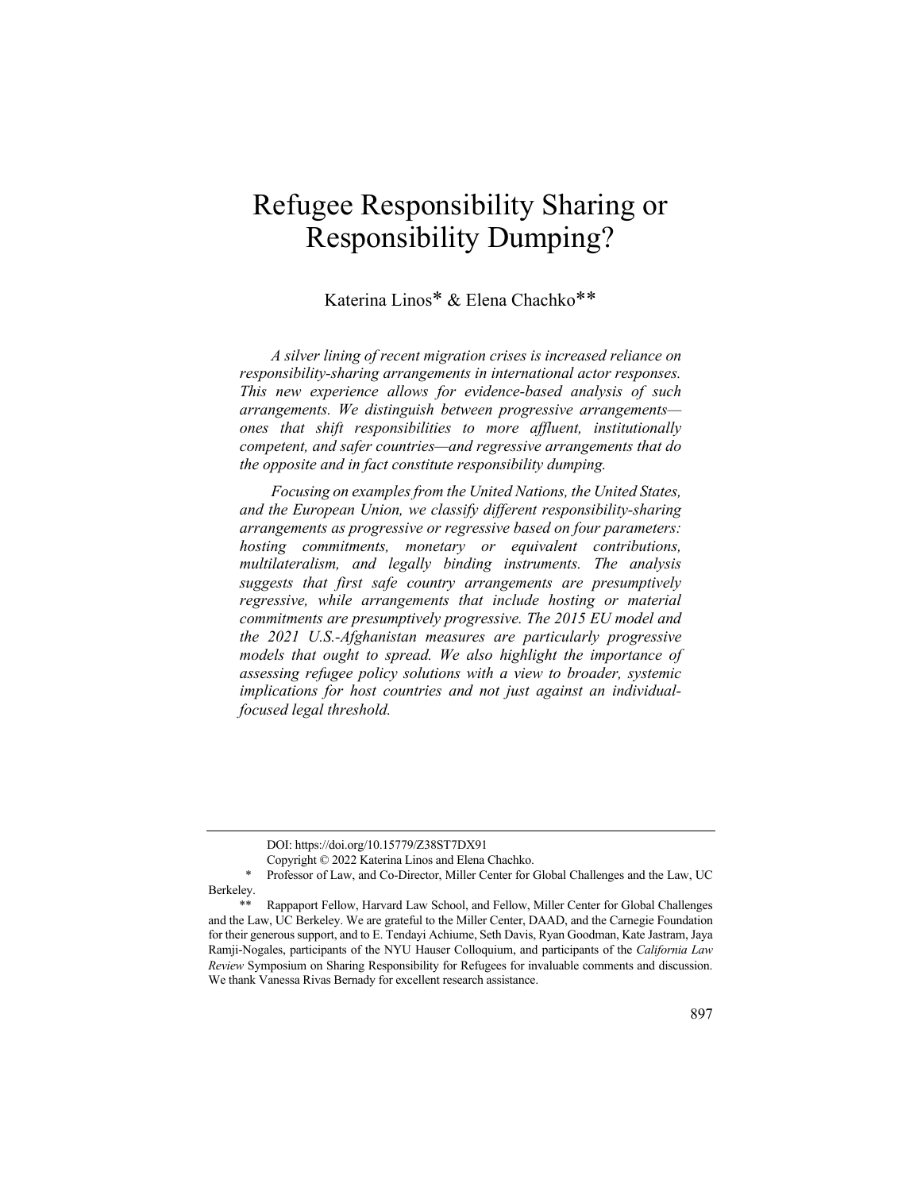# Refugee Responsibility Sharing or Responsibility Dumping?

Katerina Linos* & Elena Chachko**

*A silver lining of recent migration crises is increased reliance on responsibility-sharing arrangements in international actor responses. This new experience allows for evidence-based analysis of such arrangements. We distinguish between progressive arrangements—ones that shift responsibilities to more affluent, institutionally competent, and safer countries—and regressive arrangements that do the opposite and in fact constitute responsibility dumping.*

*Focusing on examples from the United Nations, the United States, and the European Union, we classify different responsibility-sharing arrangements as progressive or regressive based on four parameters: hosting commitments, monetary or equivalent contributions, multilateralism, and legally binding instruments. The analysis suggests that first safe country arrangements are presumptively regressive, while arrangements that include hosting or material commitments are presumptively progressive. The 2015 EU model and the 2021 U.S.-Afghanistan measures are particularly progressive models that ought to spread. We also highlight the importance of assessing refugee policy solutions with a view to broader, systemic implications for host countries and not just against an individual-focused legal threshold.*

DOI: https://doi.org/10.15779/Z38ST7DX91

Copyright © 2022 Katerina Linos and Elena Chachko.

\* Professor of Law, and Co-Director, Miller Center for Global Challenges and the Law, UC Berkeley.

\*\* Rappaport Fellow, Harvard Law School, and Fellow, Miller Center for Global Challenges and the Law, UC Berkeley. We are grateful to the Miller Center, DAAD, and the Carnegie Foundation for their generous support, and to E. Tendayi Achiume, Seth Davis, Ryan Goodman, Kate Jastram, Jaya Ramji-Nogales, participants of the NYU Hauser Colloquium, and participants of the *California Law Review* Symposium on Sharing Responsibility for Refugees for invaluable comments and discussion. We thank Vanessa Rivas Bernady for excellent research assistance.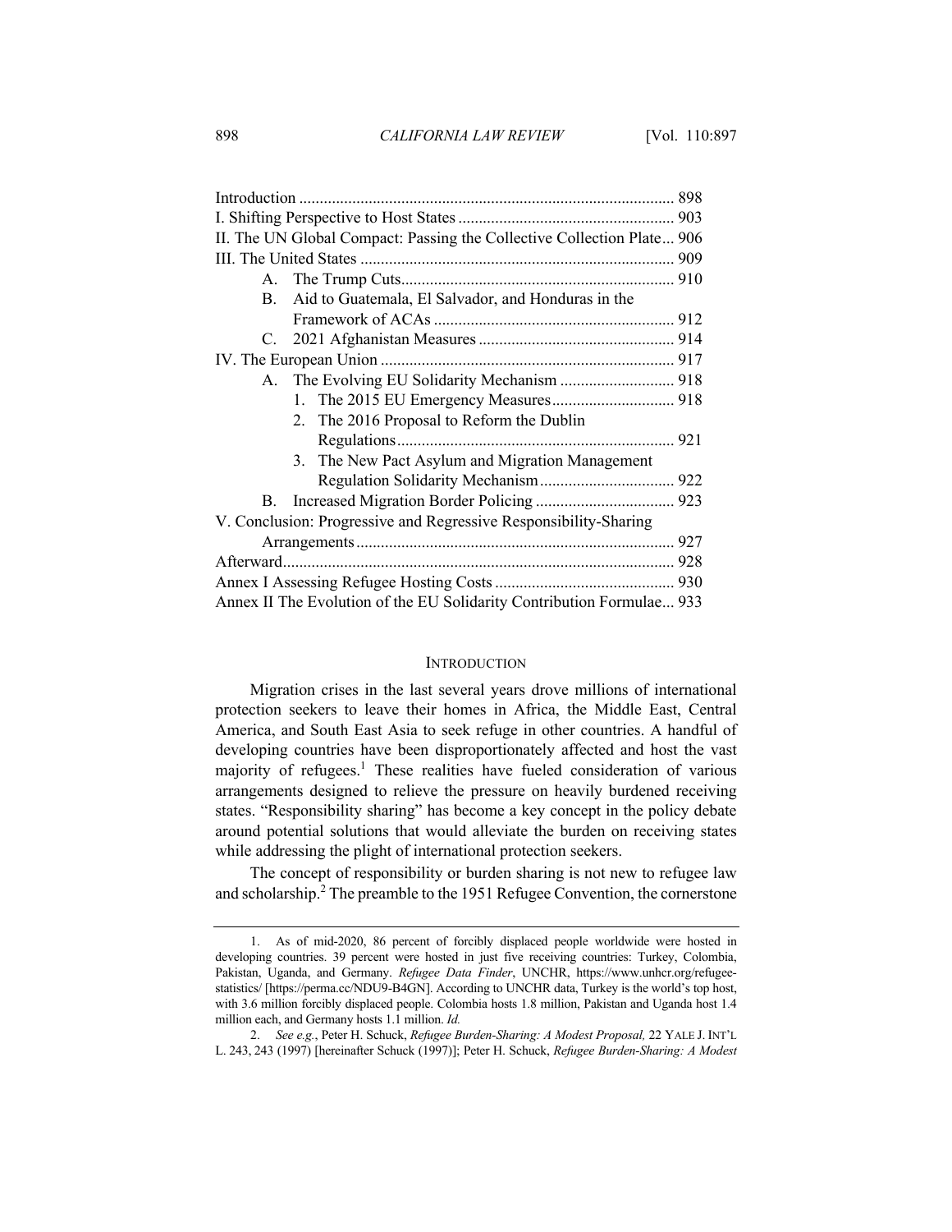| | |
|---|---|
| Introduction | 898 |
| I. Shifting Perspective to Host States | 903 |
| II. The UN Global Compact: Passing the Collective Collection Plate | 906 |
| III. The United States | 909 |
| A. The Trump Cuts | 910 |
| B. Aid to Guatemala, El Salvador, and Honduras in the Framework of ACAs | 912 |
| C. 2021 Afghanistan Measures | 914 |
| IV. The European Union | 917 |
| A. The Evolving EU Solidarity Mechanism | 918 |
| 1. The 2015 EU Emergency Measures | 918 |
| 2. The 2016 Proposal to Reform the Dublin Regulations | 921 |
| 3. The New Pact Asylum and Migration Management Regulation Solidarity Mechanism | 922 |
| B. Increased Migration Border Policing | 923 |
| V. Conclusion: Progressive and Regressive Responsibility-Sharing Arrangements | 927 |
| Afterward | 928 |
| Annex I Assessing Refugee Hosting Costs | 930 |
| Annex II The Evolution of the EU Solidarity Contribution Formulae | 933 |

## INTRODUCTION

Migration crises in the last several years drove millions of international protection seekers to leave their homes in Africa, the Middle East, Central America, and South East Asia to seek refuge in other countries. A handful of developing countries have been disproportionately affected and host the vast majority of refugees.[1] These realities have fueled consideration of various arrangements designed to relieve the pressure on heavily burdened receiving states. "Responsibility sharing" has become a key concept in the policy debate around potential solutions that would alleviate the burden on receiving states while addressing the plight of international protection seekers.

The concept of responsibility or burden sharing is not new to refugee law and scholarship.[2] The preamble to the 1951 Refugee Convention, the cornerstone

---

1. As of mid-2020, 86 percent of forcibly displaced people worldwide were hosted in developing countries. 39 percent were hosted in just five receiving countries: Turkey, Colombia, Pakistan, Uganda, and Germany. *Refugee Data Finder*, UNCHR, https://www.unhcr.org/refugee-statistics/ [https://perma.cc/NDU9-B4GN]. According to UNCHR data, Turkey is the world's top host, with 3.6 million forcibly displaced people. Colombia hosts 1.8 million, Pakistan and Uganda host 1.4 million each, and Germany hosts 1.1 million. *Id.*

2. *See e.g.*, Peter H. Schuck, *Refugee Burden-Sharing: A Modest Proposal,* 22 YALE J. INT'L L. 243, 243 (1997) [hereinafter Schuck (1997)]; Peter H. Schuck, *Refugee Burden-Sharing: A Modest*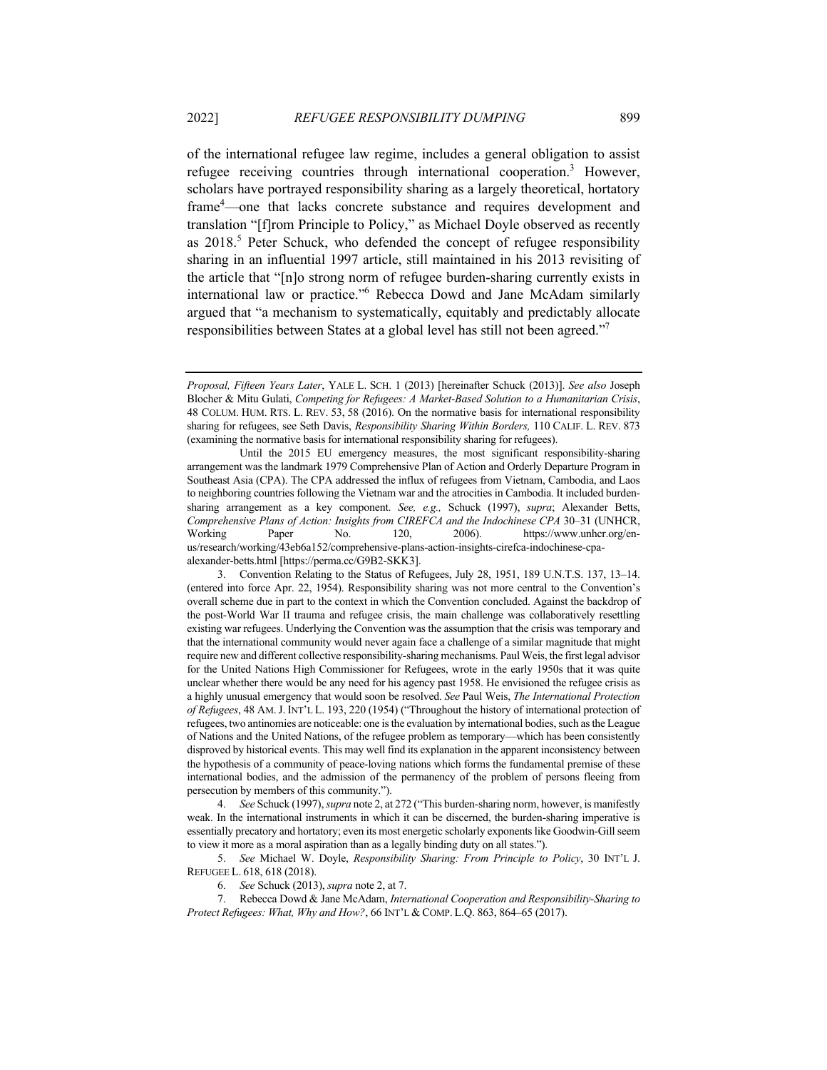of the international refugee law regime, includes a general obligation to assist refugee receiving countries through international cooperation.[3] However, scholars have portrayed responsibility sharing as a largely theoretical, hortatory frame[4]—one that lacks concrete substance and requires development and translation "[f]rom Principle to Policy," as Michael Doyle observed as recently as 2018.[5] Peter Schuck, who defended the concept of refugee responsibility sharing in an influential 1997 article, still maintained in his 2013 revisiting of the article that "[n]o strong norm of refugee burden-sharing currently exists in international law or practice."[6] Rebecca Dowd and Jane McAdam similarly argued that "a mechanism to systematically, equitably and predictably allocate responsibilities between States at a global level has still not been agreed."[7]

---

*Proposal, Fifteen Years Later*, YALE L. SCH. 1 (2013) [hereinafter Schuck (2013)]. *See also* Joseph Blocher & Mitu Gulati, *Competing for Refugees: A Market-Based Solution to a Humanitarian Crisis*, 48 COLUM. HUM. RTS. L. REV. 53, 58 (2016). On the normative basis for international responsibility sharing for refugees, see Seth Davis, *Responsibility Sharing Within Borders,* 110 CALIF. L. REV. 873 (examining the normative basis for international responsibility sharing for refugees).

Until the 2015 EU emergency measures, the most significant responsibility-sharing arrangement was the landmark 1979 Comprehensive Plan of Action and Orderly Departure Program in Southeast Asia (CPA). The CPA addressed the influx of refugees from Vietnam, Cambodia, and Laos to neighboring countries following the Vietnam war and the atrocities in Cambodia. It included burden-sharing arrangement as a key component. *See, e.g.,* Schuck (1997), *supra*; Alexander Betts, *Comprehensive Plans of Action: Insights from CIREFCA and the Indochinese CPA* 30–31 (UNHCR, Working Paper No. 120, 2006). https://www.unhcr.org/en-us/research/working/43eb6a152/comprehensive-plans-action-insights-cirefca-indochinese-cpa-alexander-betts.html [https://perma.cc/G9B2-SKK3].

3. Convention Relating to the Status of Refugees, July 28, 1951, 189 U.N.T.S. 137, 13–14. (entered into force Apr. 22, 1954). Responsibility sharing was not more central to the Convention's overall scheme due in part to the context in which the Convention concluded. Against the backdrop of the post-World War II trauma and refugee crisis, the main challenge was collaboratively resettling existing war refugees. Underlying the Convention was the assumption that the crisis was temporary and that the international community would never again face a challenge of a similar magnitude that might require new and different collective responsibility-sharing mechanisms. Paul Weis, the first legal advisor for the United Nations High Commissioner for Refugees, wrote in the early 1950s that it was quite unclear whether there would be any need for his agency past 1958. He envisioned the refugee crisis as a highly unusual emergency that would soon be resolved. *See* Paul Weis, *The International Protection of Refugees*, 48 AM. J. INT'L L. 193, 220 (1954) ("Throughout the history of international protection of refugees, two antinomies are noticeable: one is the evaluation by international bodies, such as the League of Nations and the United Nations, of the refugee problem as temporary—which has been consistently disproved by historical events. This may well find its explanation in the apparent inconsistency between the hypothesis of a community of peace-loving nations which forms the fundamental premise of these international bodies, and the admission of the permanency of the problem of persons fleeing from persecution by members of this community.").

4. *See* Schuck (1997), *supra* note 2, at 272 ("This burden-sharing norm, however, is manifestly weak. In the international instruments in which it can be discerned, the burden-sharing imperative is essentially precatory and hortatory; even its most energetic scholarly exponents like Goodwin-Gill seem to view it more as a moral aspiration than as a legally binding duty on all states.").

5. *See* Michael W. Doyle, *Responsibility Sharing: From Principle to Policy*, 30 INT'L J. REFUGEE L. 618, 618 (2018).

6. *See* Schuck (2013), *supra* note 2, at 7.

7. Rebecca Dowd & Jane McAdam, *International Cooperation and Responsibility-Sharing to Protect Refugees: What, Why and How?*, 66 INT'L & COMP. L.Q. 863, 864–65 (2017).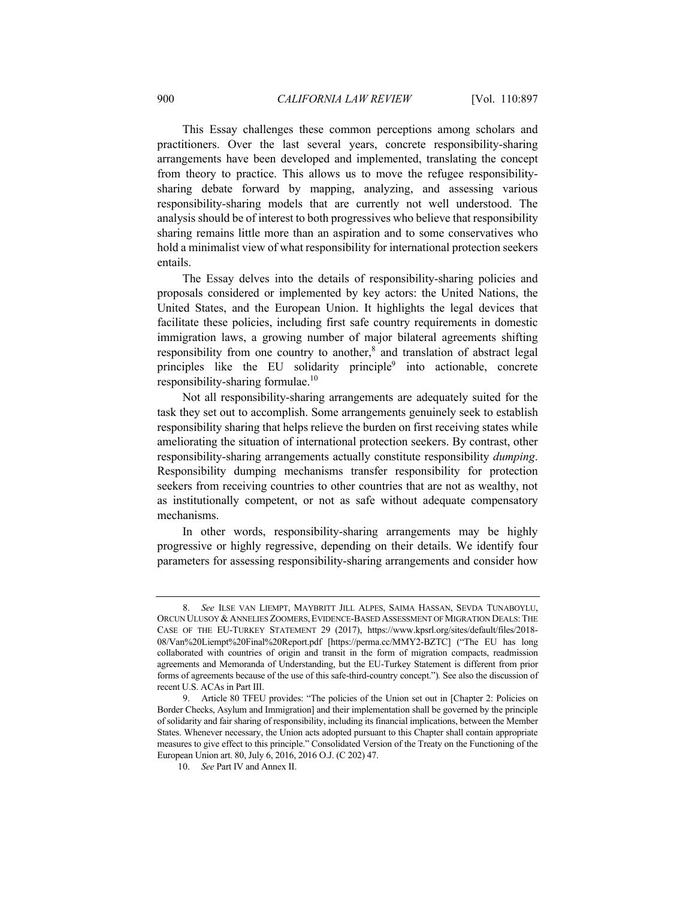This Essay challenges these common perceptions among scholars and practitioners. Over the last several years, concrete responsibility-sharing arrangements have been developed and implemented, translating the concept from theory to practice. This allows us to move the refugee responsibility-sharing debate forward by mapping, analyzing, and assessing various responsibility-sharing models that are currently not well understood. The analysis should be of interest to both progressives who believe that responsibility sharing remains little more than an aspiration and to some conservatives who hold a minimalist view of what responsibility for international protection seekers entails.

The Essay delves into the details of responsibility-sharing policies and proposals considered or implemented by key actors: the United Nations, the United States, and the European Union. It highlights the legal devices that facilitate these policies, including first safe country requirements in domestic immigration laws, a growing number of major bilateral agreements shifting responsibility from one country to another,[8] and translation of abstract legal principles like the EU solidarity principle[9] into actionable, concrete responsibility-sharing formulae.[10]

Not all responsibility-sharing arrangements are adequately suited for the task they set out to accomplish. Some arrangements genuinely seek to establish responsibility sharing that helps relieve the burden on first receiving states while ameliorating the situation of international protection seekers. By contrast, other responsibility-sharing arrangements actually constitute responsibility *dumping*. Responsibility dumping mechanisms transfer responsibility for protection seekers from receiving countries to other countries that are not as wealthy, not as institutionally competent, or not as safe without adequate compensatory mechanisms.

In other words, responsibility-sharing arrangements may be highly progressive or highly regressive, depending on their details. We identify four parameters for assessing responsibility-sharing arrangements and consider how

---

8. *See* ILSE VAN LIEMPT, MAYBRITT JILL ALPES, SAIMA HASSAN, SEVDA TUNABOYLU, ORCUN ULUSOY & ANNELIES ZOOMERS, EVIDENCE-BASED ASSESSMENT OF MIGRATION DEALS: THE CASE OF THE EU-TURKEY STATEMENT 29 (2017), https://www.kpsrl.org/sites/default/files/2018-08/Van%20Liempt%20Final%20Report.pdf [https://perma.cc/MMY2-BZTC] ("The EU has long collaborated with countries of origin and transit in the form of migration compacts, readmission agreements and Memoranda of Understanding, but the EU-Turkey Statement is different from prior forms of agreements because of the use of this safe-third-country concept."). See also the discussion of recent U.S. ACAs in Part III.

9. Article 80 TFEU provides: "The policies of the Union set out in [Chapter 2: Policies on Border Checks, Asylum and Immigration] and their implementation shall be governed by the principle of solidarity and fair sharing of responsibility, including its financial implications, between the Member States. Whenever necessary, the Union acts adopted pursuant to this Chapter shall contain appropriate measures to give effect to this principle." Consolidated Version of the Treaty on the Functioning of the European Union art. 80, July 6, 2016, 2016 O.J. (C 202) 47.

10. *See* Part IV and Annex II.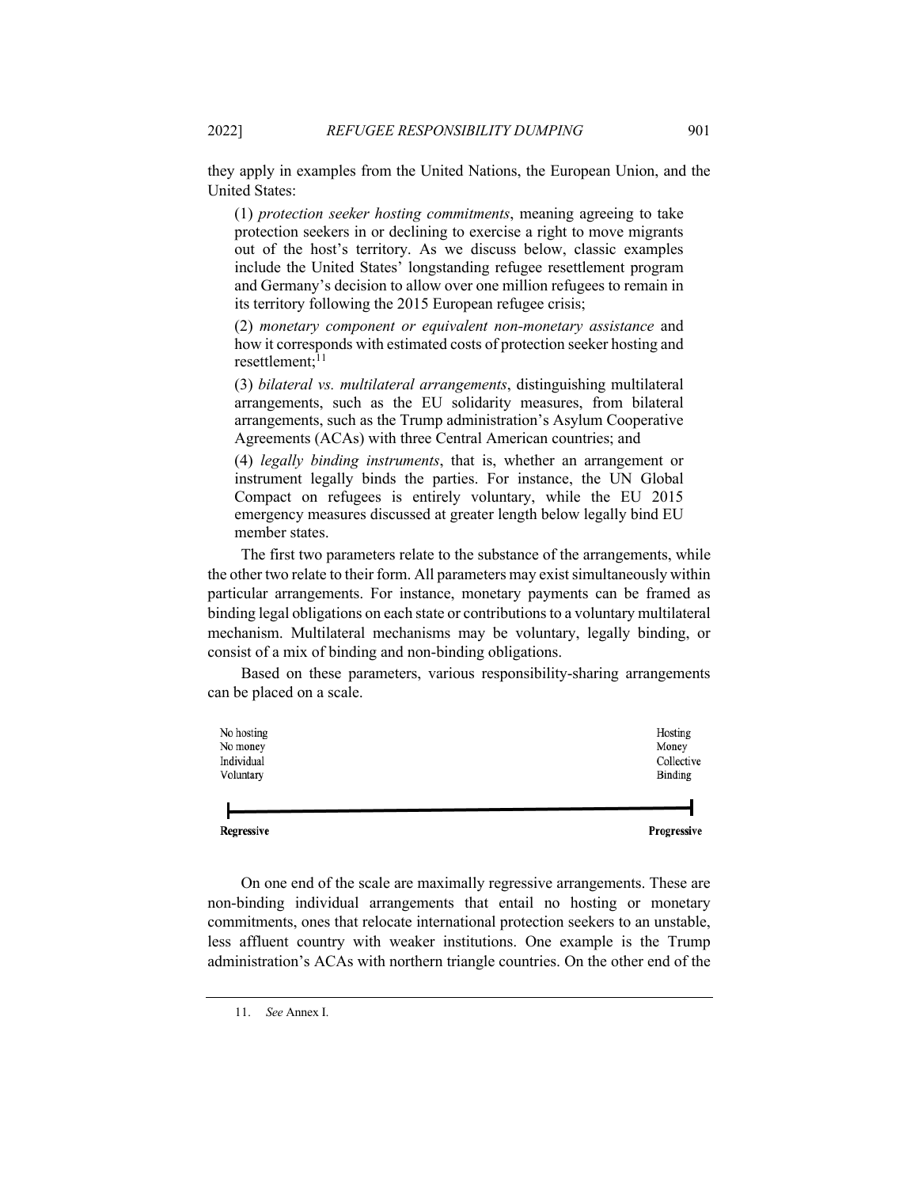they apply in examples from the United Nations, the European Union, and the United States:

> (1) *protection seeker hosting commitments*, meaning agreeing to take protection seekers in or declining to exercise a right to move migrants out of the host's territory. As we discuss below, classic examples include the United States' longstanding refugee resettlement program and Germany's decision to allow over one million refugees to remain in its territory following the 2015 European refugee crisis;
>
> (2) *monetary component or equivalent non-monetary assistance* and how it corresponds with estimated costs of protection seeker hosting and resettlement;[11]
>
> (3) *bilateral vs. multilateral arrangements*, distinguishing multilateral arrangements, such as the EU solidarity measures, from bilateral arrangements, such as the Trump administration's Asylum Cooperative Agreements (ACAs) with three Central American countries; and
>
> (4) *legally binding instruments*, that is, whether an arrangement or instrument legally binds the parties. For instance, the UN Global Compact on refugees is entirely voluntary, while the EU 2015 emergency measures discussed at greater length below legally bind EU member states.

The first two parameters relate to the substance of the arrangements, while the other two relate to their form. All parameters may exist simultaneously within particular arrangements. For instance, monetary payments can be framed as binding legal obligations on each state or contributions to a voluntary multilateral mechanism. Multilateral mechanisms may be voluntary, legally binding, or consist of a mix of binding and non-binding obligations.

Based on these parameters, various responsibility-sharing arrangements can be placed on a scale.

| No hosting<br>No money<br>Individual<br>Voluntary | Hosting<br>Money<br>Collective<br>Binding |
|---|---|
| **Regressive** | **Progressive** |

On one end of the scale are maximally regressive arrangements. These are non-binding individual arrangements that entail no hosting or monetary commitments, ones that relocate international protection seekers to an unstable, less affluent country with weaker institutions. One example is the Trump administration's ACAs with northern triangle countries. On the other end of the

11. *See* Annex I.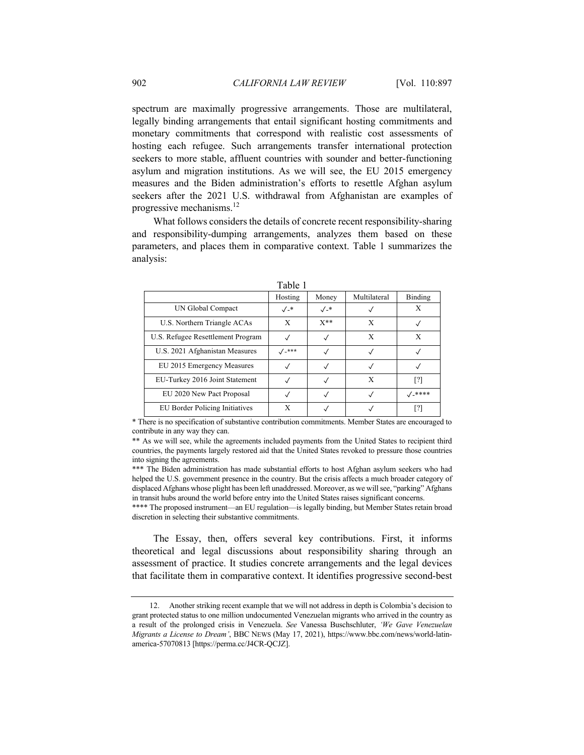spectrum are maximally progressive arrangements. Those are multilateral, legally binding arrangements that entail significant hosting commitments and monetary commitments that correspond with realistic cost assessments of hosting each refugee. Such arrangements transfer international protection seekers to more stable, affluent countries with sounder and better-functioning asylum and migration institutions. As we will see, the EU 2015 emergency measures and the Biden administration's efforts to resettle Afghan asylum seekers after the 2021 U.S. withdrawal from Afghanistan are examples of progressive mechanisms.[12]

What follows considers the details of concrete recent responsibility-sharing and responsibility-dumping arrangements, analyzes them based on these parameters, and places them in comparative context. Table 1 summarizes the analysis:

Table 1

| | Hosting | Money | Multilateral | Binding |
|---|---|---|---|---|
| UN Global Compact | ✓-* | ✓-* | ✓ | X |
| U.S. Northern Triangle ACAs | X | X** | X | ✓ |
| U.S. Refugee Resettlement Program | ✓ | ✓ | X | X |
| U.S. 2021 Afghanistan Measures | ✓-*** | ✓ | ✓ | ✓ |
| EU 2015 Emergency Measures | ✓ | ✓ | ✓ | ✓ |
| EU-Turkey 2016 Joint Statement | ✓ | ✓ | X | [?] |
| EU 2020 New Pact Proposal | ✓ | ✓ | ✓ | ✓-**** |
| EU Border Policing Initiatives | X | ✓ | ✓ | [?] |

\* There is no specification of substantive contribution commitments. Member States are encouraged to contribute in any way they can.

** As we will see, while the agreements included payments from the United States to recipient third countries, the payments largely restored aid that the United States revoked to pressure those countries into signing the agreements.

*** The Biden administration has made substantial efforts to host Afghan asylum seekers who had helped the U.S. government presence in the country. But the crisis affects a much broader category of displaced Afghans whose plight has been left unaddressed. Moreover, as we will see, "parking" Afghans in transit hubs around the world before entry into the United States raises significant concerns.

**** The proposed instrument—an EU regulation—is legally binding, but Member States retain broad discretion in selecting their substantive commitments.

The Essay, then, offers several key contributions. First, it informs theoretical and legal discussions about responsibility sharing through an assessment of practice. It studies concrete arrangements and the legal devices that facilitate them in comparative context. It identifies progressive second-best

12. Another striking recent example that we will not address in depth is Colombia's decision to grant protected status to one million undocumented Venezuelan migrants who arrived in the country as a result of the prolonged crisis in Venezuela. *See* Vanessa Buschschluter, *'We Gave Venezuelan Migrants a License to Dream'*, BBC NEWS (May 17, 2021), https://www.bbc.com/news/world-latin-america-57070813 [https://perma.cc/J4CR-QCJZ].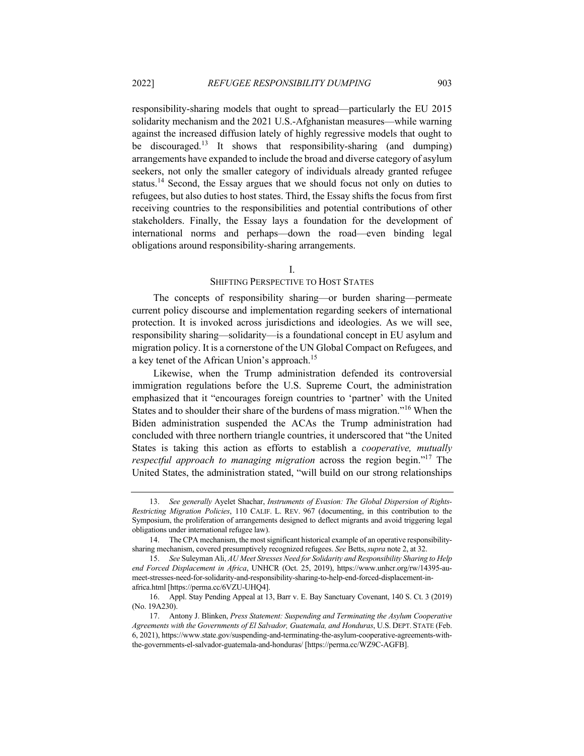responsibility-sharing models that ought to spread—particularly the EU 2015 solidarity mechanism and the 2021 U.S.-Afghanistan measures—while warning against the increased diffusion lately of highly regressive models that ought to be discouraged.[13] It shows that responsibility-sharing (and dumping) arrangements have expanded to include the broad and diverse category of asylum seekers, not only the smaller category of individuals already granted refugee status.[14] Second, the Essay argues that we should focus not only on duties to refugees, but also duties to host states. Third, the Essay shifts the focus from first receiving countries to the responsibilities and potential contributions of other stakeholders. Finally, the Essay lays a foundation for the development of international norms and perhaps—down the road—even binding legal obligations around responsibility-sharing arrangements.

## I.
## SHIFTING PERSPECTIVE TO HOST STATES

The concepts of responsibility sharing—or burden sharing—permeate current policy discourse and implementation regarding seekers of international protection. It is invoked across jurisdictions and ideologies. As we will see, responsibility sharing—solidarity—is a foundational concept in EU asylum and migration policy. It is a cornerstone of the UN Global Compact on Refugees, and a key tenet of the African Union's approach.[15]

Likewise, when the Trump administration defended its controversial immigration regulations before the U.S. Supreme Court, the administration emphasized that it "encourages foreign countries to 'partner' with the United States and to shoulder their share of the burdens of mass migration."[16] When the Biden administration suspended the ACAs the Trump administration had concluded with three northern triangle countries, it underscored that "the United States is taking this action as efforts to establish a *cooperative, mutually respectful approach to managing migration* across the region begin."[17] The United States, the administration stated, "will build on our strong relationships

---

13. *See generally* Ayelet Shachar, *Instruments of Evasion: The Global Dispersion of Rights-Restricting Migration Policies*, 110 CALIF. L. REV. 967 (documenting, in this contribution to the Symposium, the proliferation of arrangements designed to deflect migrants and avoid triggering legal obligations under international refugee law).

14. The CPA mechanism, the most significant historical example of an operative responsibility-sharing mechanism, covered presumptively recognized refugees. *See* Betts, *supra* note 2, at 32.

15. *See* Suleyman Ali, *AU Meet Stresses Need for Solidarity and Responsibility Sharing to Help end Forced Displacement in Africa*, UNHCR (Oct. 25, 2019), https://www.unhcr.org/rw/14395-au-meet-stresses-need-for-solidarity-and-responsibility-sharing-to-help-end-forced-displacement-in-africa.html [https://perma.cc/6VZU-UHQ4].

16. Appl. Stay Pending Appeal at 13, Barr v. E. Bay Sanctuary Covenant, 140 S. Ct. 3 (2019) (No. 19A230).

17. Antony J. Blinken, *Press Statement: Suspending and Terminating the Asylum Cooperative Agreements with the Governments of El Salvador, Guatemala, and Honduras*, U.S. DEPT. STATE (Feb. 6, 2021), https://www.state.gov/suspending-and-terminating-the-asylum-cooperative-agreements-with-the-governments-el-salvador-guatemala-and-honduras/ [https://perma.cc/WZ9C-AGFB].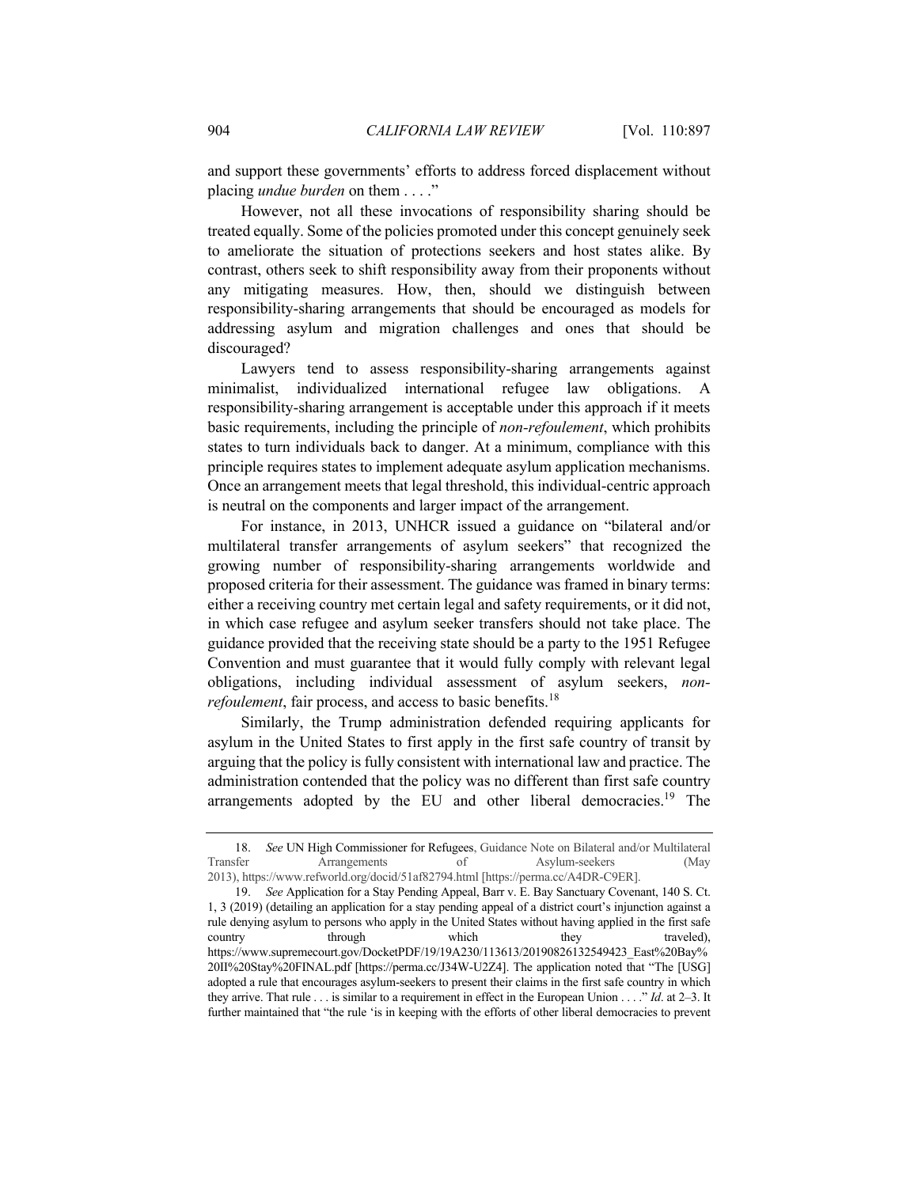and support these governments' efforts to address forced displacement without placing *undue burden* on them . . . ."

However, not all these invocations of responsibility sharing should be treated equally. Some of the policies promoted under this concept genuinely seek to ameliorate the situation of protections seekers and host states alike. By contrast, others seek to shift responsibility away from their proponents without any mitigating measures. How, then, should we distinguish between responsibility-sharing arrangements that should be encouraged as models for addressing asylum and migration challenges and ones that should be discouraged?

Lawyers tend to assess responsibility-sharing arrangements against minimalist, individualized international refugee law obligations. A responsibility-sharing arrangement is acceptable under this approach if it meets basic requirements, including the principle of *non-refoulement*, which prohibits states to turn individuals back to danger. At a minimum, compliance with this principle requires states to implement adequate asylum application mechanisms. Once an arrangement meets that legal threshold, this individual-centric approach is neutral on the components and larger impact of the arrangement.

For instance, in 2013, UNHCR issued a guidance on "bilateral and/or multilateral transfer arrangements of asylum seekers" that recognized the growing number of responsibility-sharing arrangements worldwide and proposed criteria for their assessment. The guidance was framed in binary terms: either a receiving country met certain legal and safety requirements, or it did not, in which case refugee and asylum seeker transfers should not take place. The guidance provided that the receiving state should be a party to the 1951 Refugee Convention and must guarantee that it would fully comply with relevant legal obligations, including individual assessment of asylum seekers, *non-refoulement*, fair process, and access to basic benefits.[18]

Similarly, the Trump administration defended requiring applicants for asylum in the United States to first apply in the first safe country of transit by arguing that the policy is fully consistent with international law and practice. The administration contended that the policy was no different than first safe country arrangements adopted by the EU and other liberal democracies.[19] The

---

18. *See* UN High Commissioner for Refugees, Guidance Note on Bilateral and/or Multilateral Transfer Arrangements of Asylum-seekers (May 2013), https://www.refworld.org/docid/51af82794.html [https://perma.cc/A4DR-C9ER].

19. *See* Application for a Stay Pending Appeal, Barr v. E. Bay Sanctuary Covenant, 140 S. Ct. 1, 3 (2019) (detailing an application for a stay pending appeal of a district court's injunction against a rule denying asylum to persons who apply in the United States without having applied in the first safe country through which they traveled), https://www.supremecourt.gov/DocketPDF/19/19A230/113613/20190826132549423_East%20Bay%20II%20Stay%20FINAL.pdf [https://perma.cc/J34W-U2Z4]. The application noted that "The [USG] adopted a rule that encourages asylum-seekers to present their claims in the first safe country in which they arrive. That rule . . . is similar to a requirement in effect in the European Union . . . ." *Id*. at 2–3. It further maintained that "the rule 'is in keeping with the efforts of other liberal democracies to prevent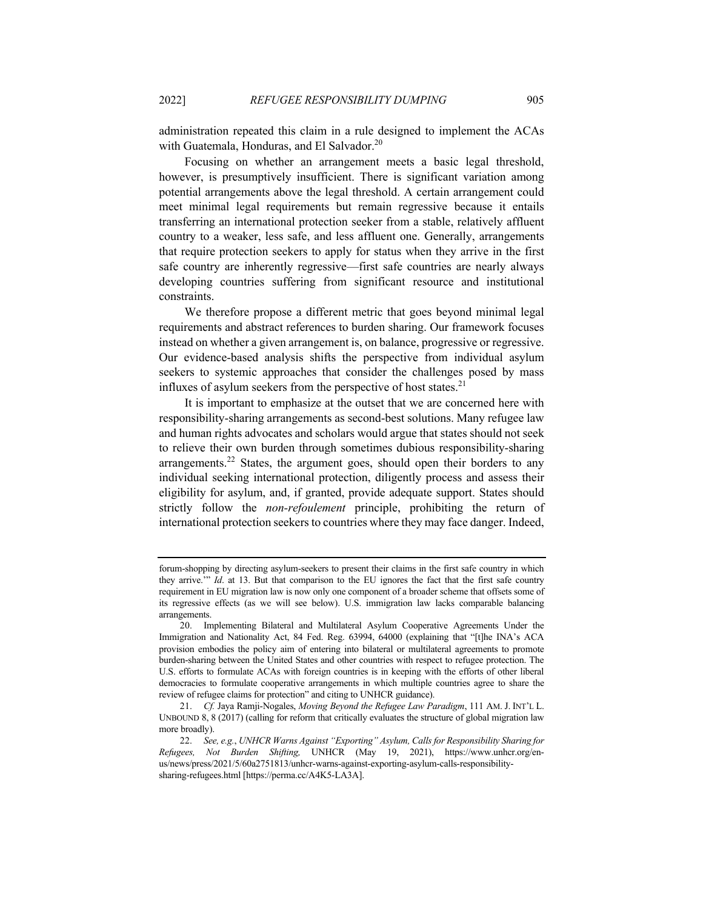administration repeated this claim in a rule designed to implement the ACAs with Guatemala, Honduras, and El Salvador.[20]

Focusing on whether an arrangement meets a basic legal threshold, however, is presumptively insufficient. There is significant variation among potential arrangements above the legal threshold. A certain arrangement could meet minimal legal requirements but remain regressive because it entails transferring an international protection seeker from a stable, relatively affluent country to a weaker, less safe, and less affluent one. Generally, arrangements that require protection seekers to apply for status when they arrive in the first safe country are inherently regressive—first safe countries are nearly always developing countries suffering from significant resource and institutional constraints.

We therefore propose a different metric that goes beyond minimal legal requirements and abstract references to burden sharing. Our framework focuses instead on whether a given arrangement is, on balance, progressive or regressive. Our evidence-based analysis shifts the perspective from individual asylum seekers to systemic approaches that consider the challenges posed by mass influxes of asylum seekers from the perspective of host states.[21]

It is important to emphasize at the outset that we are concerned here with responsibility-sharing arrangements as second-best solutions. Many refugee law and human rights advocates and scholars would argue that states should not seek to relieve their own burden through sometimes dubious responsibility-sharing arrangements.[22] States, the argument goes, should open their borders to any individual seeking international protection, diligently process and assess their eligibility for asylum, and, if granted, provide adequate support. States should strictly follow the *non-refoulement* principle, prohibiting the return of international protection seekers to countries where they may face danger. Indeed,

---

forum-shopping by directing asylum-seekers to present their claims in the first safe country in which they arrive.'" *Id*. at 13. But that comparison to the EU ignores the fact that the first safe country requirement in EU migration law is now only one component of a broader scheme that offsets some of its regressive effects (as we will see below). U.S. immigration law lacks comparable balancing arrangements.

20. Implementing Bilateral and Multilateral Asylum Cooperative Agreements Under the Immigration and Nationality Act, 84 Fed. Reg. 63994, 64000 (explaining that "[t]he INA's ACA provision embodies the policy aim of entering into bilateral or multilateral agreements to promote burden-sharing between the United States and other countries with respect to refugee protection. The U.S. efforts to formulate ACAs with foreign countries is in keeping with the efforts of other liberal democracies to formulate cooperative arrangements in which multiple countries agree to share the review of refugee claims for protection" and citing to UNHCR guidance).

21. *Cf.* Jaya Ramji-Nogales, *Moving Beyond the Refugee Law Paradigm*, 111 AM. J. INT'L L. UNBOUND 8, 8 (2017) (calling for reform that critically evaluates the structure of global migration law more broadly).

22. *See, e.g.*, *UNHCR Warns Against "Exporting" Asylum, Calls for Responsibility Sharing for Refugees, Not Burden Shifting,* UNHCR (May 19, 2021), https://www.unhcr.org/en-us/news/press/2021/5/60a2751813/unhcr-warns-against-exporting-asylum-calls-responsibility-sharing-refugees.html [https://perma.cc/A4K5-LA3A].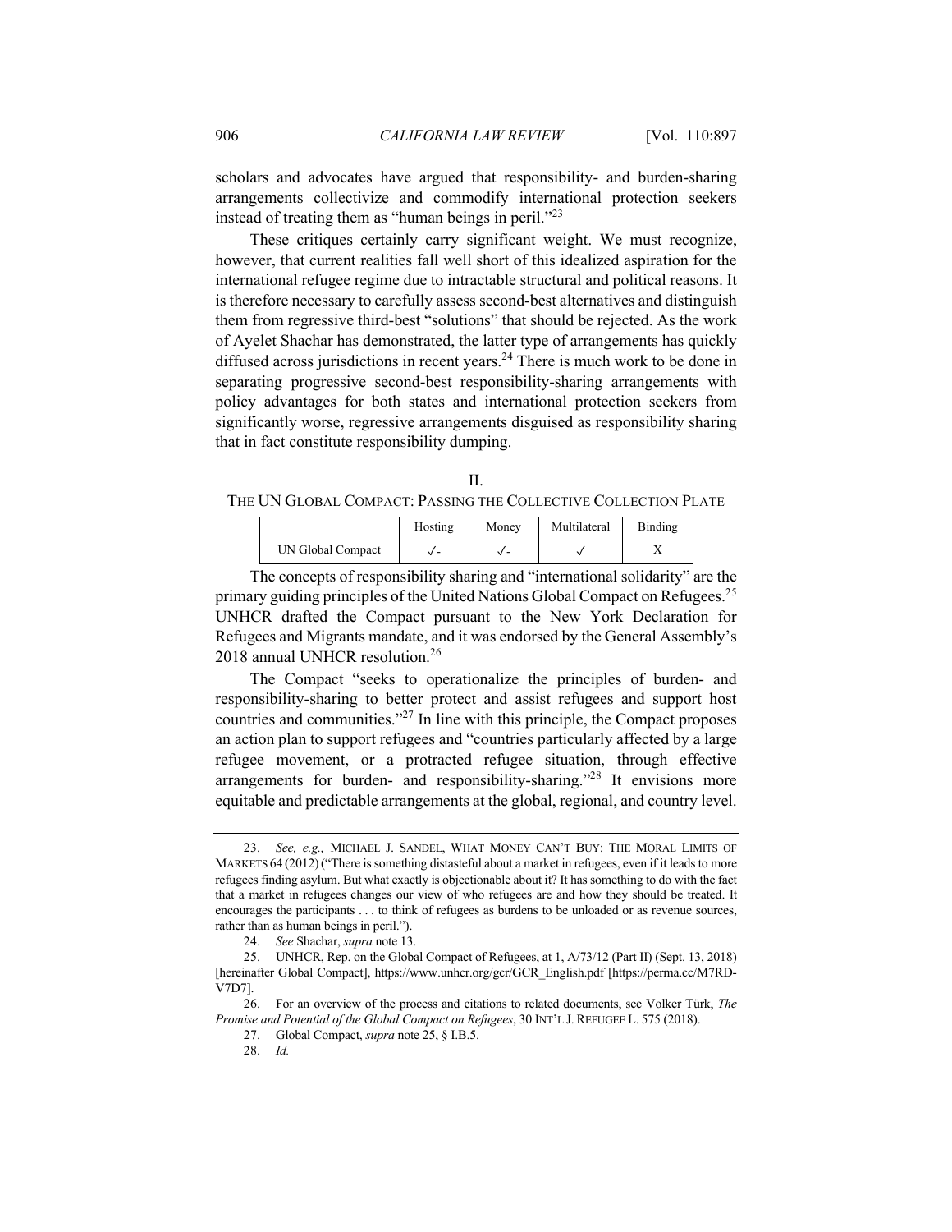scholars and advocates have argued that responsibility- and burden-sharing arrangements collectivize and commodify international protection seekers instead of treating them as "human beings in peril."[23]

These critiques certainly carry significant weight. We must recognize, however, that current realities fall well short of this idealized aspiration for the international refugee regime due to intractable structural and political reasons. It is therefore necessary to carefully assess second-best alternatives and distinguish them from regressive third-best "solutions" that should be rejected. As the work of Ayelet Shachar has demonstrated, the latter type of arrangements has quickly diffused across jurisdictions in recent years.[24] There is much work to be done in separating progressive second-best responsibility-sharing arrangements with policy advantages for both states and international protection seekers from significantly worse, regressive arrangements disguised as responsibility sharing that in fact constitute responsibility dumping.

## II.
## THE UN GLOBAL COMPACT: PASSING THE COLLECTIVE COLLECTION PLATE

| | Hosting | Money | Multilateral | Binding |
|---|---|---|---|---|
| UN Global Compact | ✓- | ✓- | ✓ | X |

The concepts of responsibility sharing and "international solidarity" are the primary guiding principles of the United Nations Global Compact on Refugees.[25] UNHCR drafted the Compact pursuant to the New York Declaration for Refugees and Migrants mandate, and it was endorsed by the General Assembly's 2018 annual UNHCR resolution.[26]

The Compact "seeks to operationalize the principles of burden- and responsibility-sharing to better protect and assist refugees and support host countries and communities."[27] In line with this principle, the Compact proposes an action plan to support refugees and "countries particularly affected by a large refugee movement, or a protracted refugee situation, through effective arrangements for burden- and responsibility-sharing."[28] It envisions more equitable and predictable arrangements at the global, regional, and country level.

---

23. *See, e.g.,* MICHAEL J. SANDEL, WHAT MONEY CAN'T BUY: THE MORAL LIMITS OF MARKETS 64 (2012) ("There is something distasteful about a market in refugees, even if it leads to more refugees finding asylum. But what exactly is objectionable about it? It has something to do with the fact that a market in refugees changes our view of who refugees are and how they should be treated. It encourages the participants . . . to think of refugees as burdens to be unloaded or as revenue sources, rather than as human beings in peril.").

24. *See* Shachar, *supra* note 13.

25. UNHCR, Rep. on the Global Compact of Refugees, at 1, A/73/12 (Part II) (Sept. 13, 2018) [hereinafter Global Compact], https://www.unhcr.org/gcr/GCR_English.pdf [https://perma.cc/M7RD-V7D7].

26. For an overview of the process and citations to related documents, see Volker Türk, *The Promise and Potential of the Global Compact on Refugees*, 30 INT'L J. REFUGEE L. 575 (2018).

27. Global Compact, *supra* note 25, § I.B.5.

28. *Id.*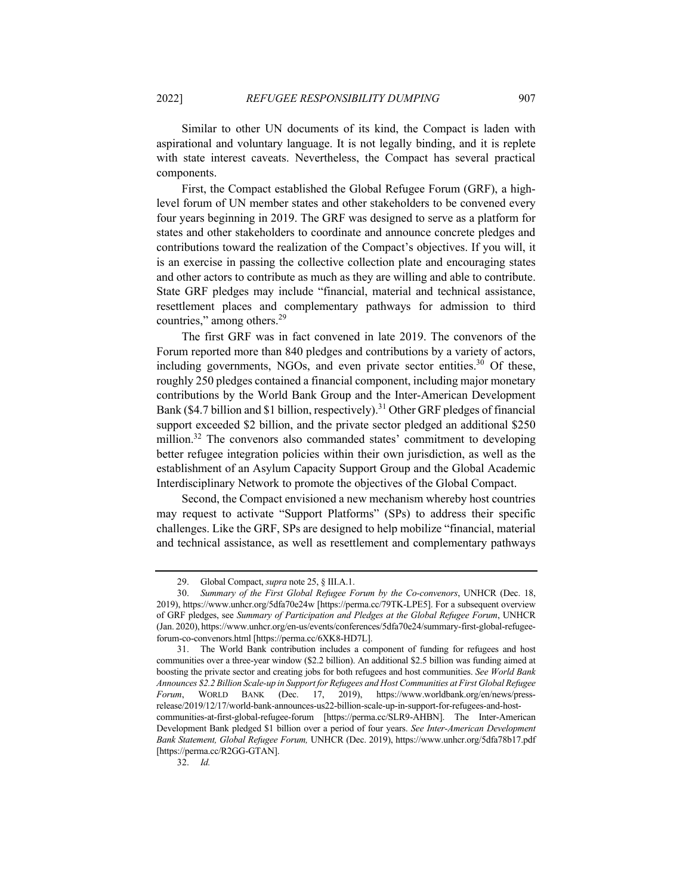Similar to other UN documents of its kind, the Compact is laden with aspirational and voluntary language. It is not legally binding, and it is replete with state interest caveats. Nevertheless, the Compact has several practical components.

First, the Compact established the Global Refugee Forum (GRF), a high-level forum of UN member states and other stakeholders to be convened every four years beginning in 2019. The GRF was designed to serve as a platform for states and other stakeholders to coordinate and announce concrete pledges and contributions toward the realization of the Compact's objectives. If you will, it is an exercise in passing the collective collection plate and encouraging states and other actors to contribute as much as they are willing and able to contribute. State GRF pledges may include "financial, material and technical assistance, resettlement places and complementary pathways for admission to third countries," among others.[29]

The first GRF was in fact convened in late 2019. The convenors of the Forum reported more than 840 pledges and contributions by a variety of actors, including governments, NGOs, and even private sector entities.[30] Of these, roughly 250 pledges contained a financial component, including major monetary contributions by the World Bank Group and the Inter-American Development Bank ($4.7 billion and $1 billion, respectively).[31] Other GRF pledges of financial support exceeded $2 billion, and the private sector pledged an additional $250 million.[32] The convenors also commanded states' commitment to developing better refugee integration policies within their own jurisdiction, as well as the establishment of an Asylum Capacity Support Group and the Global Academic Interdisciplinary Network to promote the objectives of the Global Compact.

Second, the Compact envisioned a new mechanism whereby host countries may request to activate "Support Platforms" (SPs) to address their specific challenges. Like the GRF, SPs are designed to help mobilize "financial, material and technical assistance, as well as resettlement and complementary pathways

---

29. Global Compact, *supra* note 25, § III.A.1.

30. *Summary of the First Global Refugee Forum by the Co-convenors*, UNHCR (Dec. 18, 2019), https://www.unhcr.org/5dfa70e24w [https://perma.cc/79TK-LPE5]. For a subsequent overview of GRF pledges, see *Summary of Participation and Pledges at the Global Refugee Forum*, UNHCR (Jan. 2020), https://www.unhcr.org/en-us/events/conferences/5dfa70e24/summary-first-global-refugee-forum-co-convenors.html [https://perma.cc/6XK8-HD7L].

31. The World Bank contribution includes a component of funding for refugees and host communities over a three-year window ($2.2 billion). An additional $2.5 billion was funding aimed at boosting the private sector and creating jobs for both refugees and host communities. *See World Bank Announces $2.2 Billion Scale-up in Support for Refugees and Host Communities at First Global Refugee Forum*, WORLD BANK (Dec. 17, 2019), https://www.worldbank.org/en/news/press-release/2019/12/17/world-bank-announces-us22-billion-scale-up-in-support-for-refugees-and-host-communities-at-first-global-refugee-forum [https://perma.cc/SLR9-AHBN]. The Inter-American Development Bank pledged $1 billion over a period of four years. *See Inter-American Development Bank Statement, Global Refugee Forum,* UNHCR (Dec. 2019), https://www.unhcr.org/5dfa78b17.pdf [https://perma.cc/R2GG-GTAN].

32. *Id.*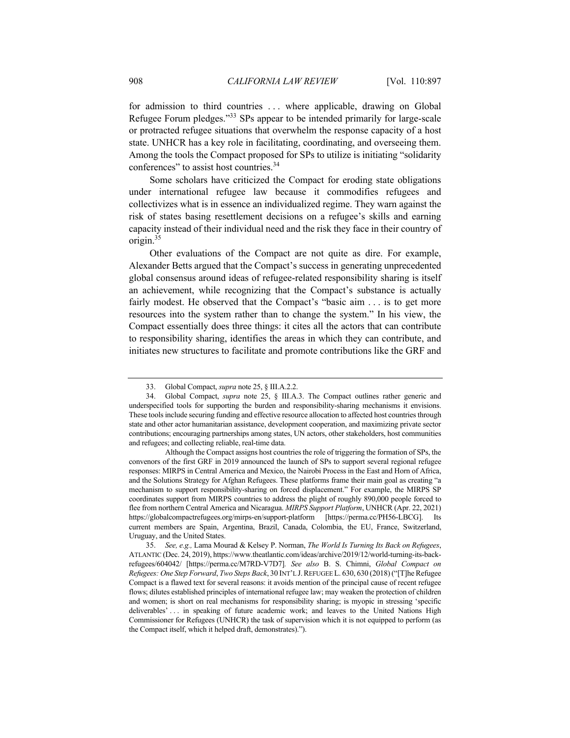for admission to third countries . . . where applicable, drawing on Global Refugee Forum pledges."[33] SPs appear to be intended primarily for large-scale or protracted refugee situations that overwhelm the response capacity of a host state. UNHCR has a key role in facilitating, coordinating, and overseeing them. Among the tools the Compact proposed for SPs to utilize is initiating "solidarity conferences" to assist host countries.[34]

Some scholars have criticized the Compact for eroding state obligations under international refugee law because it commodifies refugees and collectivizes what is in essence an individualized regime. They warn against the risk of states basing resettlement decisions on a refugee's skills and earning capacity instead of their individual need and the risk they face in their country of origin.[35]

Other evaluations of the Compact are not quite as dire. For example, Alexander Betts argued that the Compact's success in generating unprecedented global consensus around ideas of refugee-related responsibility sharing is itself an achievement, while recognizing that the Compact's substance is actually fairly modest. He observed that the Compact's "basic aim . . . is to get more resources into the system rather than to change the system." In his view, the Compact essentially does three things: it cites all the actors that can contribute to responsibility sharing, identifies the areas in which they can contribute, and initiates new structures to facilitate and promote contributions like the GRF and

---

33. Global Compact, *supra* note 25, § III.A.2.2.

34. Global Compact, *supra* note 25, § III.A.3. The Compact outlines rather generic and underspecified tools for supporting the burden and responsibility-sharing mechanisms it envisions. These tools include securing funding and effective resource allocation to affected host countries through state and other actor humanitarian assistance, development cooperation, and maximizing private sector contributions; encouraging partnerships among states, UN actors, other stakeholders, host communities and refugees; and collecting reliable, real-time data.

Although the Compact assigns host countries the role of triggering the formation of SPs, the convenors of the first GRF in 2019 announced the launch of SPs to support several regional refugee responses: MIRPS in Central America and Mexico, the Nairobi Process in the East and Horn of Africa, and the Solutions Strategy for Afghan Refugees. These platforms frame their main goal as creating "a mechanism to support responsibility-sharing on forced displacement." For example, the MIRPS SP coordinates support from MIRPS countries to address the plight of roughly 890,000 people forced to flee from northern Central America and Nicaragua. *MIRPS Support Platform*, UNHCR (Apr. 22, 2021) https://globalcompactrefugees.org/mirps-en/support-platform [https://perma.cc/PH56-LBCG]. Its current members are Spain, Argentina, Brazil, Canada, Colombia, the EU, France, Switzerland, Uruguay, and the United States.

35. *See, e.g.,* Lama Mourad & Kelsey P. Norman, *The World Is Turning Its Back on Refugees*, ATLANTIC (Dec. 24, 2019), https://www.theatlantic.com/ideas/archive/2019/12/world-turning-its-back-refugees/604042/ [https://perma.cc/M7RD-V7D7]. *See also* B. S. Chimni, *Global Compact on Refugees: One Step Forward*, *Two Steps Back*, 30 INT'L J. REFUGEE L. 630, 630 (2018) ("[T]he Refugee Compact is a flawed text for several reasons: it avoids mention of the principal cause of recent refugee flows; dilutes established principles of international refugee law; may weaken the protection of children and women; is short on real mechanisms for responsibility sharing; is myopic in stressing 'specific deliverables' . . . in speaking of future academic work; and leaves to the United Nations High Commissioner for Refugees (UNHCR) the task of supervision which it is not equipped to perform (as the Compact itself, which it helped draft, demonstrates).").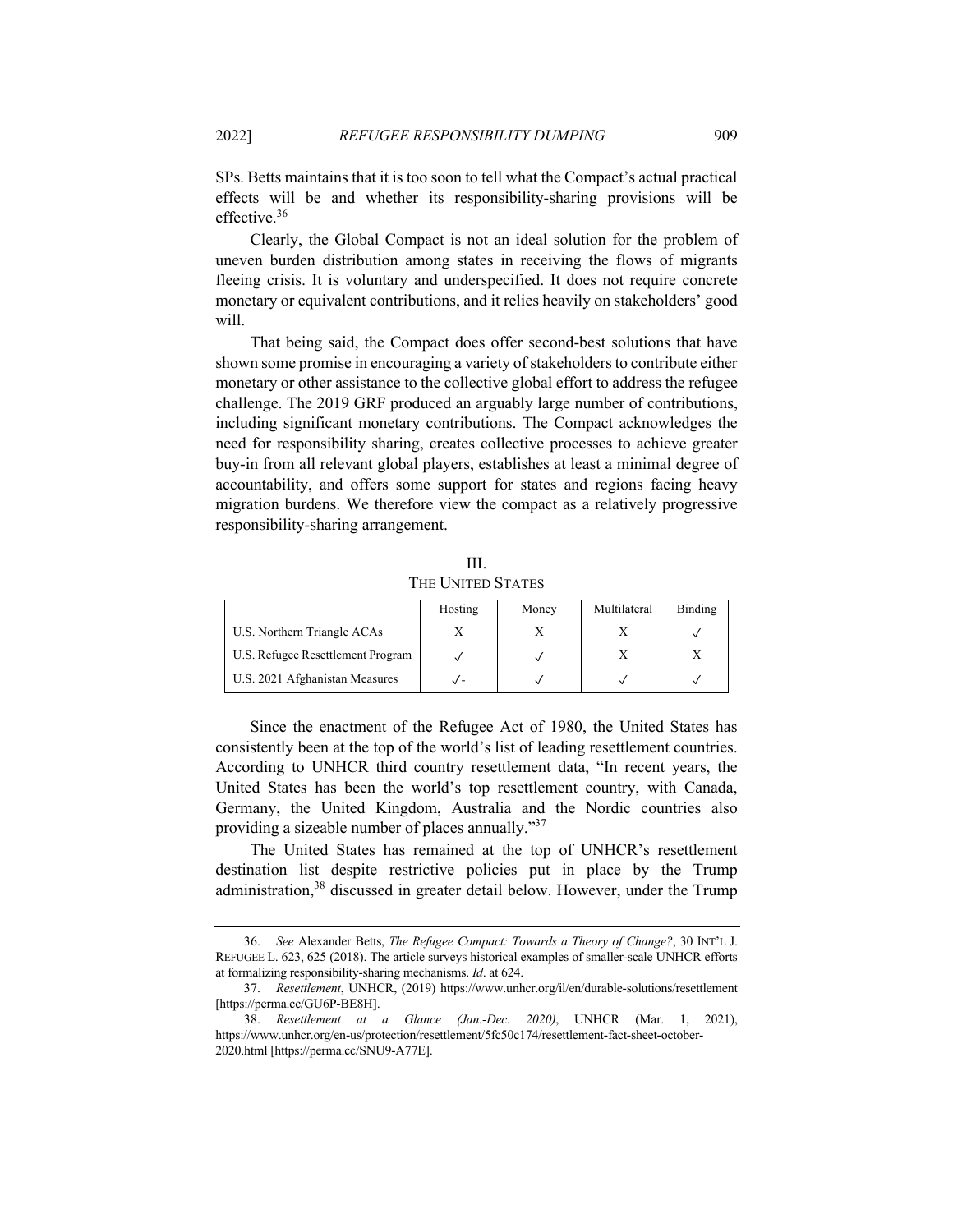SPs. Betts maintains that it is too soon to tell what the Compact's actual practical effects will be and whether its responsibility-sharing provisions will be effective.[36]

Clearly, the Global Compact is not an ideal solution for the problem of uneven burden distribution among states in receiving the flows of migrants fleeing crisis. It is voluntary and underspecified. It does not require concrete monetary or equivalent contributions, and it relies heavily on stakeholders' good will.

That being said, the Compact does offer second-best solutions that have shown some promise in encouraging a variety of stakeholders to contribute either monetary or other assistance to the collective global effort to address the refugee challenge. The 2019 GRF produced an arguably large number of contributions, including significant monetary contributions. The Compact acknowledges the need for responsibility sharing, creates collective processes to achieve greater buy-in from all relevant global players, establishes at least a minimal degree of accountability, and offers some support for states and regions facing heavy migration burdens. We therefore view the compact as a relatively progressive responsibility-sharing arrangement.

## III. THE UNITED STATES

| | Hosting | Money | Multilateral | Binding |
|---|---|---|---|---|
| U.S. Northern Triangle ACAs | X | X | X | ✓ |
| U.S. Refugee Resettlement Program | ✓ | ✓ | X | X |
| U.S. 2021 Afghanistan Measures | ✓- | ✓ | ✓ | ✓ |

Since the enactment of the Refugee Act of 1980, the United States has consistently been at the top of the world's list of leading resettlement countries. According to UNHCR third country resettlement data, "In recent years, the United States has been the world's top resettlement country, with Canada, Germany, the United Kingdom, Australia and the Nordic countries also providing a sizeable number of places annually."[37]

The United States has remained at the top of UNHCR's resettlement destination list despite restrictive policies put in place by the Trump administration,[38] discussed in greater detail below. However, under the Trump

---

36. *See* Alexander Betts, *The Refugee Compact: Towards a Theory of Change?*, 30 INT'L J. REFUGEE L. 623, 625 (2018). The article surveys historical examples of smaller-scale UNHCR efforts at formalizing responsibility-sharing mechanisms. *Id*. at 624.

37. *Resettlement*, UNHCR, (2019) https://www.unhcr.org/il/en/durable-solutions/resettlement [https://perma.cc/GU6P-BE8H].

38. *Resettlement at a Glance (Jan.-Dec. 2020)*, UNHCR (Mar. 1, 2021), https://www.unhcr.org/en-us/protection/resettlement/5fc50c174/resettlement-fact-sheet-october-2020.html [https://perma.cc/SNU9-A77E].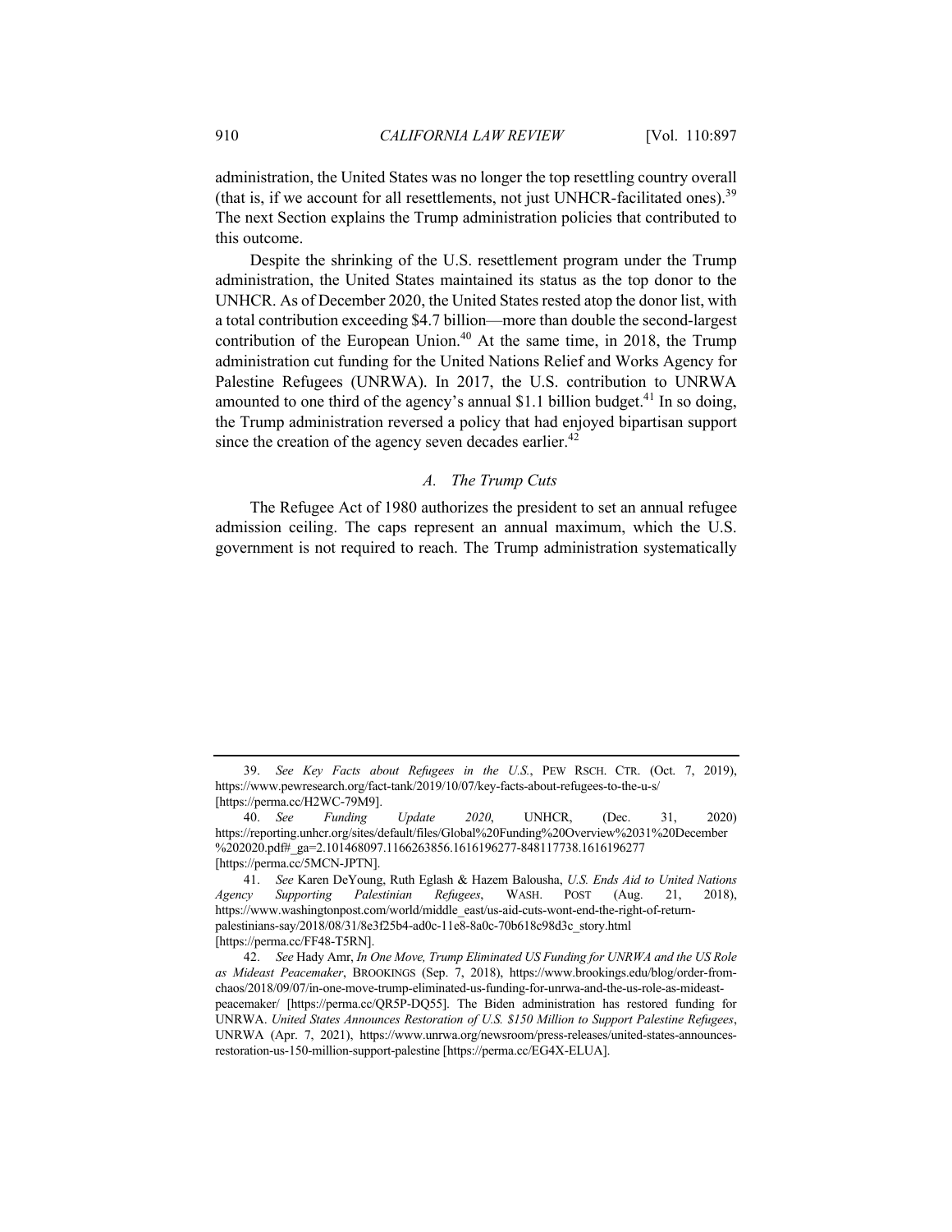administration, the United States was no longer the top resettling country overall (that is, if we account for all resettlements, not just UNHCR-facilitated ones).[39] The next Section explains the Trump administration policies that contributed to this outcome.

Despite the shrinking of the U.S. resettlement program under the Trump administration, the United States maintained its status as the top donor to the UNHCR. As of December 2020, the United States rested atop the donor list, with a total contribution exceeding $4.7 billion—more than double the second-largest contribution of the European Union.[40] At the same time, in 2018, the Trump administration cut funding for the United Nations Relief and Works Agency for Palestine Refugees (UNRWA). In 2017, the U.S. contribution to UNRWA amounted to one third of the agency's annual $1.1 billion budget.[41] In so doing, the Trump administration reversed a policy that had enjoyed bipartisan support since the creation of the agency seven decades earlier.[42]

### *A. The Trump Cuts*

The Refugee Act of 1980 authorizes the president to set an annual refugee admission ceiling. The caps represent an annual maximum, which the U.S. government is not required to reach. The Trump administration systematically

---

39. *See Key Facts about Refugees in the U.S.*, PEW RSCH. CTR. (Oct. 7, 2019), https://www.pewresearch.org/fact-tank/2019/10/07/key-facts-about-refugees-to-the-u-s/ [https://perma.cc/H2WC-79M9].

40. *See Funding Update 2020*, UNHCR, (Dec. 31, 2020) https://reporting.unhcr.org/sites/default/files/Global%20Funding%20Overview%2031%20December%202020.pdf#_ga=2.101468097.1166263856.1616196277-848117738.1616196277 [https://perma.cc/5MCN-JPTN].

41. *See* Karen DeYoung, Ruth Eglash & Hazem Balousha, *U.S. Ends Aid to United Nations Agency Supporting Palestinian Refugees*, WASH. POST (Aug. 21, 2018), https://www.washingtonpost.com/world/middle_east/us-aid-cuts-wont-end-the-right-of-return-palestinians-say/2018/08/31/8e3f25b4-ad0c-11e8-8a0c-70b618c98d3c_story.html [https://perma.cc/FF48-T5RN].

42. *See* Hady Amr, *In One Move, Trump Eliminated US Funding for UNRWA and the US Role as Mideast Peacemaker*, BROOKINGS (Sep. 7, 2018), https://www.brookings.edu/blog/order-from-chaos/2018/09/07/in-one-move-trump-eliminated-us-funding-for-unrwa-and-the-us-role-as-mideast-peacemaker/ [https://perma.cc/QR5P-DQ55]. The Biden administration has restored funding for UNRWA. *United States Announces Restoration of U.S. $150 Million to Support Palestine Refugees*, UNRWA (Apr. 7, 2021), https://www.unrwa.org/newsroom/press-releases/united-states-announces-restoration-us-150-million-support-palestine [https://perma.cc/EG4X-ELUA].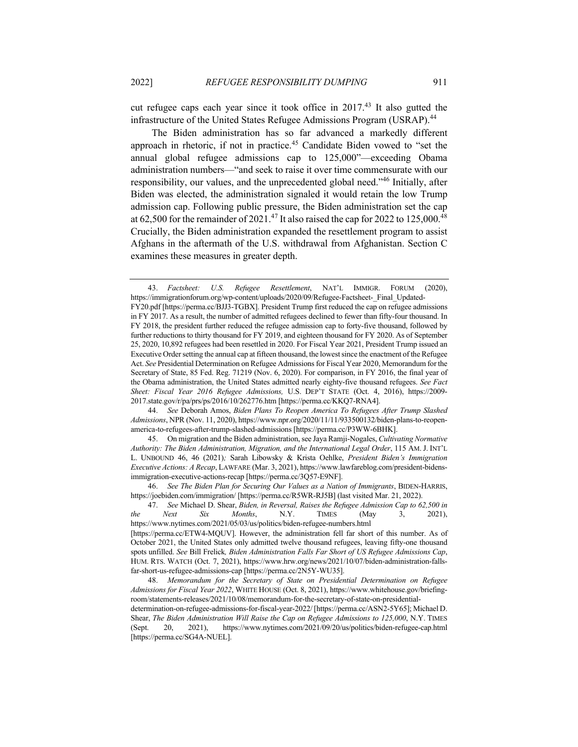cut refugee caps each year since it took office in 2017.[43] It also gutted the infrastructure of the United States Refugee Admissions Program (USRAP).[44]

The Biden administration has so far advanced a markedly different approach in rhetoric, if not in practice.[45] Candidate Biden vowed to "set the annual global refugee admissions cap to 125,000"—exceeding Obama administration numbers—"and seek to raise it over time commensurate with our responsibility, our values, and the unprecedented global need."[46] Initially, after Biden was elected, the administration signaled it would retain the low Trump admission cap. Following public pressure, the Biden administration set the cap at 62,500 for the remainder of 2021.[47] It also raised the cap for 2022 to 125,000.[48] Crucially, the Biden administration expanded the resettlement program to assist Afghans in the aftermath of the U.S. withdrawal from Afghanistan. Section C examines these measures in greater depth.

---

43. *Factsheet: U.S. Refugee Resettlement*, NAT'L IMMIGR. FORUM (2020), https://immigrationforum.org/wp-content/uploads/2020/09/Refugee-Factsheet-_Final_Updated-FY20.pdf [https://perma.cc/BJJ3-TGBX]. President Trump first reduced the cap on refugee admissions in FY 2017. As a result, the number of admitted refugees declined to fewer than fifty-four thousand. In FY 2018, the president further reduced the refugee admission cap to forty-five thousand, followed by further reductions to thirty thousand for FY 2019, and eighteen thousand for FY 2020. As of September 25, 2020, 10,892 refugees had been resettled in 2020. For Fiscal Year 2021, President Trump issued an Executive Order setting the annual cap at fifteen thousand, the lowest since the enactment of the Refugee Act. *See* Presidential Determination on Refugee Admissions for Fiscal Year 2020, Memorandum for the Secretary of State, 85 Fed. Reg. 71219 (Nov. 6, 2020). For comparison, in FY 2016, the final year of the Obama administration, the United States admitted nearly eighty-five thousand refugees. *See Fact Sheet: Fiscal Year 2016 Refugee Admissions,* U.S. DEP'T STATE (Oct. 4, 2016), https://2009-2017.state.gov/r/pa/prs/ps/2016/10/262776.htm [https://perma.cc/KKQ7-RNA4].

44. *See* Deborah Amos, *Biden Plans To Reopen America To Refugees After Trump Slashed Admissions*, NPR (Nov. 11, 2020), https://www.npr.org/2020/11/11/933500132/biden-plans-to-reopen-america-to-refugees-after-trump-slashed-admissions [https://perma.cc/P3WW-6BHK].

45. On migration and the Biden administration, see Jaya Ramji-Nogales, *Cultivating Normative Authority: The Biden Administration, Migration, and the International Legal Order*, 115 AM. J. INT'L L. UNBOUND 46, 46 (2021)*;* Sarah Libowsky & Krista Oehlke, *President Biden's Immigration Executive Actions: A Recap*, LAWFARE (Mar. 3, 2021), https://www.lawfareblog.com/president-bidens-immigration-executive-actions-recap [https://perma.cc/3Q57-E9NF].

46. *See The Biden Plan for Securing Our Values as a Nation of Immigrants*, BIDEN-HARRIS, https://joebiden.com/immigration/ [https://perma.cc/R5WR-RJ5B] (last visited Mar. 21, 2022).

47. *See* Michael D. Shear, *Biden, in Reversal, Raises the Refugee Admission Cap to 62,500 in the Next Six Months*, N.Y. TIMES (May 3, 2021), https://www.nytimes.com/2021/05/03/us/politics/biden-refugee-numbers.html [https://perma.cc/ETW4-MQUV]. However, the administration fell far short of this number. As of October 2021, the United States only admitted twelve thousand refugees, leaving fifty-one thousand spots unfilled. *See* Bill Frelick*, Biden Administration Falls Far Short of US Refugee Admissions Cap*, HUM. RTS. WATCH (Oct. 7, 2021), https://www.hrw.org/news/2021/10/07/biden-administration-falls-far-short-us-refugee-admissions-cap [https://perma.cc/2N5Y-WU35].

48. *Memorandum for the Secretary of State on Presidential Determination on Refugee Admissions for Fiscal Year 2022*, WHITE HOUSE (Oct. 8, 2021), https://www.whitehouse.gov/briefing-room/statements-releases/2021/10/08/memorandum-for-the-secretary-of-state-on-presidential-determination-on-refugee-admissions-for-fiscal-year-2022/ [https://perma.cc/ASN2-5Y65]; Michael D. Shear, *The Biden Administration Will Raise the Cap on Refugee Admissions to 125,000*, N.Y. TIMES (Sept. 20, 2021), https://www.nytimes.com/2021/09/20/us/politics/biden-refugee-cap.html [https://perma.cc/SG4A-NUEL].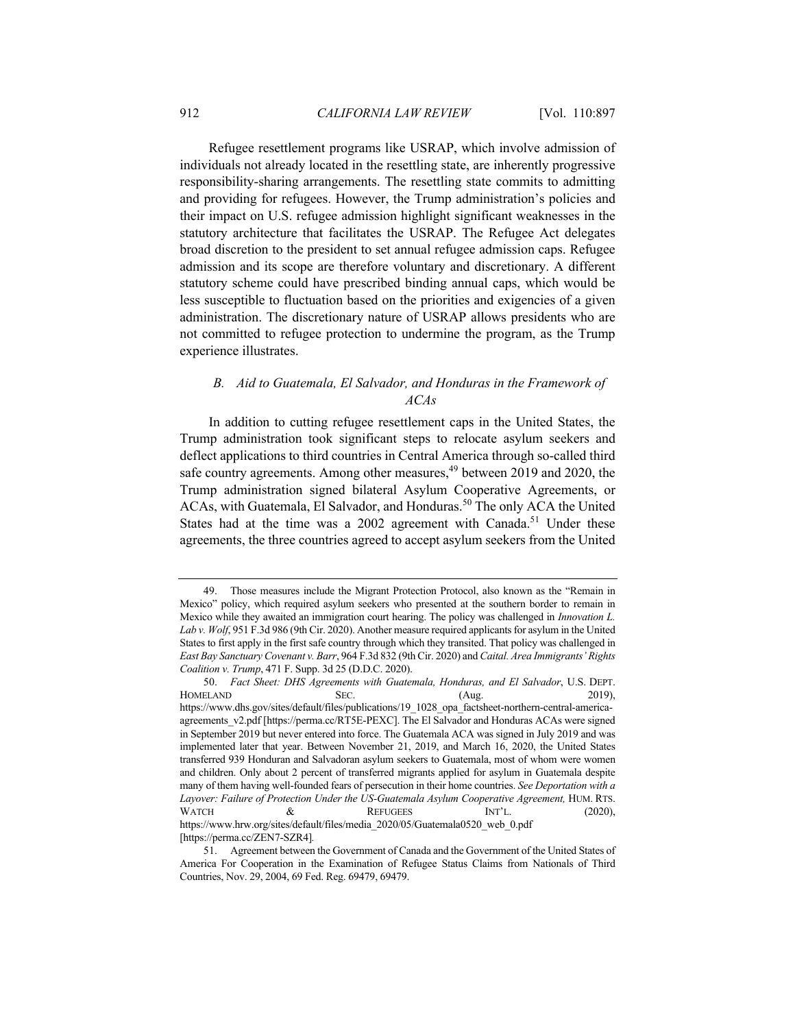Refugee resettlement programs like USRAP, which involve admission of individuals not already located in the resettling state, are inherently progressive responsibility-sharing arrangements. The resettling state commits to admitting and providing for refugees. However, the Trump administration's policies and their impact on U.S. refugee admission highlight significant weaknesses in the statutory architecture that facilitates the USRAP. The Refugee Act delegates broad discretion to the president to set annual refugee admission caps. Refugee admission and its scope are therefore voluntary and discretionary. A different statutory scheme could have prescribed binding annual caps, which would be less susceptible to fluctuation based on the priorities and exigencies of a given administration. The discretionary nature of USRAP allows presidents who are not committed to refugee protection to undermine the program, as the Trump experience illustrates.

### *B. Aid to Guatemala, El Salvador, and Honduras in the Framework of ACAs*

In addition to cutting refugee resettlement caps in the United States, the Trump administration took significant steps to relocate asylum seekers and deflect applications to third countries in Central America through so-called third safe country agreements. Among other measures,[49] between 2019 and 2020, the Trump administration signed bilateral Asylum Cooperative Agreements, or ACAs, with Guatemala, El Salvador, and Honduras.[50] The only ACA the United States had at the time was a 2002 agreement with Canada.[51] Under these agreements, the three countries agreed to accept asylum seekers from the United

---

49. Those measures include the Migrant Protection Protocol, also known as the "Remain in Mexico" policy, which required asylum seekers who presented at the southern border to remain in Mexico while they awaited an immigration court hearing. The policy was challenged in *Innovation L. Lab v. Wolf*, 951 F.3d 986 (9th Cir. 2020). Another measure required applicants for asylum in the United States to first apply in the first safe country through which they transited. That policy was challenged in *East Bay Sanctuary Covenant v. Barr*, 964 F.3d 832 (9th Cir. 2020) and *Caital. Area Immigrants' Rights Coalition v. Trump*, 471 F. Supp. 3d 25 (D.D.C. 2020).

50. *Fact Sheet: DHS Agreements with Guatemala, Honduras, and El Salvador*, U.S. DEPT. HOMELAND SEC. (Aug. 2019), https://www.dhs.gov/sites/default/files/publications/19_1028_opa_factsheet-northern-central-america-agreements_v2.pdf [https://perma.cc/RT5E-PEXC]. The El Salvador and Honduras ACAs were signed in September 2019 but never entered into force. The Guatemala ACA was signed in July 2019 and was implemented later that year. Between November 21, 2019, and March 16, 2020, the United States transferred 939 Honduran and Salvadoran asylum seekers to Guatemala, most of whom were women and children. Only about 2 percent of transferred migrants applied for asylum in Guatemala despite many of them having well-founded fears of persecution in their home countries. *See Deportation with a Layover: Failure of Protection Under the US-Guatemala Asylum Cooperative Agreement,* HUM. RTS. WATCH & REFUGEES INT'L. (2020), https://www.hrw.org/sites/default/files/media_2020/05/Guatemala0520_web_0.pdf [https://perma.cc/ZEN7-SZR4].

51. Agreement between the Government of Canada and the Government of the United States of America For Cooperation in the Examination of Refugee Status Claims from Nationals of Third Countries, Nov. 29, 2004, 69 Fed. Reg. 69479, 69479.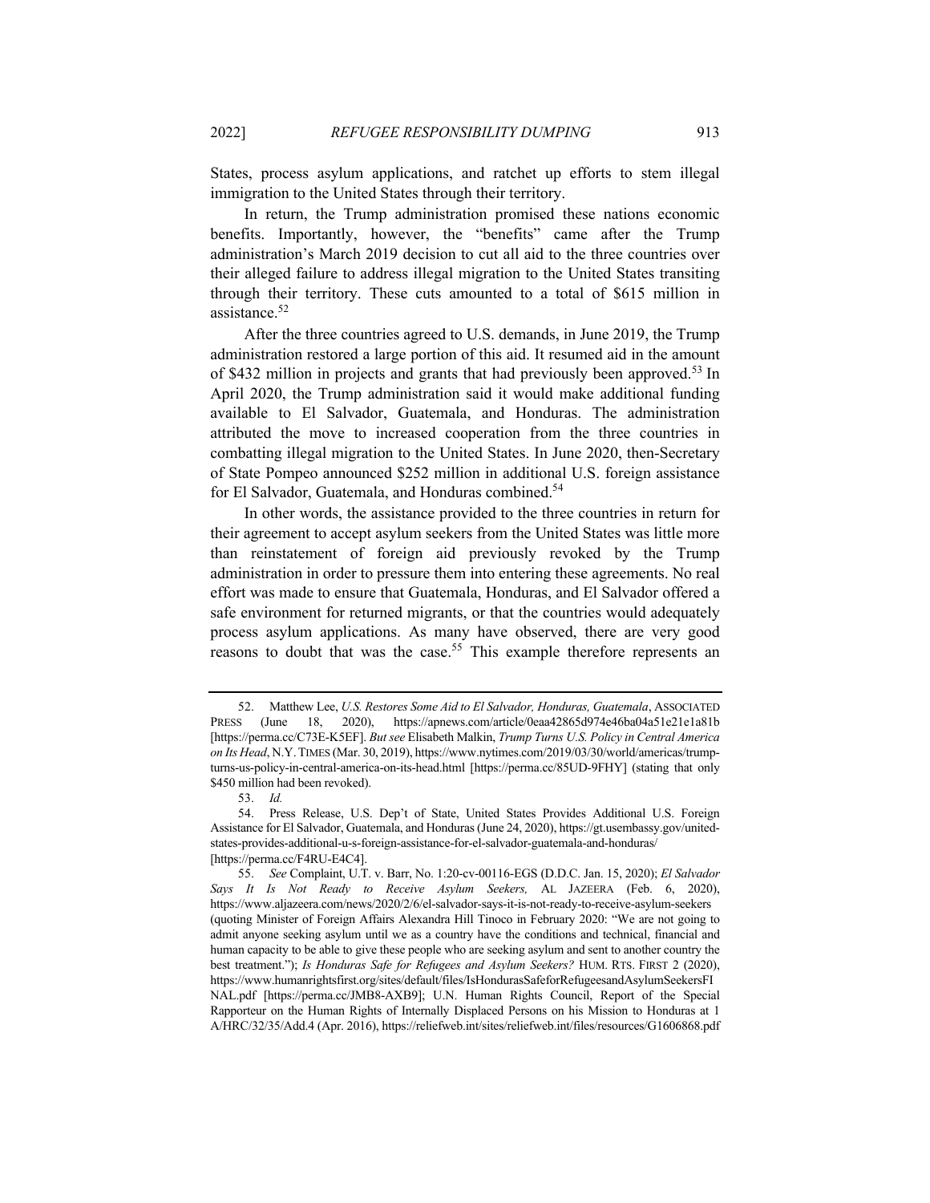States, process asylum applications, and ratchet up efforts to stem illegal immigration to the United States through their territory.

In return, the Trump administration promised these nations economic benefits. Importantly, however, the "benefits" came after the Trump administration's March 2019 decision to cut all aid to the three countries over their alleged failure to address illegal migration to the United States transiting through their territory. These cuts amounted to a total of $615 million in assistance.[52]

After the three countries agreed to U.S. demands, in June 2019, the Trump administration restored a large portion of this aid. It resumed aid in the amount of $432 million in projects and grants that had previously been approved.[53] In April 2020, the Trump administration said it would make additional funding available to El Salvador, Guatemala, and Honduras. The administration attributed the move to increased cooperation from the three countries in combatting illegal migration to the United States. In June 2020, then-Secretary of State Pompeo announced $252 million in additional U.S. foreign assistance for El Salvador, Guatemala, and Honduras combined.[54]

In other words, the assistance provided to the three countries in return for their agreement to accept asylum seekers from the United States was little more than reinstatement of foreign aid previously revoked by the Trump administration in order to pressure them into entering these agreements. No real effort was made to ensure that Guatemala, Honduras, and El Salvador offered a safe environment for returned migrants, or that the countries would adequately process asylum applications. As many have observed, there are very good reasons to doubt that was the case.[55] This example therefore represents an

---

52. Matthew Lee, *U.S. Restores Some Aid to El Salvador, Honduras, Guatemala*, ASSOCIATED PRESS (June 18, 2020), https://apnews.com/article/0eaa42865d974e46ba04a51e21e1a81b [https://perma.cc/C73E-K5EF]. *But see* Elisabeth Malkin, *Trump Turns U.S. Policy in Central America on Its Head*, N.Y. TIMES (Mar. 30, 2019), https://www.nytimes.com/2019/03/30/world/americas/trump-turns-us-policy-in-central-america-on-its-head.html [https://perma.cc/85UD-9FHY] (stating that only $450 million had been revoked).

53. *Id.*

54. Press Release, U.S. Dep't of State, United States Provides Additional U.S. Foreign Assistance for El Salvador, Guatemala, and Honduras (June 24, 2020), https://gt.usembassy.gov/united-states-provides-additional-u-s-foreign-assistance-for-el-salvador-guatemala-and-honduras/ [https://perma.cc/F4RU-E4C4].

55. *See* Complaint, U.T. v. Barr, No. 1:20-cv-00116-EGS (D.D.C. Jan. 15, 2020); *El Salvador Says It Is Not Ready to Receive Asylum Seekers,* AL JAZEERA (Feb. 6, 2020), https://www.aljazeera.com/news/2020/2/6/el-salvador-says-it-is-not-ready-to-receive-asylum-seekers (quoting Minister of Foreign Affairs Alexandra Hill Tinoco in February 2020: "We are not going to admit anyone seeking asylum until we as a country have the conditions and technical, financial and human capacity to be able to give these people who are seeking asylum and sent to another country the best treatment."); *Is Honduras Safe for Refugees and Asylum Seekers?* HUM. RTS. FIRST 2 (2020), https://www.humanrightsfirst.org/sites/default/files/IsHondurasSafeforRefugeesandAsylumSeekersFINAL.pdf [https://perma.cc/JMB8-AXB9]; U.N. Human Rights Council, Report of the Special Rapporteur on the Human Rights of Internally Displaced Persons on his Mission to Honduras at 1 A/HRC/32/35/Add.4 (Apr. 2016), https://reliefweb.int/sites/reliefweb.int/files/resources/G1606868.pdf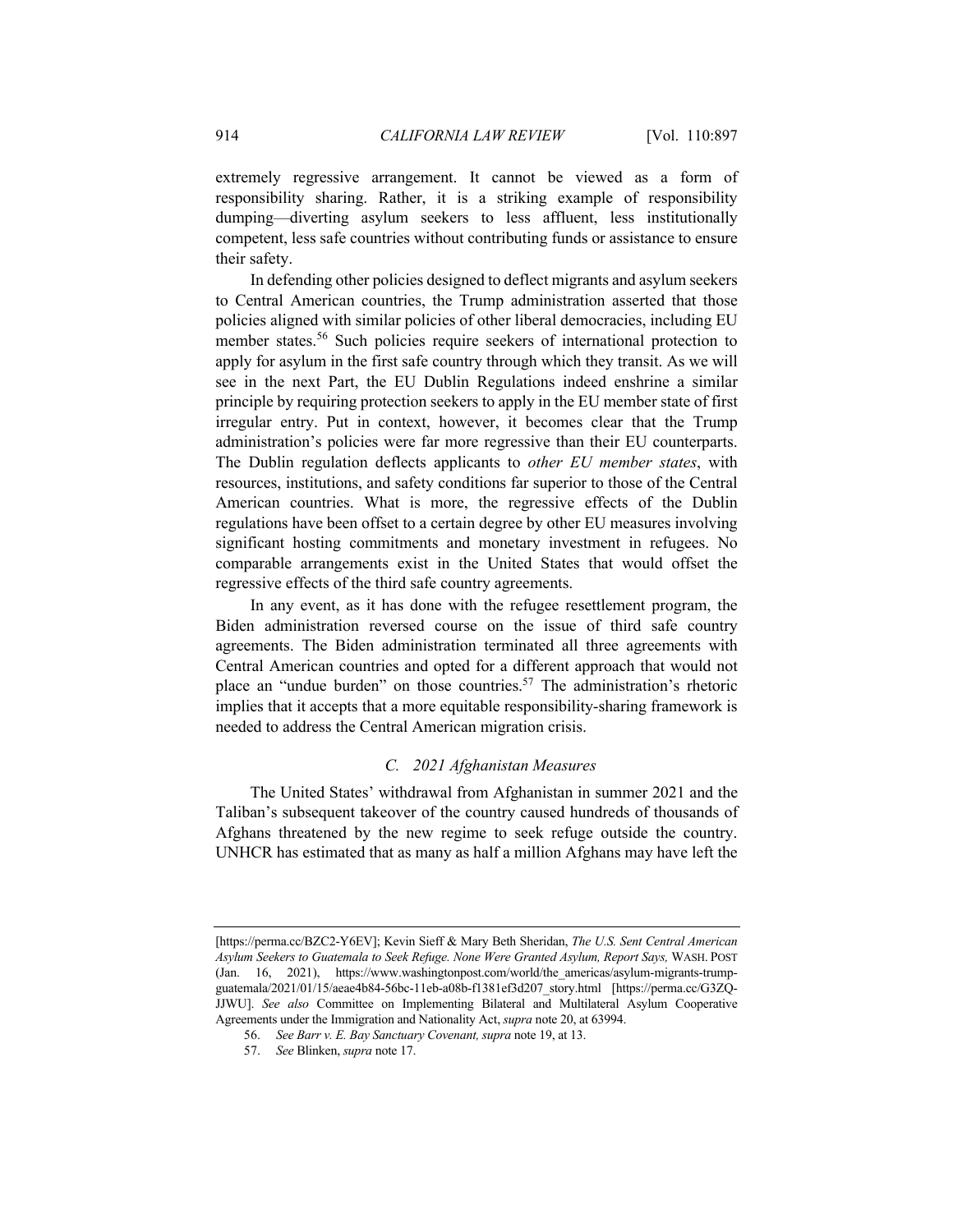extremely regressive arrangement. It cannot be viewed as a form of responsibility sharing. Rather, it is a striking example of responsibility dumping—diverting asylum seekers to less affluent, less institutionally competent, less safe countries without contributing funds or assistance to ensure their safety.

In defending other policies designed to deflect migrants and asylum seekers to Central American countries, the Trump administration asserted that those policies aligned with similar policies of other liberal democracies, including EU member states.[56] Such policies require seekers of international protection to apply for asylum in the first safe country through which they transit. As we will see in the next Part, the EU Dublin Regulations indeed enshrine a similar principle by requiring protection seekers to apply in the EU member state of first irregular entry. Put in context, however, it becomes clear that the Trump administration's policies were far more regressive than their EU counterparts. The Dublin regulation deflects applicants to *other EU member states*, with resources, institutions, and safety conditions far superior to those of the Central American countries. What is more, the regressive effects of the Dublin regulations have been offset to a certain degree by other EU measures involving significant hosting commitments and monetary investment in refugees. No comparable arrangements exist in the United States that would offset the regressive effects of the third safe country agreements.

In any event, as it has done with the refugee resettlement program, the Biden administration reversed course on the issue of third safe country agreements. The Biden administration terminated all three agreements with Central American countries and opted for a different approach that would not place an "undue burden" on those countries.[57] The administration's rhetoric implies that it accepts that a more equitable responsibility-sharing framework is needed to address the Central American migration crisis.

### *C. 2021 Afghanistan Measures*

The United States' withdrawal from Afghanistan in summer 2021 and the Taliban's subsequent takeover of the country caused hundreds of thousands of Afghans threatened by the new regime to seek refuge outside the country. UNHCR has estimated that as many as half a million Afghans may have left the

---

[https://perma.cc/BZC2-Y6EV]; Kevin Sieff & Mary Beth Sheridan, *The U.S. Sent Central American Asylum Seekers to Guatemala to Seek Refuge. None Were Granted Asylum, Report Says,* WASH. POST (Jan. 16, 2021), https://www.washingtonpost.com/world/the_americas/asylum-migrants-trump-guatemala/2021/01/15/aeae4b84-56bc-11eb-a08b-f1381ef3d207_story.html [https://perma.cc/G3ZQ-JJWU]. *See also* Committee on Implementing Bilateral and Multilateral Asylum Cooperative Agreements under the Immigration and Nationality Act, *supra* note 20, at 63994.

56. *See Barr v. E. Bay Sanctuary Covenant, supra* note 19, at 13.

57. *See* Blinken, *supra* note 17.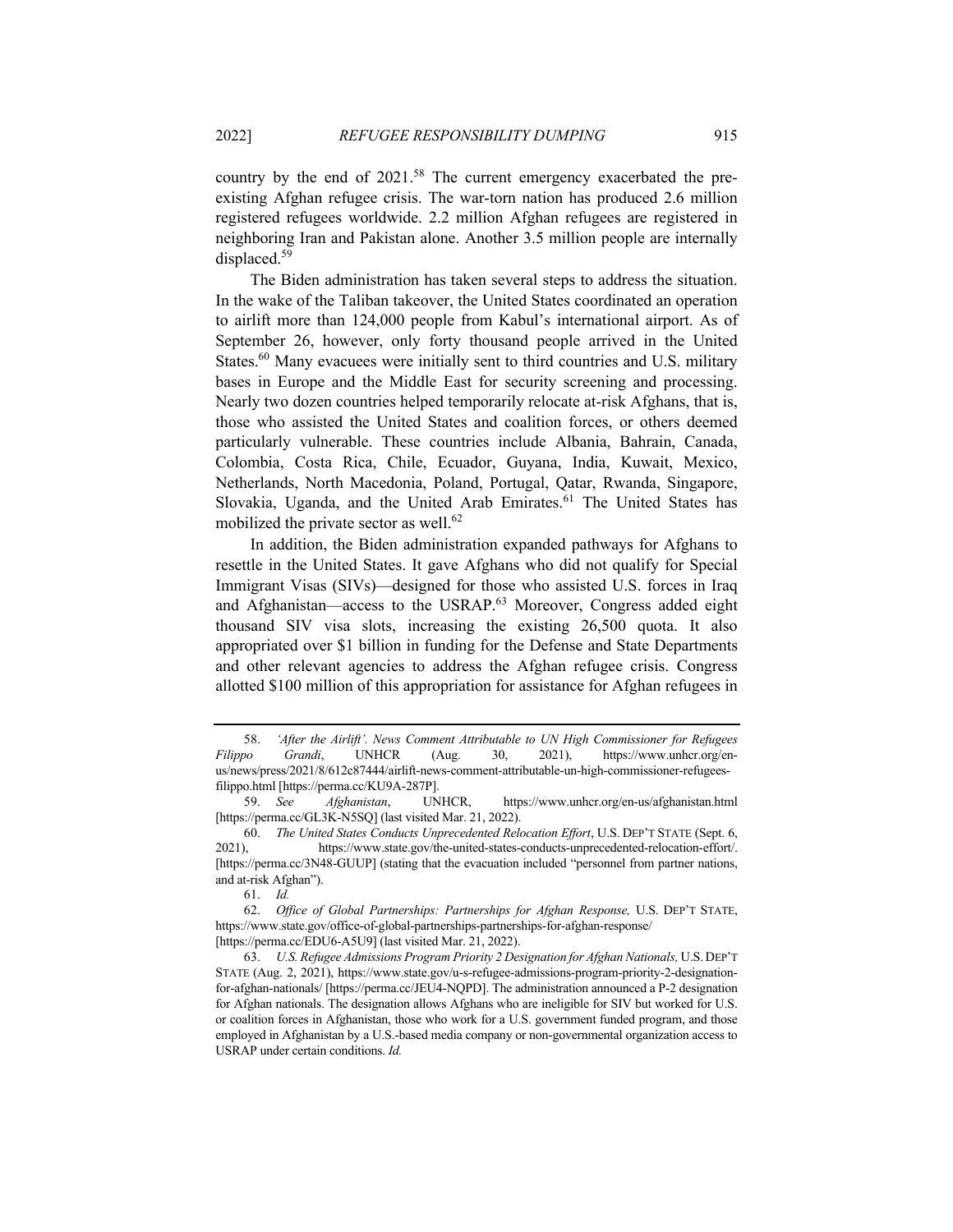country by the end of 2021.[58] The current emergency exacerbated the pre-existing Afghan refugee crisis. The war-torn nation has produced 2.6 million registered refugees worldwide. 2.2 million Afghan refugees are registered in neighboring Iran and Pakistan alone. Another 3.5 million people are internally displaced.[59]

The Biden administration has taken several steps to address the situation. In the wake of the Taliban takeover, the United States coordinated an operation to airlift more than 124,000 people from Kabul's international airport. As of September 26, however, only forty thousand people arrived in the United States.[60] Many evacuees were initially sent to third countries and U.S. military bases in Europe and the Middle East for security screening and processing. Nearly two dozen countries helped temporarily relocate at-risk Afghans, that is, those who assisted the United States and coalition forces, or others deemed particularly vulnerable. These countries include Albania, Bahrain, Canada, Colombia, Costa Rica, Chile, Ecuador, Guyana, India, Kuwait, Mexico, Netherlands, North Macedonia, Poland, Portugal, Qatar, Rwanda, Singapore, Slovakia, Uganda, and the United Arab Emirates.[61] The United States has mobilized the private sector as well.[62]

In addition, the Biden administration expanded pathways for Afghans to resettle in the United States. It gave Afghans who did not qualify for Special Immigrant Visas (SIVs)—designed for those who assisted U.S. forces in Iraq and Afghanistan—access to the USRAP.[63] Moreover, Congress added eight thousand SIV visa slots, increasing the existing 26,500 quota. It also appropriated over $1 billion in funding for the Defense and State Departments and other relevant agencies to address the Afghan refugee crisis. Congress allotted $100 million of this appropriation for assistance for Afghan refugees in

---

58. *'After the Airlift'. News Comment Attributable to UN High Commissioner for Refugees Filippo Grandi*, UNHCR (Aug. 30, 2021), https://www.unhcr.org/en-us/news/press/2021/8/612c87444/airlift-news-comment-attributable-un-high-commissioner-refugees-filippo.html [https://perma.cc/KU9A-287P].

59. *See Afghanistan*, UNHCR, https://www.unhcr.org/en-us/afghanistan.html [https://perma.cc/GL3K-N5SQ] (last visited Mar. 21, 2022).

60. *The United States Conducts Unprecedented Relocation Effort*, U.S. DEP'T STATE (Sept. 6, 2021), https://www.state.gov/the-united-states-conducts-unprecedented-relocation-effort/. [https://perma.cc/3N48-GUUP] (stating that the evacuation included "personnel from partner nations, and at-risk Afghan").

61. *Id.*

62. *Office of Global Partnerships: Partnerships for Afghan Response,* U.S. DEP'T STATE, https://www.state.gov/office-of-global-partnerships-partnerships-for-afghan-response/ [https://perma.cc/EDU6-A5U9] (last visited Mar. 21, 2022).

63. *U.S. Refugee Admissions Program Priority 2 Designation for Afghan Nationals,* U.S. DEP'T STATE (Aug. 2, 2021), https://www.state.gov/u-s-refugee-admissions-program-priority-2-designation-for-afghan-nationals/ [https://perma.cc/JEU4-NQPD]. The administration announced a P-2 designation for Afghan nationals. The designation allows Afghans who are ineligible for SIV but worked for U.S. or coalition forces in Afghanistan, those who work for a U.S. government funded program, and those employed in Afghanistan by a U.S.-based media company or non-governmental organization access to USRAP under certain conditions. *Id.*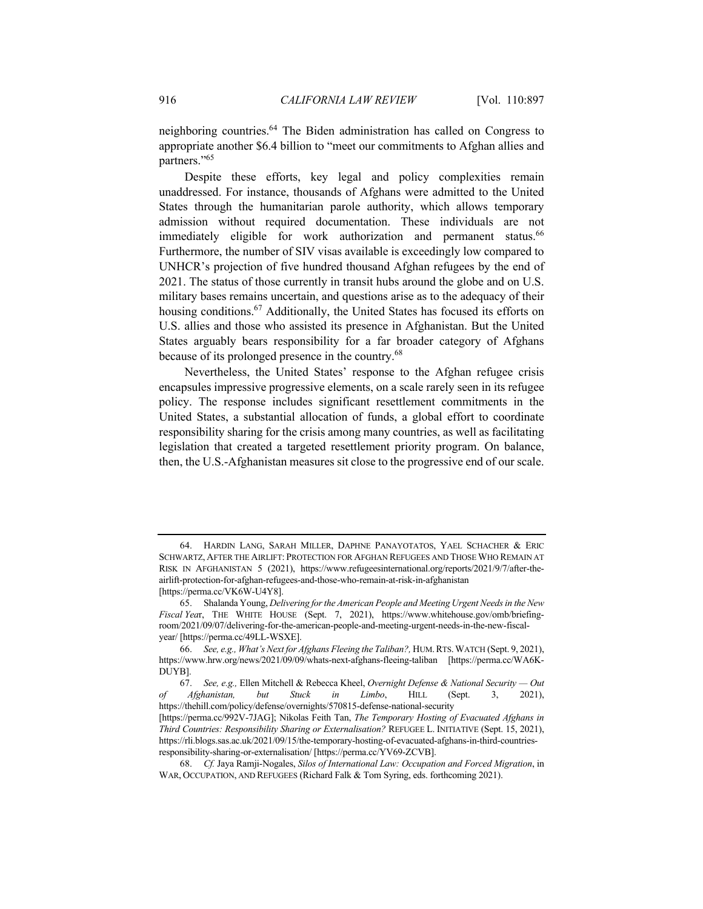neighboring countries.[64] The Biden administration has called on Congress to appropriate another $6.4 billion to "meet our commitments to Afghan allies and partners."[65]

Despite these efforts, key legal and policy complexities remain unaddressed. For instance, thousands of Afghans were admitted to the United States through the humanitarian parole authority, which allows temporary admission without required documentation. These individuals are not immediately eligible for work authorization and permanent status.[66] Furthermore, the number of SIV visas available is exceedingly low compared to UNHCR's projection of five hundred thousand Afghan refugees by the end of 2021. The status of those currently in transit hubs around the globe and on U.S. military bases remains uncertain, and questions arise as to the adequacy of their housing conditions.[67] Additionally, the United States has focused its efforts on U.S. allies and those who assisted its presence in Afghanistan. But the United States arguably bears responsibility for a far broader category of Afghans because of its prolonged presence in the country.[68]

Nevertheless, the United States' response to the Afghan refugee crisis encapsules impressive progressive elements, on a scale rarely seen in its refugee policy. The response includes significant resettlement commitments in the United States, a substantial allocation of funds, a global effort to coordinate responsibility sharing for the crisis among many countries, as well as facilitating legislation that created a targeted resettlement priority program. On balance, then, the U.S.-Afghanistan measures sit close to the progressive end of our scale.

---

64. HARDIN LANG, SARAH MILLER, DAPHNE PANAYOTATOS, YAEL SCHACHER & ERIC SCHWARTZ, AFTER THE AIRLIFT: PROTECTION FOR AFGHAN REFUGEES AND THOSE WHO REMAIN AT RISK IN AFGHANISTAN 5 (2021), https://www.refugeesinternational.org/reports/2021/9/7/after-the-airlift-protection-for-afghan-refugees-and-those-who-remain-at-risk-in-afghanistan [https://perma.cc/VK6W-U4Y8].

65. Shalanda Young, *Delivering for the American People and Meeting Urgent Needs in the New Fiscal Year*, THE WHITE HOUSE (Sept. 7, 2021), https://www.whitehouse.gov/omb/briefing-room/2021/09/07/delivering-for-the-american-people-and-meeting-urgent-needs-in-the-new-fiscal-year/ [https://perma.cc/49LL-WSXE].

66. *See, e.g., What's Next for Afghans Fleeing the Taliban?,* HUM. RTS. WATCH (Sept. 9, 2021), https://www.hrw.org/news/2021/09/09/whats-next-afghans-fleeing-taliban [https://perma.cc/WA6K-DUYB].

67. *See, e.g.,* Ellen Mitchell & Rebecca Kheel, *Overnight Defense & National Security — Out of Afghanistan, but Stuck in Limbo*, HILL (Sept. 3, 2021), https://thehill.com/policy/defense/overnights/570815-defense-national-security [https://perma.cc/992V-7JAG]; Nikolas Feith Tan, *The Temporary Hosting of Evacuated Afghans in Third Countries: Responsibility Sharing or Externalisation?* REFUGEE L. INITIATIVE (Sept. 15, 2021), https://rli.blogs.sas.ac.uk/2021/09/15/the-temporary-hosting-of-evacuated-afghans-in-third-countries-responsibility-sharing-or-externalisation/ [https://perma.cc/YV69-ZCVB].

68. *Cf.* Jaya Ramji-Nogales, *Silos of International Law: Occupation and Forced Migration*, in WAR, OCCUPATION, AND REFUGEES (Richard Falk & Tom Syring, eds. forthcoming 2021).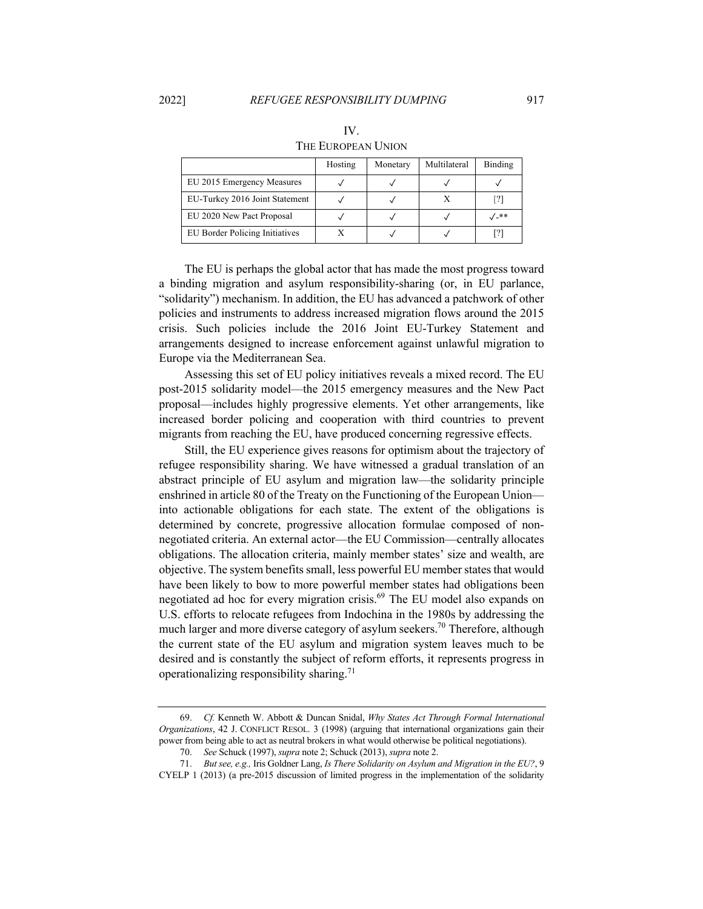## IV. THE EUROPEAN UNION

| | Hosting | Monetary | Multilateral | Binding |
|---|---|---|---|---|
| EU 2015 Emergency Measures | ✓ | ✓ | ✓ | ✓ |
| EU-Turkey 2016 Joint Statement | ✓ | ✓ | X | [?] |
| EU 2020 New Pact Proposal | ✓ | ✓ | ✓ | ✓-** |
| EU Border Policing Initiatives | X | ✓ | ✓ | [?] |

The EU is perhaps the global actor that has made the most progress toward a binding migration and asylum responsibility-sharing (or, in EU parlance, "solidarity") mechanism. In addition, the EU has advanced a patchwork of other policies and instruments to address increased migration flows around the 2015 crisis. Such policies include the 2016 Joint EU-Turkey Statement and arrangements designed to increase enforcement against unlawful migration to Europe via the Mediterranean Sea.

Assessing this set of EU policy initiatives reveals a mixed record. The EU post-2015 solidarity model—the 2015 emergency measures and the New Pact proposal—includes highly progressive elements. Yet other arrangements, like increased border policing and cooperation with third countries to prevent migrants from reaching the EU, have produced concerning regressive effects.

Still, the EU experience gives reasons for optimism about the trajectory of refugee responsibility sharing. We have witnessed a gradual translation of an abstract principle of EU asylum and migration law—the solidarity principle enshrined in article 80 of the Treaty on the Functioning of the European Union—into actionable obligations for each state. The extent of the obligations is determined by concrete, progressive allocation formulae composed of non-negotiated criteria. An external actor—the EU Commission—centrally allocates obligations. The allocation criteria, mainly member states' size and wealth, are objective. The system benefits small, less powerful EU member states that would have been likely to bow to more powerful member states had obligations been negotiated ad hoc for every migration crisis.[69] The EU model also expands on U.S. efforts to relocate refugees from Indochina in the 1980s by addressing the much larger and more diverse category of asylum seekers.[70] Therefore, although the current state of the EU asylum and migration system leaves much to be desired and is constantly the subject of reform efforts, it represents progress in operationalizing responsibility sharing.[71]

---

69. *Cf.* Kenneth W. Abbott & Duncan Snidal, *Why States Act Through Formal International Organizations*, 42 J. CONFLICT RESOL. 3 (1998) (arguing that international organizations gain their power from being able to act as neutral brokers in what would otherwise be political negotiations).

70. *See* Schuck (1997), *supra* note 2; Schuck (2013), *supra* note 2.

71. *But see, e.g.,* Iris Goldner Lang, *Is There Solidarity on Asylum and Migration in the EU?*, 9 CYELP 1 (2013) (a pre-2015 discussion of limited progress in the implementation of the solidarity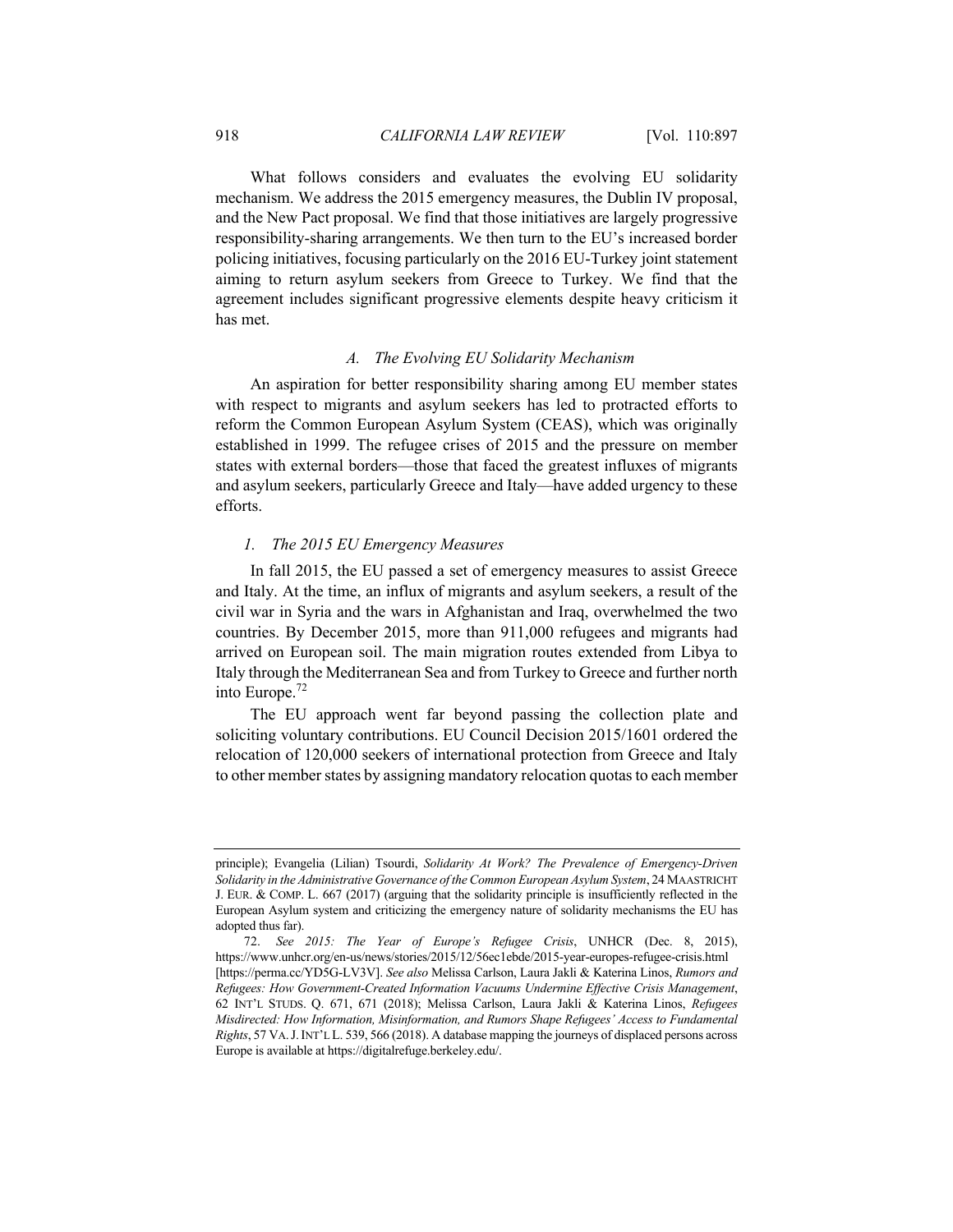What follows considers and evaluates the evolving EU solidarity mechanism. We address the 2015 emergency measures, the Dublin IV proposal, and the New Pact proposal. We find that those initiatives are largely progressive responsibility-sharing arrangements. We then turn to the EU's increased border policing initiatives, focusing particularly on the 2016 EU-Turkey joint statement aiming to return asylum seekers from Greece to Turkey. We find that the agreement includes significant progressive elements despite heavy criticism it has met.

### *A. The Evolving EU Solidarity Mechanism*

An aspiration for better responsibility sharing among EU member states with respect to migrants and asylum seekers has led to protracted efforts to reform the Common European Asylum System (CEAS), which was originally established in 1999. The refugee crises of 2015 and the pressure on member states with external borders—those that faced the greatest influxes of migrants and asylum seekers, particularly Greece and Italy—have added urgency to these efforts.

#### *1. The 2015 EU Emergency Measures*

In fall 2015, the EU passed a set of emergency measures to assist Greece and Italy. At the time, an influx of migrants and asylum seekers, a result of the civil war in Syria and the wars in Afghanistan and Iraq, overwhelmed the two countries. By December 2015, more than 911,000 refugees and migrants had arrived on European soil. The main migration routes extended from Libya to Italy through the Mediterranean Sea and from Turkey to Greece and further north into Europe.[72]

The EU approach went far beyond passing the collection plate and soliciting voluntary contributions. EU Council Decision 2015/1601 ordered the relocation of 120,000 seekers of international protection from Greece and Italy to other member states by assigning mandatory relocation quotas to each member

---

principle); Evangelia (Lilian) Tsourdi, *Solidarity At Work? The Prevalence of Emergency-Driven Solidarity in the Administrative Governance of the Common European Asylum System*, 24 MAASTRICHT J. EUR. & COMP. L. 667 (2017) (arguing that the solidarity principle is insufficiently reflected in the European Asylum system and criticizing the emergency nature of solidarity mechanisms the EU has adopted thus far).

72. *See 2015: The Year of Europe's Refugee Crisis*, UNHCR (Dec. 8, 2015), https://www.unhcr.org/en-us/news/stories/2015/12/56ec1ebde/2015-year-europes-refugee-crisis.html [https://perma.cc/YD5G-LV3V]. *See also* Melissa Carlson, Laura Jakli & Katerina Linos, *Rumors and Refugees: How Government-Created Information Vacuums Undermine Effective Crisis Management*, 62 INT'L STUDS. Q. 671, 671 (2018); Melissa Carlson, Laura Jakli & Katerina Linos, *Refugees Misdirected: How Information, Misinformation, and Rumors Shape Refugees' Access to Fundamental Rights*, 57 VA. J. INT'L L. 539, 566 (2018). A database mapping the journeys of displaced persons across Europe is available at https://digitalrefuge.berkeley.edu/.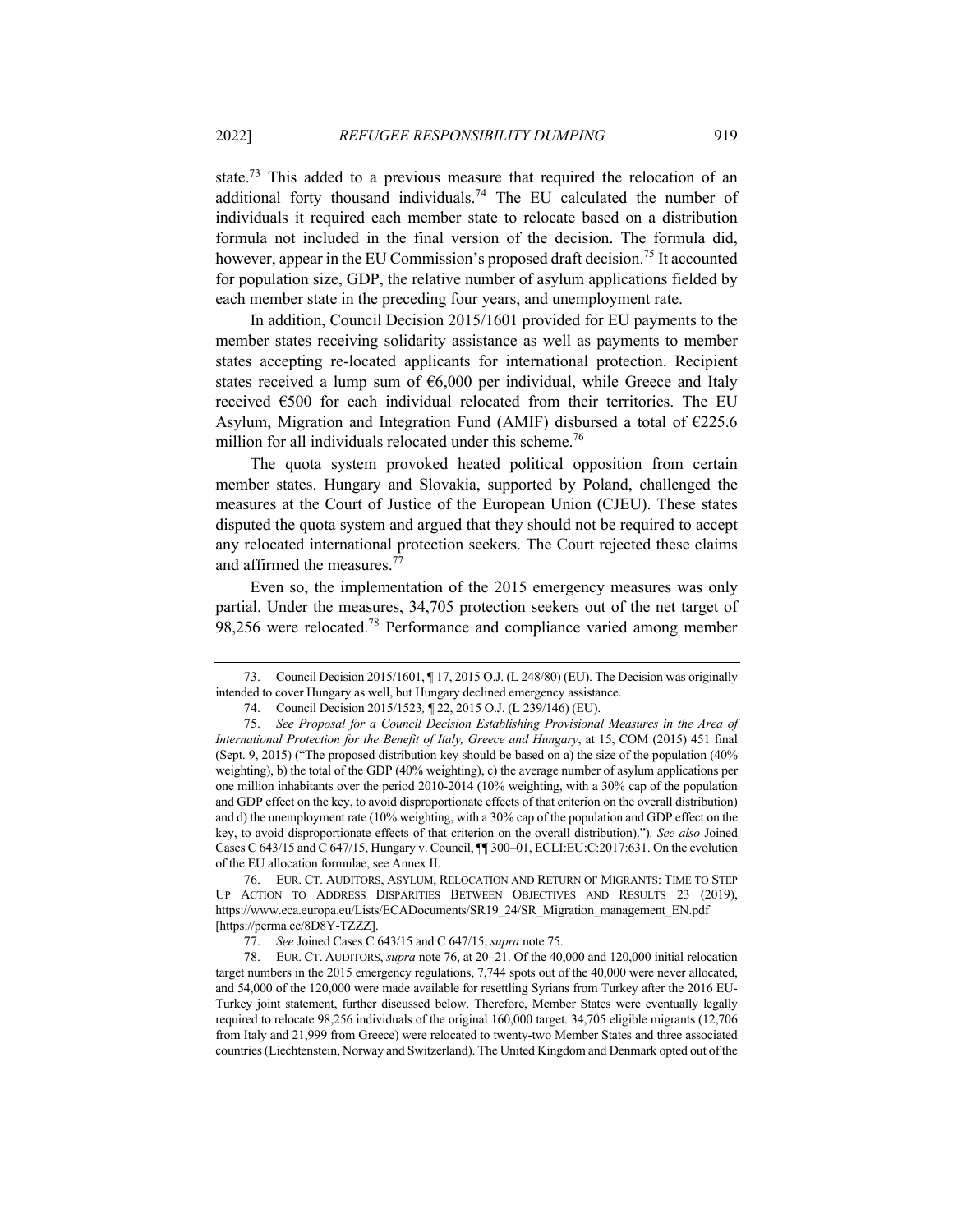state.[73] This added to a previous measure that required the relocation of an additional forty thousand individuals.[74] The EU calculated the number of individuals it required each member state to relocate based on a distribution formula not included in the final version of the decision. The formula did, however, appear in the EU Commission's proposed draft decision.[75] It accounted for population size, GDP, the relative number of asylum applications fielded by each member state in the preceding four years, and unemployment rate.

In addition, Council Decision 2015/1601 provided for EU payments to the member states receiving solidarity assistance as well as payments to member states accepting re-located applicants for international protection. Recipient states received a lump sum of €6,000 per individual, while Greece and Italy received €500 for each individual relocated from their territories. The EU Asylum, Migration and Integration Fund (AMIF) disbursed a total of €225.6 million for all individuals relocated under this scheme.[76]

The quota system provoked heated political opposition from certain member states. Hungary and Slovakia, supported by Poland, challenged the measures at the Court of Justice of the European Union (CJEU). These states disputed the quota system and argued that they should not be required to accept any relocated international protection seekers. The Court rejected these claims and affirmed the measures.[77]

Even so, the implementation of the 2015 emergency measures was only partial. Under the measures, 34,705 protection seekers out of the net target of 98,256 were relocated.[78] Performance and compliance varied among member

---

73. Council Decision 2015/1601, ¶ 17, 2015 O.J. (L 248/80) (EU). The Decision was originally intended to cover Hungary as well, but Hungary declined emergency assistance.

74. Council Decision 2015/1523, ¶ 22, 2015 O.J. (L 239/146) (EU).

75. *See Proposal for a Council Decision Establishing Provisional Measures in the Area of International Protection for the Benefit of Italy, Greece and Hungary*, at 15, COM (2015) 451 final (Sept. 9, 2015) ("The proposed distribution key should be based on a) the size of the population (40% weighting), b) the total of the GDP (40% weighting), c) the average number of asylum applications per one million inhabitants over the period 2010-2014 (10% weighting, with a 30% cap of the population and GDP effect on the key, to avoid disproportionate effects of that criterion on the overall distribution) and d) the unemployment rate (10% weighting, with a 30% cap of the population and GDP effect on the key, to avoid disproportionate effects of that criterion on the overall distribution)."). *See also* Joined Cases C 643/15 and C 647/15, Hungary v. Council, ¶¶ 300–01, ECLI:EU:C:2017:631. On the evolution of the EU allocation formulae, see Annex II.

76. EUR. CT. AUDITORS, ASYLUM, RELOCATION AND RETURN OF MIGRANTS: TIME TO STEP UP ACTION TO ADDRESS DISPARITIES BETWEEN OBJECTIVES AND RESULTS 23 (2019), https://www.eca.europa.eu/Lists/ECADocuments/SR19_24/SR_Migration_management_EN.pdf [https://perma.cc/8D8Y-TZZZ].

77. *See* Joined Cases C 643/15 and C 647/15, *supra* note 75.

78. EUR. CT. AUDITORS, *supra* note 76, at 20–21. Of the 40,000 and 120,000 initial relocation target numbers in the 2015 emergency regulations, 7,744 spots out of the 40,000 were never allocated, and 54,000 of the 120,000 were made available for resettling Syrians from Turkey after the 2016 EU-Turkey joint statement, further discussed below. Therefore, Member States were eventually legally required to relocate 98,256 individuals of the original 160,000 target. 34,705 eligible migrants (12,706 from Italy and 21,999 from Greece) were relocated to twenty-two Member States and three associated countries (Liechtenstein, Norway and Switzerland). The United Kingdom and Denmark opted out of the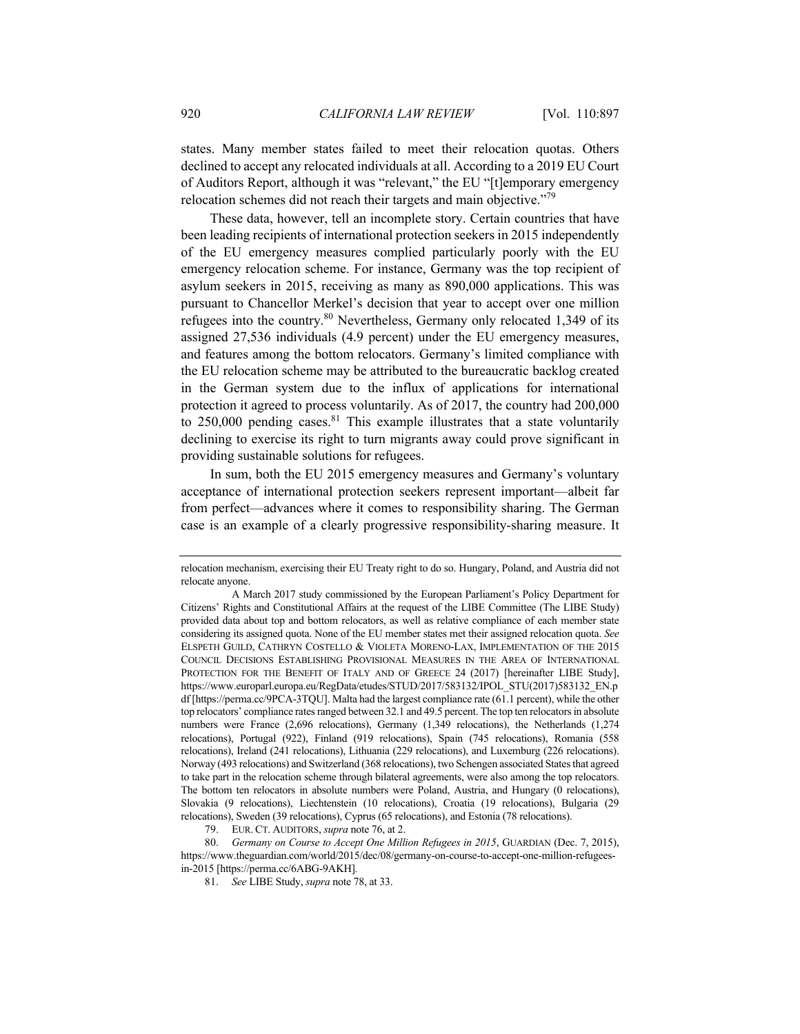states. Many member states failed to meet their relocation quotas. Others declined to accept any relocated individuals at all. According to a 2019 EU Court of Auditors Report, although it was "relevant," the EU "[t]emporary emergency relocation schemes did not reach their targets and main objective."[79]

These data, however, tell an incomplete story. Certain countries that have been leading recipients of international protection seekers in 2015 independently of the EU emergency measures complied particularly poorly with the EU emergency relocation scheme. For instance, Germany was the top recipient of asylum seekers in 2015, receiving as many as 890,000 applications. This was pursuant to Chancellor Merkel's decision that year to accept over one million refugees into the country.[80] Nevertheless, Germany only relocated 1,349 of its assigned 27,536 individuals (4.9 percent) under the EU emergency measures, and features among the bottom relocators. Germany's limited compliance with the EU relocation scheme may be attributed to the bureaucratic backlog created in the German system due to the influx of applications for international protection it agreed to process voluntarily. As of 2017, the country had 200,000 to 250,000 pending cases.[81] This example illustrates that a state voluntarily declining to exercise its right to turn migrants away could prove significant in providing sustainable solutions for refugees.

In sum, both the EU 2015 emergency measures and Germany's voluntary acceptance of international protection seekers represent important—albeit far from perfect—advances where it comes to responsibility sharing. The German case is an example of a clearly progressive responsibility-sharing measure. It

---

relocation mechanism, exercising their EU Treaty right to do so. Hungary, Poland, and Austria did not relocate anyone.

A March 2017 study commissioned by the European Parliament's Policy Department for Citizens' Rights and Constitutional Affairs at the request of the LIBE Committee (The LIBE Study) provided data about top and bottom relocators, as well as relative compliance of each member state considering its assigned quota. None of the EU member states met their assigned relocation quota. *See* ELSPETH GUILD, CATHRYN COSTELLO & VIOLETA MORENO-LAX, IMPLEMENTATION OF THE 2015 COUNCIL DECISIONS ESTABLISHING PROVISIONAL MEASURES IN THE AREA OF INTERNATIONAL PROTECTION FOR THE BENEFIT OF ITALY AND OF GREECE 24 (2017) [hereinafter LIBE Study], https://www.europarl.europa.eu/RegData/etudes/STUD/2017/583132/IPOL_STU(2017)583132_EN.pdf [https://perma.cc/9PCA-3TQU]. Malta had the largest compliance rate (61.1 percent), while the other top relocators' compliance rates ranged between 32.1 and 49.5 percent. The top ten relocators in absolute numbers were France (2,696 relocations), Germany (1,349 relocations), the Netherlands (1,274 relocations), Portugal (922), Finland (919 relocations), Spain (745 relocations), Romania (558 relocations), Ireland (241 relocations), Lithuania (229 relocations), and Luxemburg (226 relocations). Norway (493 relocations) and Switzerland (368 relocations), two Schengen associated States that agreed to take part in the relocation scheme through bilateral agreements, were also among the top relocators. The bottom ten relocators in absolute numbers were Poland, Austria, and Hungary (0 relocations), Slovakia (9 relocations), Liechtenstein (10 relocations), Croatia (19 relocations), Bulgaria (29 relocations), Sweden (39 relocations), Cyprus (65 relocations), and Estonia (78 relocations).

79. EUR. CT. AUDITORS, *supra* note 76, at 2.

80. *Germany on Course to Accept One Million Refugees in 2015*, GUARDIAN (Dec. 7, 2015), https://www.theguardian.com/world/2015/dec/08/germany-on-course-to-accept-one-million-refugees-in-2015 [https://perma.cc/6ABG-9AKH].

81. *See* LIBE Study, *supra* note 78, at 33.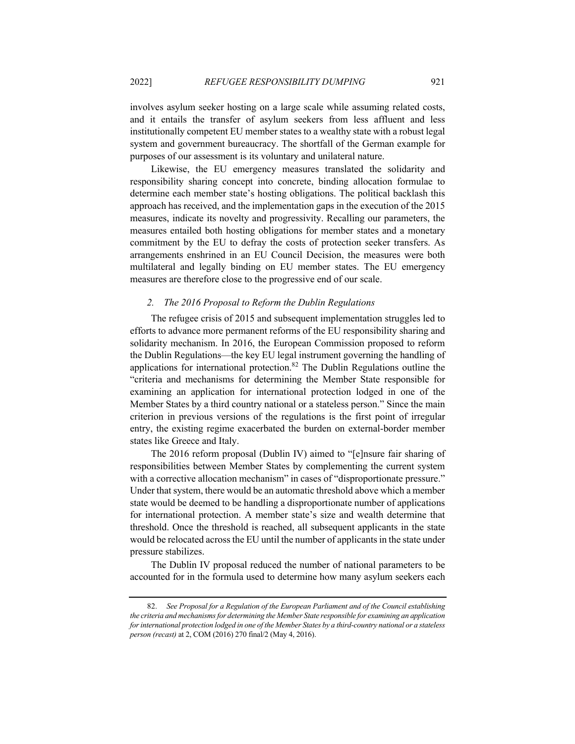involves asylum seeker hosting on a large scale while assuming related costs, and it entails the transfer of asylum seekers from less affluent and less institutionally competent EU member states to a wealthy state with a robust legal system and government bureaucracy. The shortfall of the German example for purposes of our assessment is its voluntary and unilateral nature.

Likewise, the EU emergency measures translated the solidarity and responsibility sharing concept into concrete, binding allocation formulae to determine each member state's hosting obligations. The political backlash this approach has received, and the implementation gaps in the execution of the 2015 measures, indicate its novelty and progressivity. Recalling our parameters, the measures entailed both hosting obligations for member states and a monetary commitment by the EU to defray the costs of protection seeker transfers. As arrangements enshrined in an EU Council Decision, the measures were both multilateral and legally binding on EU member states. The EU emergency measures are therefore close to the progressive end of our scale.

### *2. The 2016 Proposal to Reform the Dublin Regulations*

The refugee crisis of 2015 and subsequent implementation struggles led to efforts to advance more permanent reforms of the EU responsibility sharing and solidarity mechanism. In 2016, the European Commission proposed to reform the Dublin Regulations—the key EU legal instrument governing the handling of applications for international protection.[82] The Dublin Regulations outline the "criteria and mechanisms for determining the Member State responsible for examining an application for international protection lodged in one of the Member States by a third country national or a stateless person." Since the main criterion in previous versions of the regulations is the first point of irregular entry, the existing regime exacerbated the burden on external-border member states like Greece and Italy.

The 2016 reform proposal (Dublin IV) aimed to "[e]nsure fair sharing of responsibilities between Member States by complementing the current system with a corrective allocation mechanism" in cases of "disproportionate pressure." Under that system, there would be an automatic threshold above which a member state would be deemed to be handling a disproportionate number of applications for international protection. A member state's size and wealth determine that threshold. Once the threshold is reached, all subsequent applicants in the state would be relocated across the EU until the number of applicants in the state under pressure stabilizes.

The Dublin IV proposal reduced the number of national parameters to be accounted for in the formula used to determine how many asylum seekers each

---

82. *See Proposal for a Regulation of the European Parliament and of the Council establishing the criteria and mechanisms for determining the Member State responsible for examining an application for international protection lodged in one of the Member States by a third-country national or a stateless person (recast)* at 2, COM (2016) 270 final/2 (May 4, 2016).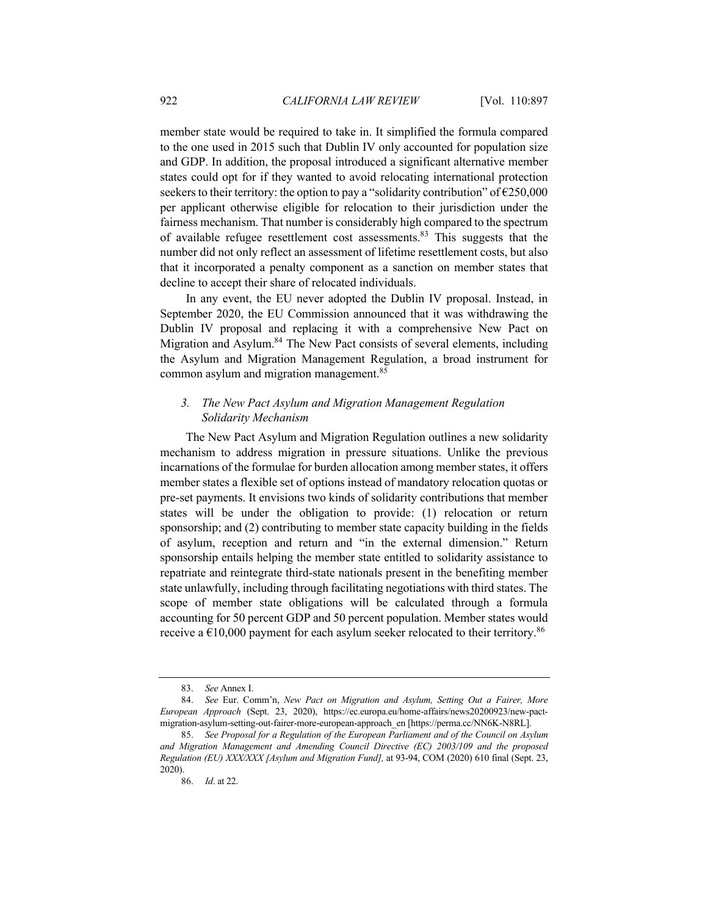member state would be required to take in. It simplified the formula compared to the one used in 2015 such that Dublin IV only accounted for population size and GDP. In addition, the proposal introduced a significant alternative member states could opt for if they wanted to avoid relocating international protection seekers to their territory: the option to pay a "solidarity contribution" of €250,000 per applicant otherwise eligible for relocation to their jurisdiction under the fairness mechanism. That number is considerably high compared to the spectrum of available refugee resettlement cost assessments.[83] This suggests that the number did not only reflect an assessment of lifetime resettlement costs, but also that it incorporated a penalty component as a sanction on member states that decline to accept their share of relocated individuals.

In any event, the EU never adopted the Dublin IV proposal. Instead, in September 2020, the EU Commission announced that it was withdrawing the Dublin IV proposal and replacing it with a comprehensive New Pact on Migration and Asylum.[84] The New Pact consists of several elements, including the Asylum and Migration Management Regulation, a broad instrument for common asylum and migration management.[85]

### *3. The New Pact Asylum and Migration Management Regulation Solidarity Mechanism*

The New Pact Asylum and Migration Regulation outlines a new solidarity mechanism to address migration in pressure situations. Unlike the previous incarnations of the formulae for burden allocation among member states, it offers member states a flexible set of options instead of mandatory relocation quotas or pre-set payments. It envisions two kinds of solidarity contributions that member states will be under the obligation to provide: (1) relocation or return sponsorship; and (2) contributing to member state capacity building in the fields of asylum, reception and return and "in the external dimension." Return sponsorship entails helping the member state entitled to solidarity assistance to repatriate and reintegrate third-state nationals present in the benefiting member state unlawfully, including through facilitating negotiations with third states. The scope of member state obligations will be calculated through a formula accounting for 50 percent GDP and 50 percent population. Member states would receive a €10,000 payment for each asylum seeker relocated to their territory.[86]

---

83. *See* Annex I.

84. *See* Eur. Comm'n, *New Pact on Migration and Asylum, Setting Out a Fairer, More European Approach* (Sept. 23, 2020), https://ec.europa.eu/home-affairs/news20200923/new-pact-migration-asylum-setting-out-fairer-more-european-approach_en [https://perma.cc/NN6K-N8RL].

85. *See Proposal for a Regulation of the European Parliament and of the Council on Asylum and Migration Management and Amending Council Directive (EC) 2003/109 and the proposed Regulation (EU) XXX/XXX [Asylum and Migration Fund],* at 93-94, COM (2020) 610 final (Sept. 23, 2020).

86. *Id*. at 22.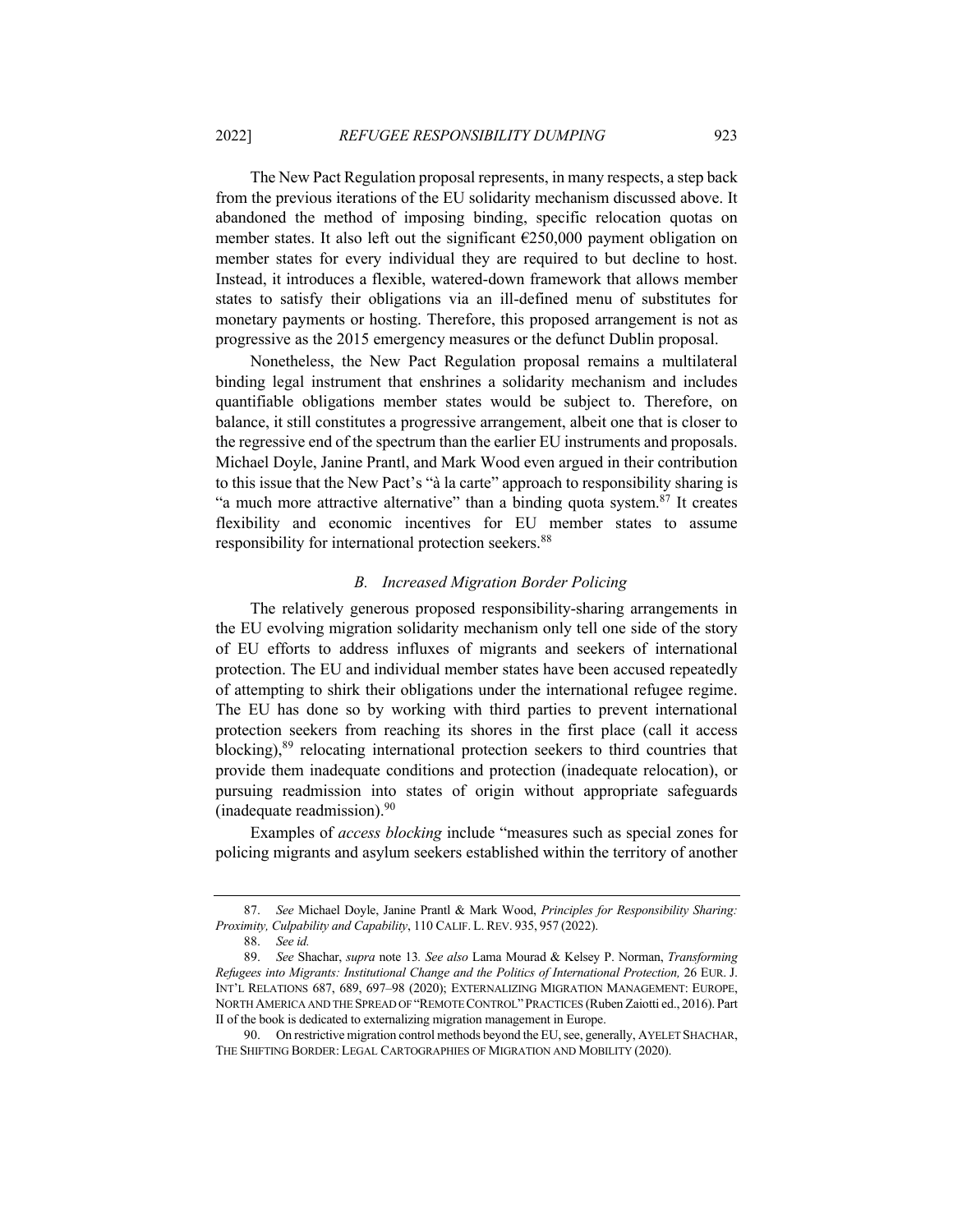The New Pact Regulation proposal represents, in many respects, a step back from the previous iterations of the EU solidarity mechanism discussed above. It abandoned the method of imposing binding, specific relocation quotas on member states. It also left out the significant €250,000 payment obligation on member states for every individual they are required to but decline to host. Instead, it introduces a flexible, watered-down framework that allows member states to satisfy their obligations via an ill-defined menu of substitutes for monetary payments or hosting. Therefore, this proposed arrangement is not as progressive as the 2015 emergency measures or the defunct Dublin proposal.

Nonetheless, the New Pact Regulation proposal remains a multilateral binding legal instrument that enshrines a solidarity mechanism and includes quantifiable obligations member states would be subject to. Therefore, on balance, it still constitutes a progressive arrangement, albeit one that is closer to the regressive end of the spectrum than the earlier EU instruments and proposals. Michael Doyle, Janine Prantl, and Mark Wood even argued in their contribution to this issue that the New Pact's "à la carte" approach to responsibility sharing is "a much more attractive alternative" than a binding quota system.[87] It creates flexibility and economic incentives for EU member states to assume responsibility for international protection seekers.[88]

### *B. Increased Migration Border Policing*

The relatively generous proposed responsibility-sharing arrangements in the EU evolving migration solidarity mechanism only tell one side of the story of EU efforts to address influxes of migrants and seekers of international protection. The EU and individual member states have been accused repeatedly of attempting to shirk their obligations under the international refugee regime. The EU has done so by working with third parties to prevent international protection seekers from reaching its shores in the first place (call it access blocking),[89] relocating international protection seekers to third countries that provide them inadequate conditions and protection (inadequate relocation), or pursuing readmission into states of origin without appropriate safeguards (inadequate readmission).[90]

Examples of *access blocking* include "measures such as special zones for policing migrants and asylum seekers established within the territory of another

---

87. *See* Michael Doyle, Janine Prantl & Mark Wood, *Principles for Responsibility Sharing: Proximity, Culpability and Capability*, 110 CALIF. L. REV. 935, 957 (2022).

88. *See id.*

89. *See* Shachar, *supra* note 13*. See also* Lama Mourad & Kelsey P. Norman, *Transforming Refugees into Migrants: Institutional Change and the Politics of International Protection,* 26 EUR. J. INT'L RELATIONS 687, 689, 697–98 (2020); EXTERNALIZING MIGRATION MANAGEMENT: EUROPE, NORTH AMERICA AND THE SPREAD OF "REMOTE CONTROL" PRACTICES (Ruben Zaiotti ed., 2016). Part II of the book is dedicated to externalizing migration management in Europe.

90. On restrictive migration control methods beyond the EU, see, generally, AYELET SHACHAR, THE SHIFTING BORDER: LEGAL CARTOGRAPHIES OF MIGRATION AND MOBILITY (2020).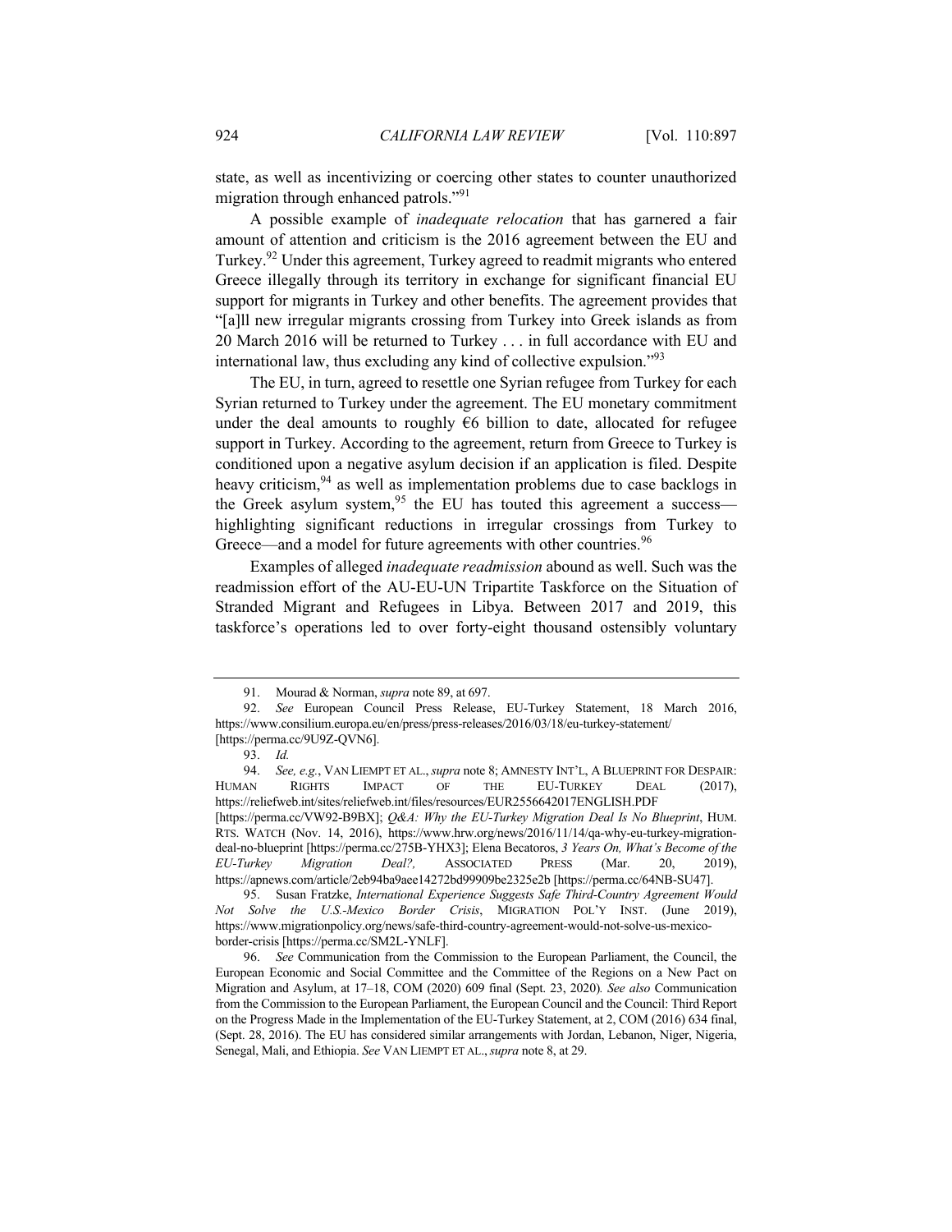state, as well as incentivizing or coercing other states to counter unauthorized migration through enhanced patrols."[91]

A possible example of *inadequate relocation* that has garnered a fair amount of attention and criticism is the 2016 agreement between the EU and Turkey.[92] Under this agreement, Turkey agreed to readmit migrants who entered Greece illegally through its territory in exchange for significant financial EU support for migrants in Turkey and other benefits. The agreement provides that "[a]ll new irregular migrants crossing from Turkey into Greek islands as from 20 March 2016 will be returned to Turkey . . . in full accordance with EU and international law, thus excluding any kind of collective expulsion."[93]

The EU, in turn, agreed to resettle one Syrian refugee from Turkey for each Syrian returned to Turkey under the agreement. The EU monetary commitment under the deal amounts to roughly €6 billion to date, allocated for refugee support in Turkey. According to the agreement, return from Greece to Turkey is conditioned upon a negative asylum decision if an application is filed. Despite heavy criticism,[94] as well as implementation problems due to case backlogs in the Greek asylum system,[95] the EU has touted this agreement a success—highlighting significant reductions in irregular crossings from Turkey to Greece—and a model for future agreements with other countries.[96]

Examples of alleged *inadequate readmission* abound as well. Such was the readmission effort of the AU-EU-UN Tripartite Taskforce on the Situation of Stranded Migrant and Refugees in Libya. Between 2017 and 2019, this taskforce's operations led to over forty-eight thousand ostensibly voluntary

---

91. Mourad & Norman, *supra* note 89, at 697.

92. *See* European Council Press Release, EU-Turkey Statement, 18 March 2016, https://www.consilium.europa.eu/en/press/press-releases/2016/03/18/eu-turkey-statement/ [https://perma.cc/9U9Z-QVN6].

93. *Id.*

94. *See, e.g.*, VAN LIEMPT ET AL., *supra* note 8; AMNESTY INT'L, A BLUEPRINT FOR DESPAIR: HUMAN RIGHTS IMPACT OF THE EU-TURKEY DEAL (2017), https://reliefweb.int/sites/reliefweb.int/files/resources/EUR2556642017ENGLISH.PDF [https://perma.cc/VW92-B9BX]; *Q&A: Why the EU-Turkey Migration Deal Is No Blueprint*, HUM. RTS. WATCH (Nov. 14, 2016), https://www.hrw.org/news/2016/11/14/qa-why-eu-turkey-migration-deal-no-blueprint [https://perma.cc/275B-YHX3]; Elena Becatoros, *3 Years On, What's Become of the EU-Turkey Migration Deal?,* ASSOCIATED PRESS (Mar. 20, 2019), https://apnews.com/article/2eb94ba9aee14272bd99909be2325e2b [https://perma.cc/64NB-SU47].

95. Susan Fratzke, *International Experience Suggests Safe Third-Country Agreement Would Not Solve the U.S.-Mexico Border Crisis*, MIGRATION POL'Y INST. (June 2019), https://www.migrationpolicy.org/news/safe-third-country-agreement-would-not-solve-us-mexico-border-crisis [https://perma.cc/SM2L-YNLF].

96. *See* Communication from the Commission to the European Parliament, the Council, the European Economic and Social Committee and the Committee of the Regions on a New Pact on Migration and Asylum, at 17–18, COM (2020) 609 final (Sept. 23, 2020)*. See also* Communication from the Commission to the European Parliament, the European Council and the Council: Third Report on the Progress Made in the Implementation of the EU-Turkey Statement, at 2, COM (2016) 634 final, (Sept. 28, 2016). The EU has considered similar arrangements with Jordan, Lebanon, Niger, Nigeria, Senegal, Mali, and Ethiopia. *See* VAN LIEMPT ET AL., *supra* note 8, at 29.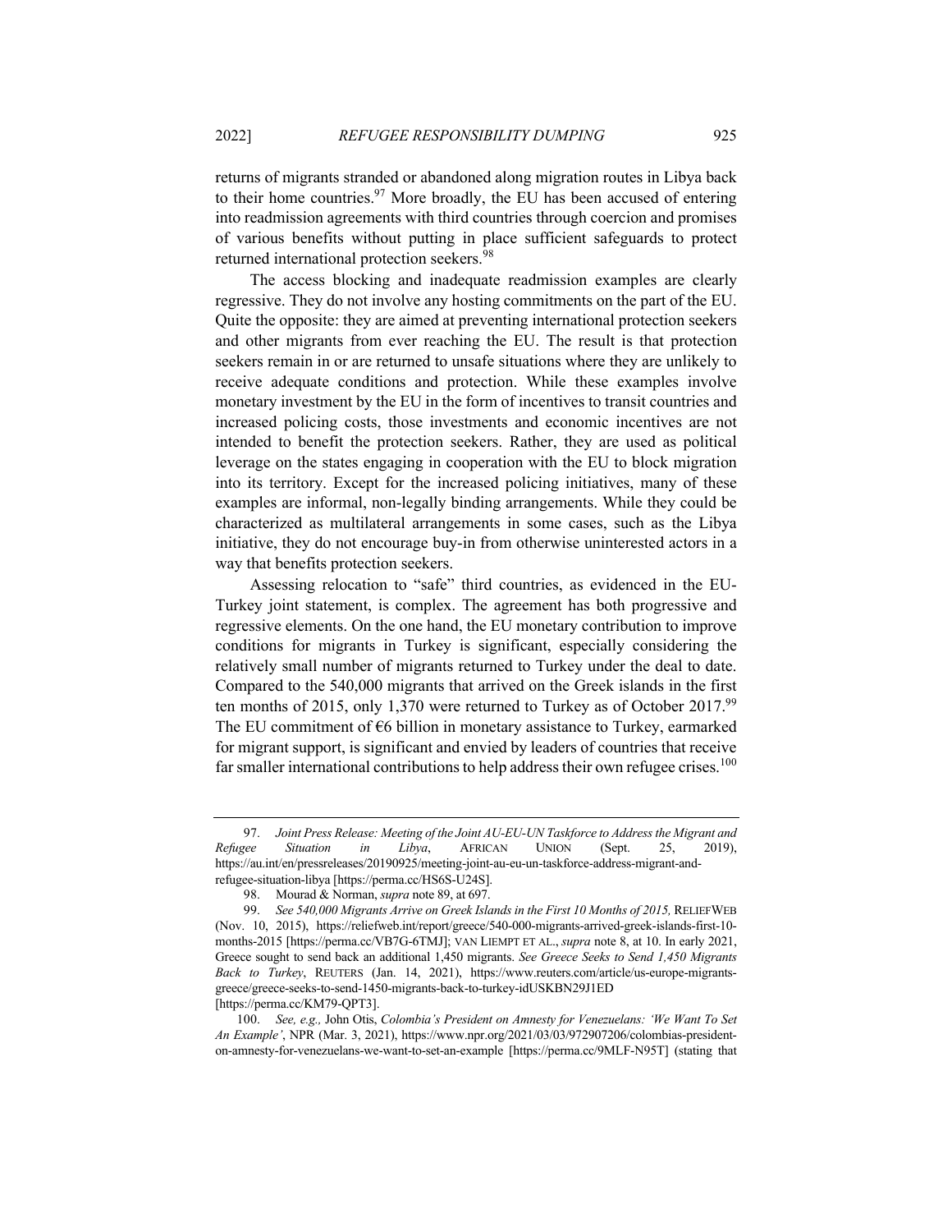returns of migrants stranded or abandoned along migration routes in Libya back to their home countries.[97] More broadly, the EU has been accused of entering into readmission agreements with third countries through coercion and promises of various benefits without putting in place sufficient safeguards to protect returned international protection seekers.[98]

The access blocking and inadequate readmission examples are clearly regressive. They do not involve any hosting commitments on the part of the EU. Quite the opposite: they are aimed at preventing international protection seekers and other migrants from ever reaching the EU. The result is that protection seekers remain in or are returned to unsafe situations where they are unlikely to receive adequate conditions and protection. While these examples involve monetary investment by the EU in the form of incentives to transit countries and increased policing costs, those investments and economic incentives are not intended to benefit the protection seekers. Rather, they are used as political leverage on the states engaging in cooperation with the EU to block migration into its territory. Except for the increased policing initiatives, many of these examples are informal, non-legally binding arrangements. While they could be characterized as multilateral arrangements in some cases, such as the Libya initiative, they do not encourage buy-in from otherwise uninterested actors in a way that benefits protection seekers.

Assessing relocation to "safe" third countries, as evidenced in the EU-Turkey joint statement, is complex. The agreement has both progressive and regressive elements. On the one hand, the EU monetary contribution to improve conditions for migrants in Turkey is significant, especially considering the relatively small number of migrants returned to Turkey under the deal to date. Compared to the 540,000 migrants that arrived on the Greek islands in the first ten months of 2015, only 1,370 were returned to Turkey as of October 2017.[99] The EU commitment of €6 billion in monetary assistance to Turkey, earmarked for migrant support, is significant and envied by leaders of countries that receive far smaller international contributions to help address their own refugee crises.[100]

---

97. *Joint Press Release: Meeting of the Joint AU-EU-UN Taskforce to Address the Migrant and Refugee Situation in Libya*, AFRICAN UNION (Sept. 25, 2019), https://au.int/en/pressreleases/20190925/meeting-joint-au-eu-un-taskforce-address-migrant-and-refugee-situation-libya [https://perma.cc/HS6S-U24S].

98. Mourad & Norman, *supra* note 89, at 697.

99. *See 540,000 Migrants Arrive on Greek Islands in the First 10 Months of 2015,* RELIEFWEB (Nov. 10, 2015), https://reliefweb.int/report/greece/540-000-migrants-arrived-greek-islands-first-10-months-2015 [https://perma.cc/VB7G-6TMJ]; VAN LIEMPT ET AL., *supra* note 8, at 10. In early 2021, Greece sought to send back an additional 1,450 migrants. *See Greece Seeks to Send 1,450 Migrants Back to Turkey*, REUTERS (Jan. 14, 2021), https://www.reuters.com/article/us-europe-migrants-greece/greece-seeks-to-send-1450-migrants-back-to-turkey-idUSKBN29J1ED [https://perma.cc/KM79-QPT3].

100. *See, e.g.,* John Otis, *Colombia's President on Amnesty for Venezuelans: 'We Want To Set An Example'*, NPR (Mar. 3, 2021), https://www.npr.org/2021/03/03/972907206/colombias-president-on-amnesty-for-venezuelans-we-want-to-set-an-example [https://perma.cc/9MLF-N95T] (stating that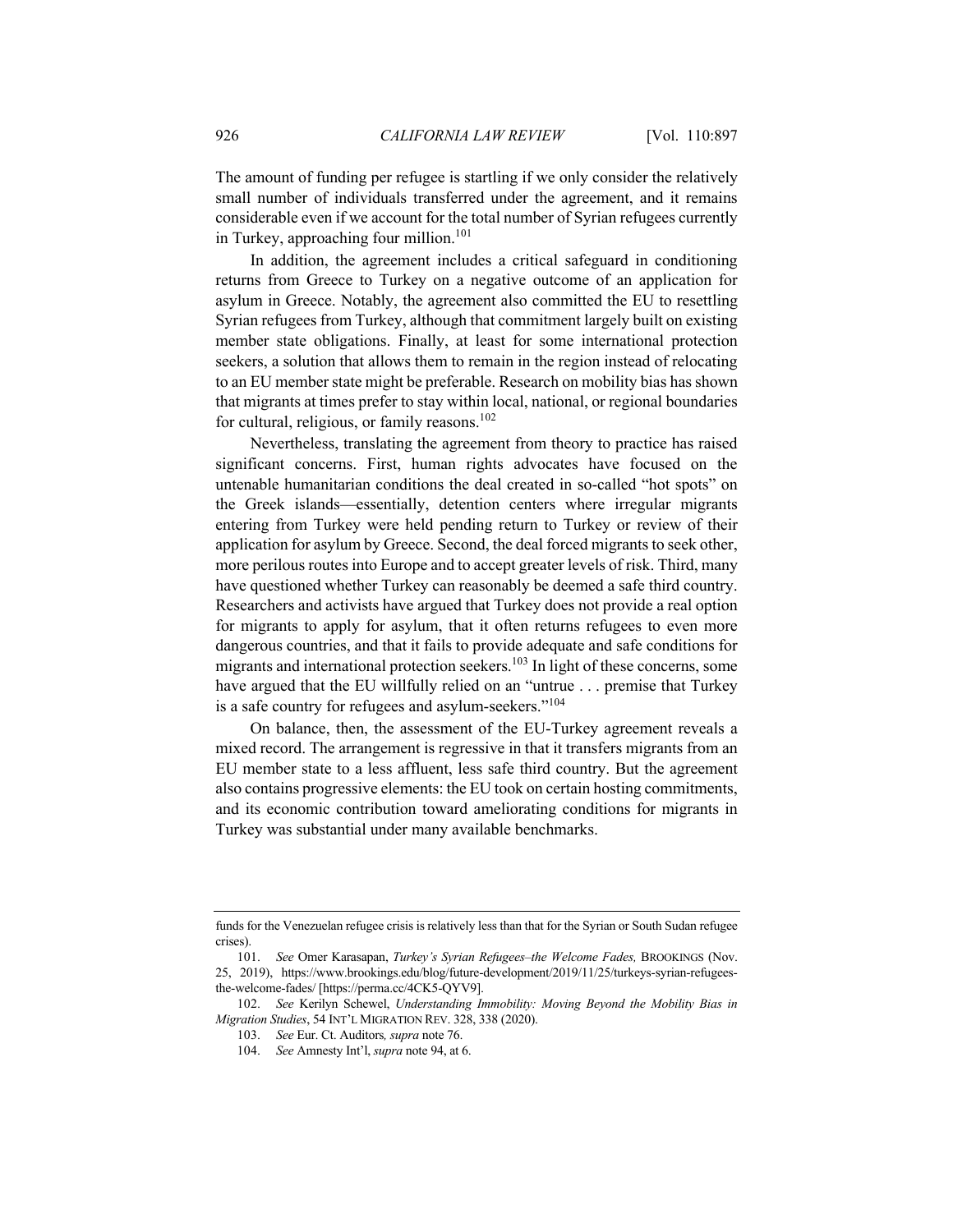The amount of funding per refugee is startling if we only consider the relatively small number of individuals transferred under the agreement, and it remains considerable even if we account for the total number of Syrian refugees currently in Turkey, approaching four million.[101]

In addition, the agreement includes a critical safeguard in conditioning returns from Greece to Turkey on a negative outcome of an application for asylum in Greece. Notably, the agreement also committed the EU to resettling Syrian refugees from Turkey, although that commitment largely built on existing member state obligations. Finally, at least for some international protection seekers, a solution that allows them to remain in the region instead of relocating to an EU member state might be preferable. Research on mobility bias has shown that migrants at times prefer to stay within local, national, or regional boundaries for cultural, religious, or family reasons.[102]

Nevertheless, translating the agreement from theory to practice has raised significant concerns. First, human rights advocates have focused on the untenable humanitarian conditions the deal created in so-called "hot spots" on the Greek islands—essentially, detention centers where irregular migrants entering from Turkey were held pending return to Turkey or review of their application for asylum by Greece. Second, the deal forced migrants to seek other, more perilous routes into Europe and to accept greater levels of risk. Third, many have questioned whether Turkey can reasonably be deemed a safe third country. Researchers and activists have argued that Turkey does not provide a real option for migrants to apply for asylum, that it often returns refugees to even more dangerous countries, and that it fails to provide adequate and safe conditions for migrants and international protection seekers.[103] In light of these concerns, some have argued that the EU willfully relied on an "untrue . . . premise that Turkey is a safe country for refugees and asylum-seekers."[104]

On balance, then, the assessment of the EU-Turkey agreement reveals a mixed record. The arrangement is regressive in that it transfers migrants from an EU member state to a less affluent, less safe third country. But the agreement also contains progressive elements: the EU took on certain hosting commitments, and its economic contribution toward ameliorating conditions for migrants in Turkey was substantial under many available benchmarks.

---

funds for the Venezuelan refugee crisis is relatively less than that for the Syrian or South Sudan refugee crises).

101. *See* Omer Karasapan, *Turkey's Syrian Refugees–the Welcome Fades,* BROOKINGS (Nov. 25, 2019), https://www.brookings.edu/blog/future-development/2019/11/25/turkeys-syrian-refugees-the-welcome-fades/ [https://perma.cc/4CK5-QYV9].

102. *See* Kerilyn Schewel, *Understanding Immobility: Moving Beyond the Mobility Bias in Migration Studies*, 54 INT'L MIGRATION REV. 328, 338 (2020).

103. *See* Eur. Ct. Auditors*, supra* note 76.

104. *See* Amnesty Int'l, *supra* note 94, at 6.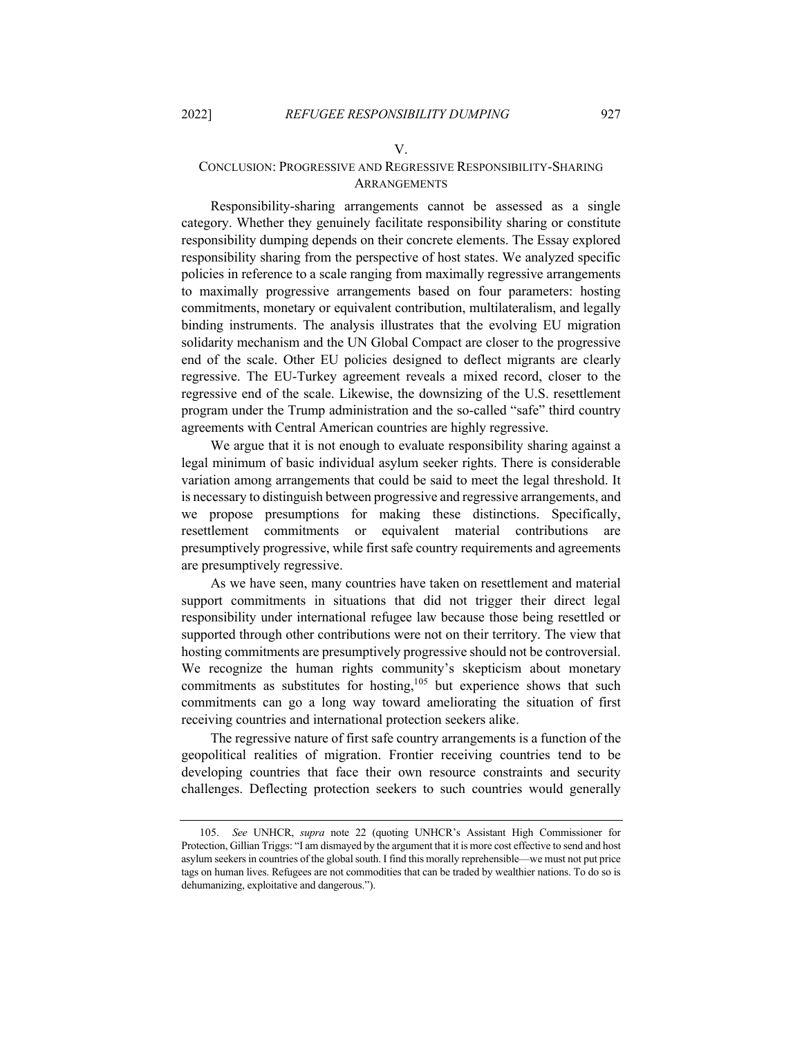## V.

## CONCLUSION: PROGRESSIVE AND REGRESSIVE RESPONSIBILITY-SHARING ARRANGEMENTS

Responsibility-sharing arrangements cannot be assessed as a single category. Whether they genuinely facilitate responsibility sharing or constitute responsibility dumping depends on their concrete elements. The Essay explored responsibility sharing from the perspective of host states. We analyzed specific policies in reference to a scale ranging from maximally regressive arrangements to maximally progressive arrangements based on four parameters: hosting commitments, monetary or equivalent contribution, multilateralism, and legally binding instruments. The analysis illustrates that the evolving EU migration solidarity mechanism and the UN Global Compact are closer to the progressive end of the scale. Other EU policies designed to deflect migrants are clearly regressive. The EU-Turkey agreement reveals a mixed record, closer to the regressive end of the scale. Likewise, the downsizing of the U.S. resettlement program under the Trump administration and the so-called "safe" third country agreements with Central American countries are highly regressive.

We argue that it is not enough to evaluate responsibility sharing against a legal minimum of basic individual asylum seeker rights. There is considerable variation among arrangements that could be said to meet the legal threshold. It is necessary to distinguish between progressive and regressive arrangements, and we propose presumptions for making these distinctions. Specifically, resettlement commitments or equivalent material contributions are presumptively progressive, while first safe country requirements and agreements are presumptively regressive.

As we have seen, many countries have taken on resettlement and material support commitments in situations that did not trigger their direct legal responsibility under international refugee law because those being resettled or supported through other contributions were not on their territory. The view that hosting commitments are presumptively progressive should not be controversial. We recognize the human rights community's skepticism about monetary commitments as substitutes for hosting,[105] but experience shows that such commitments can go a long way toward ameliorating the situation of first receiving countries and international protection seekers alike.

The regressive nature of first safe country arrangements is a function of the geopolitical realities of migration. Frontier receiving countries tend to be developing countries that face their own resource constraints and security challenges. Deflecting protection seekers to such countries would generally

---

105. *See* UNHCR, *supra* note 22 (quoting UNHCR's Assistant High Commissioner for Protection, Gillian Triggs: "I am dismayed by the argument that it is more cost effective to send and host asylum seekers in countries of the global south. I find this morally reprehensible—we must not put price tags on human lives. Refugees are not commodities that can be traded by wealthier nations. To do so is dehumanizing, exploitative and dangerous.").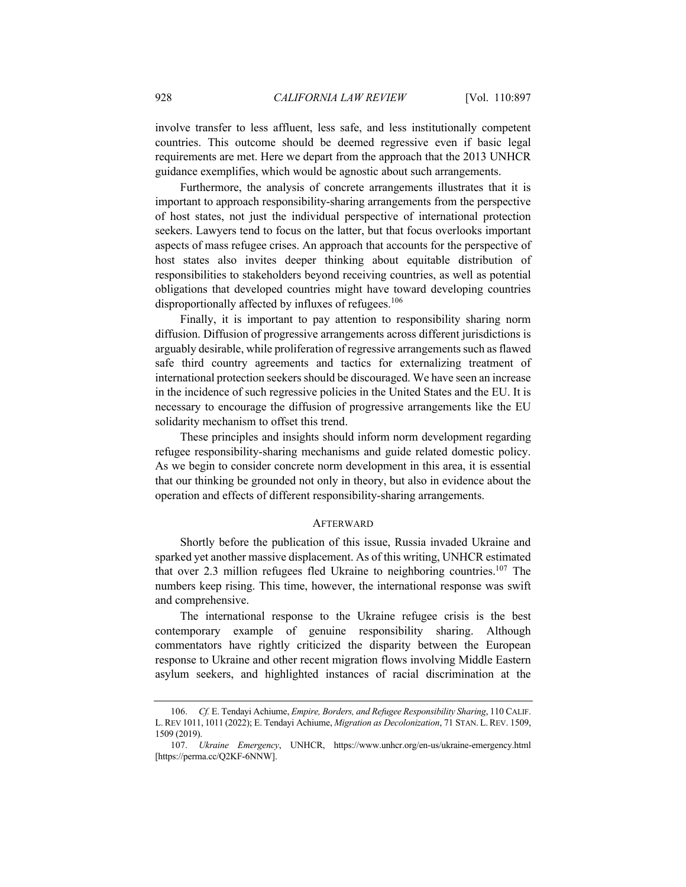involve transfer to less affluent, less safe, and less institutionally competent countries. This outcome should be deemed regressive even if basic legal requirements are met. Here we depart from the approach that the 2013 UNHCR guidance exemplifies, which would be agnostic about such arrangements.

Furthermore, the analysis of concrete arrangements illustrates that it is important to approach responsibility-sharing arrangements from the perspective of host states, not just the individual perspective of international protection seekers. Lawyers tend to focus on the latter, but that focus overlooks important aspects of mass refugee crises. An approach that accounts for the perspective of host states also invites deeper thinking about equitable distribution of responsibilities to stakeholders beyond receiving countries, as well as potential obligations that developed countries might have toward developing countries disproportionally affected by influxes of refugees.[106]

Finally, it is important to pay attention to responsibility sharing norm diffusion. Diffusion of progressive arrangements across different jurisdictions is arguably desirable, while proliferation of regressive arrangements such as flawed safe third country agreements and tactics for externalizing treatment of international protection seekers should be discouraged. We have seen an increase in the incidence of such regressive policies in the United States and the EU. It is necessary to encourage the diffusion of progressive arrangements like the EU solidarity mechanism to offset this trend.

These principles and insights should inform norm development regarding refugee responsibility-sharing mechanisms and guide related domestic policy. As we begin to consider concrete norm development in this area, it is essential that our thinking be grounded not only in theory, but also in evidence about the operation and effects of different responsibility-sharing arrangements.

## AFTERWARD

Shortly before the publication of this issue, Russia invaded Ukraine and sparked yet another massive displacement. As of this writing, UNHCR estimated that over 2.3 million refugees fled Ukraine to neighboring countries.[107] The numbers keep rising. This time, however, the international response was swift and comprehensive.

The international response to the Ukraine refugee crisis is the best contemporary example of genuine responsibility sharing. Although commentators have rightly criticized the disparity between the European response to Ukraine and other recent migration flows involving Middle Eastern asylum seekers, and highlighted instances of racial discrimination at the

---

106. *Cf.* E. Tendayi Achiume, *Empire, Borders, and Refugee Responsibility Sharing*, 110 CALIF. L. REV 1011, 1011 (2022); E. Tendayi Achiume, *Migration as Decolonization*, 71 STAN. L. REV. 1509, 1509 (2019).

107. *Ukraine Emergency*, UNHCR, https://www.unhcr.org/en-us/ukraine-emergency.html [https://perma.cc/Q2KF-6NNW].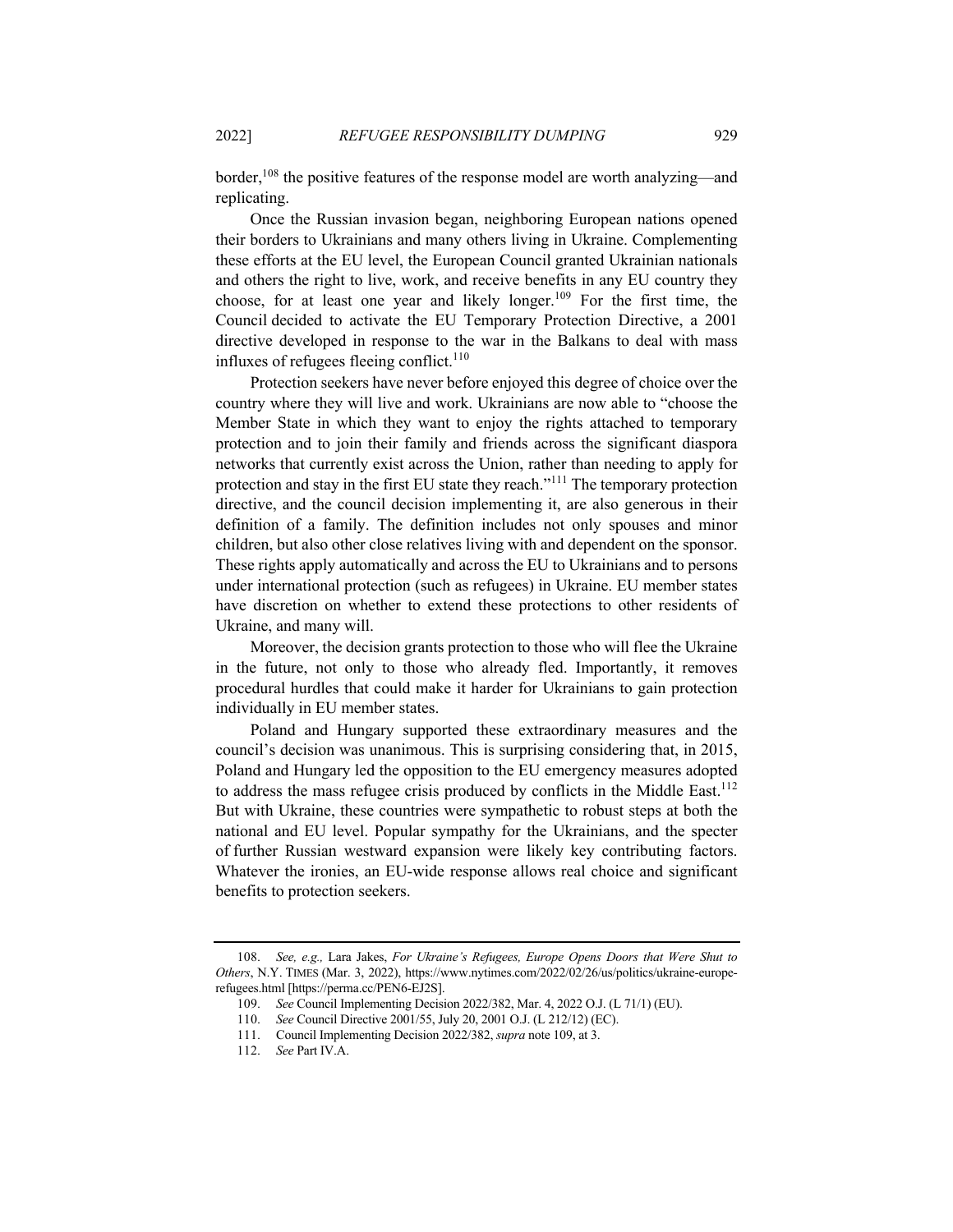border,[108] the positive features of the response model are worth analyzing—and replicating.

Once the Russian invasion began, neighboring European nations opened their borders to Ukrainians and many others living in Ukraine. Complementing these efforts at the EU level, the European Council granted Ukrainian nationals and others the right to live, work, and receive benefits in any EU country they choose, for at least one year and likely longer.[109] For the first time, the Council decided to activate the EU Temporary Protection Directive, a 2001 directive developed in response to the war in the Balkans to deal with mass influxes of refugees fleeing conflict.[110]

Protection seekers have never before enjoyed this degree of choice over the country where they will live and work. Ukrainians are now able to "choose the Member State in which they want to enjoy the rights attached to temporary protection and to join their family and friends across the significant diaspora networks that currently exist across the Union, rather than needing to apply for protection and stay in the first EU state they reach."[111] The temporary protection directive, and the council decision implementing it, are also generous in their definition of a family. The definition includes not only spouses and minor children, but also other close relatives living with and dependent on the sponsor. These rights apply automatically and across the EU to Ukrainians and to persons under international protection (such as refugees) in Ukraine. EU member states have discretion on whether to extend these protections to other residents of Ukraine, and many will.

Moreover, the decision grants protection to those who will flee the Ukraine in the future, not only to those who already fled. Importantly, it removes procedural hurdles that could make it harder for Ukrainians to gain protection individually in EU member states.

Poland and Hungary supported these extraordinary measures and the council's decision was unanimous. This is surprising considering that, in 2015, Poland and Hungary led the opposition to the EU emergency measures adopted to address the mass refugee crisis produced by conflicts in the Middle East.[112] But with Ukraine, these countries were sympathetic to robust steps at both the national and EU level. Popular sympathy for the Ukrainians, and the specter of further Russian westward expansion were likely key contributing factors. Whatever the ironies, an EU-wide response allows real choice and significant benefits to protection seekers.

---

108. *See, e.g.,* Lara Jakes, *For Ukraine's Refugees, Europe Opens Doors that Were Shut to Others*, N.Y. TIMES (Mar. 3, 2022), https://www.nytimes.com/2022/02/26/us/politics/ukraine-europe-refugees.html [https://perma.cc/PEN6-EJ2S].

109. *See* Council Implementing Decision 2022/382, Mar. 4, 2022 O.J. (L 71/1) (EU).

110. *See* Council Directive 2001/55, July 20, 2001 O.J. (L 212/12) (EC).

111. Council Implementing Decision 2022/382, *supra* note 109, at 3.

112. *See* Part IV.A.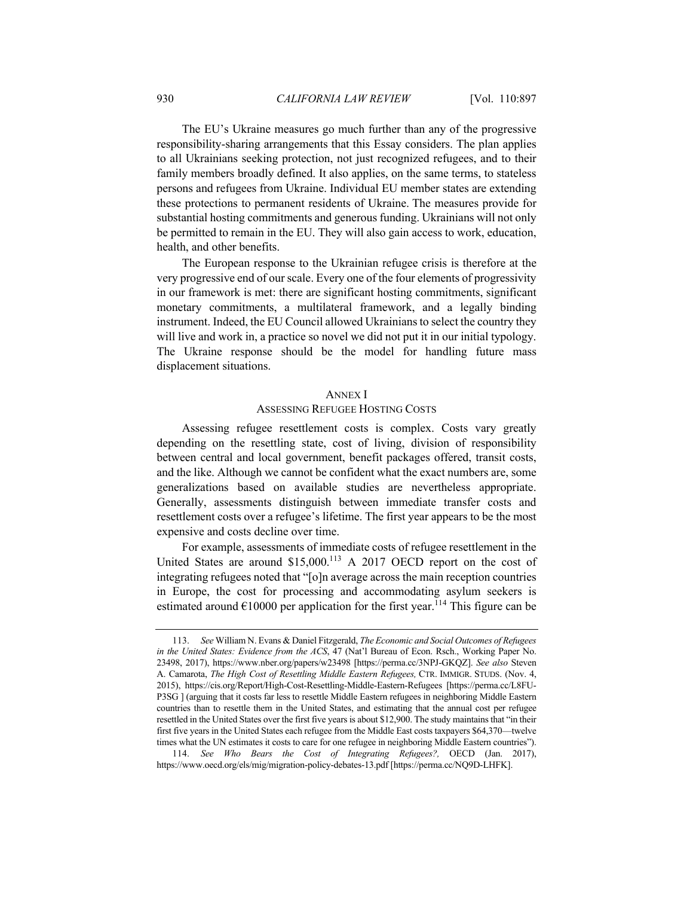The EU's Ukraine measures go much further than any of the progressive responsibility-sharing arrangements that this Essay considers. The plan applies to all Ukrainians seeking protection, not just recognized refugees, and to their family members broadly defined. It also applies, on the same terms, to stateless persons and refugees from Ukraine. Individual EU member states are extending these protections to permanent residents of Ukraine. The measures provide for substantial hosting commitments and generous funding. Ukrainians will not only be permitted to remain in the EU. They will also gain access to work, education, health, and other benefits.

The European response to the Ukrainian refugee crisis is therefore at the very progressive end of our scale. Every one of the four elements of progressivity in our framework is met: there are significant hosting commitments, significant monetary commitments, a multilateral framework, and a legally binding instrument. Indeed, the EU Council allowed Ukrainians to select the country they will live and work in, a practice so novel we did not put it in our initial typology. The Ukraine response should be the model for handling future mass displacement situations.

## ANNEX I

## ASSESSING REFUGEE HOSTING COSTS

Assessing refugee resettlement costs is complex. Costs vary greatly depending on the resettling state, cost of living, division of responsibility between central and local government, benefit packages offered, transit costs, and the like. Although we cannot be confident what the exact numbers are, some generalizations based on available studies are nevertheless appropriate. Generally, assessments distinguish between immediate transfer costs and resettlement costs over a refugee's lifetime. The first year appears to be the most expensive and costs decline over time.

For example, assessments of immediate costs of refugee resettlement in the United States are around $15,000.[113] A 2017 OECD report on the cost of integrating refugees noted that "[o]n average across the main reception countries in Europe, the cost for processing and accommodating asylum seekers is estimated around €10000 per application for the first year.[114] This figure can be

---

113. *See* William N. Evans & Daniel Fitzgerald, *The Economic and Social Outcomes of Refugees in the United States: Evidence from the ACS*, 47 (Nat'l Bureau of Econ. Rsch., Working Paper No. 23498, 2017), https://www.nber.org/papers/w23498 [https://perma.cc/3NPJ-GKQZ]. *See also* Steven A. Camarota, *The High Cost of Resettling Middle Eastern Refugees,* CTR. IMMIGR. STUDS. (Nov. 4, 2015), https://cis.org/Report/High-Cost-Resettling-Middle-Eastern-Refugees [https://perma.cc/L8FU-P3SG ] (arguing that it costs far less to resettle Middle Eastern refugees in neighboring Middle Eastern countries than to resettle them in the United States, and estimating that the annual cost per refugee resettled in the United States over the first five years is about $12,900. The study maintains that "in their first five years in the United States each refugee from the Middle East costs taxpayers $64,370—twelve times what the UN estimates it costs to care for one refugee in neighboring Middle Eastern countries").

114. *See Who Bears the Cost of Integrating Refugees?,* OECD (Jan. 2017), https://www.oecd.org/els/mig/migration-policy-debates-13.pdf [https://perma.cc/NQ9D-LHFK].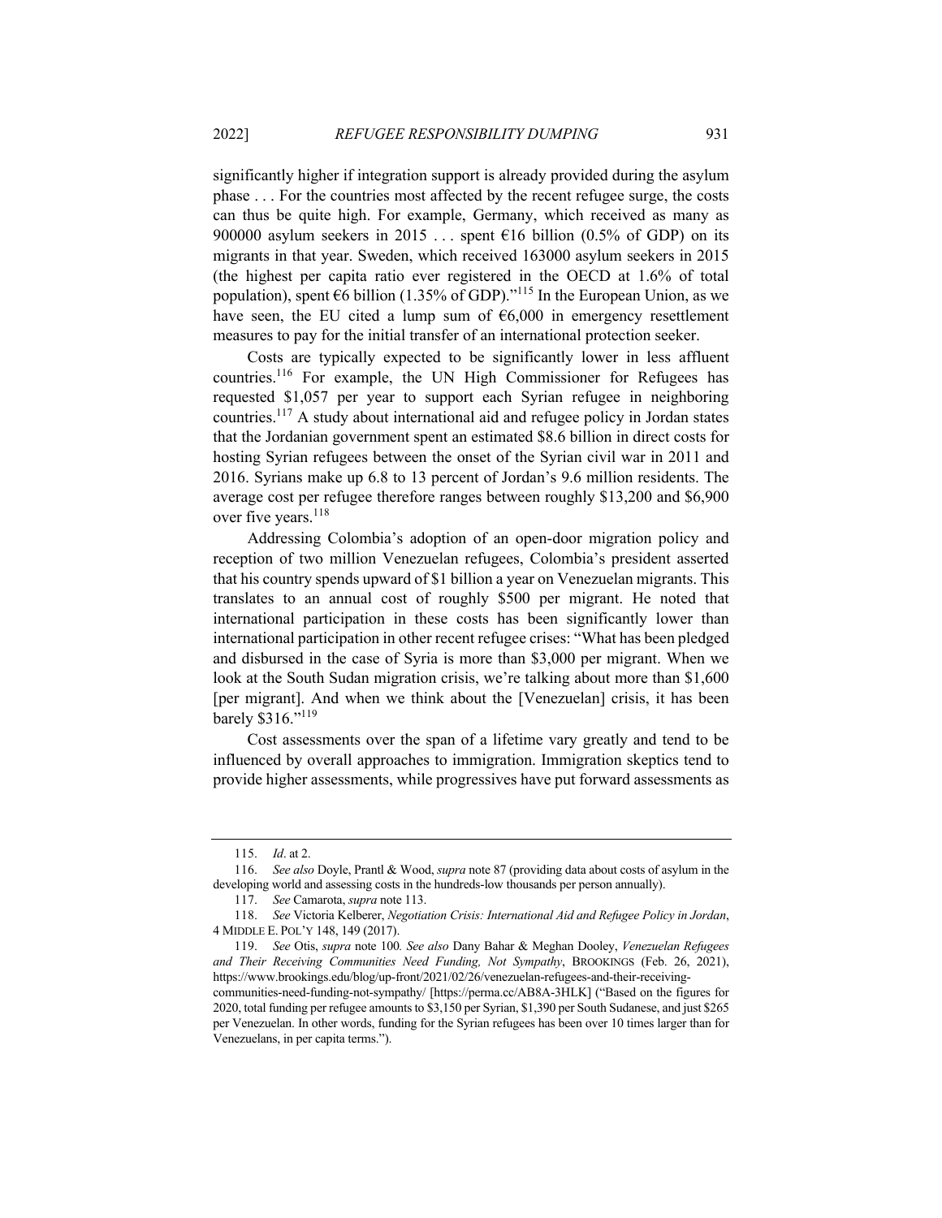significantly higher if integration support is already provided during the asylum phase . . . For the countries most affected by the recent refugee surge, the costs can thus be quite high. For example, Germany, which received as many as 900000 asylum seekers in 2015 . . . spent €16 billion (0.5% of GDP) on its migrants in that year. Sweden, which received 163000 asylum seekers in 2015 (the highest per capita ratio ever registered in the OECD at 1.6% of total population), spent €6 billion (1.35% of GDP)."[115] In the European Union, as we have seen, the EU cited a lump sum of €6,000 in emergency resettlement measures to pay for the initial transfer of an international protection seeker.

Costs are typically expected to be significantly lower in less affluent countries.[116] For example, the UN High Commissioner for Refugees has requested $1,057 per year to support each Syrian refugee in neighboring countries.[117] A study about international aid and refugee policy in Jordan states that the Jordanian government spent an estimated $8.6 billion in direct costs for hosting Syrian refugees between the onset of the Syrian civil war in 2011 and 2016. Syrians make up 6.8 to 13 percent of Jordan's 9.6 million residents. The average cost per refugee therefore ranges between roughly $13,200 and $6,900 over five years.[118]

Addressing Colombia's adoption of an open-door migration policy and reception of two million Venezuelan refugees, Colombia's president asserted that his country spends upward of $1 billion a year on Venezuelan migrants. This translates to an annual cost of roughly $500 per migrant. He noted that international participation in these costs has been significantly lower than international participation in other recent refugee crises: "What has been pledged and disbursed in the case of Syria is more than $3,000 per migrant. When we look at the South Sudan migration crisis, we're talking about more than $1,600 [per migrant]. And when we think about the [Venezuelan] crisis, it has been barely $316."[119]

Cost assessments over the span of a lifetime vary greatly and tend to be influenced by overall approaches to immigration. Immigration skeptics tend to provide higher assessments, while progressives have put forward assessments as

---

115. *Id*. at 2.

116. *See also* Doyle, Prantl & Wood, *supra* note 87 (providing data about costs of asylum in the developing world and assessing costs in the hundreds-low thousands per person annually).

117. *See* Camarota, *supra* note 113.

118. *See* Victoria Kelberer, *Negotiation Crisis: International Aid and Refugee Policy in Jordan*, 4 MIDDLE E. POL'Y 148, 149 (2017).

119. *See* Otis, *supra* note 100*. See also* Dany Bahar & Meghan Dooley, *Venezuelan Refugees and Their Receiving Communities Need Funding, Not Sympathy*, BROOKINGS (Feb. 26, 2021), https://www.brookings.edu/blog/up-front/2021/02/26/venezuelan-refugees-and-their-receiving-communities-need-funding-not-sympathy/ [https://perma.cc/AB8A-3HLK] ("Based on the figures for 2020, total funding per refugee amounts to $3,150 per Syrian, $1,390 per South Sudanese, and just $265 per Venezuelan. In other words, funding for the Syrian refugees has been over 10 times larger than for Venezuelans, in per capita terms.").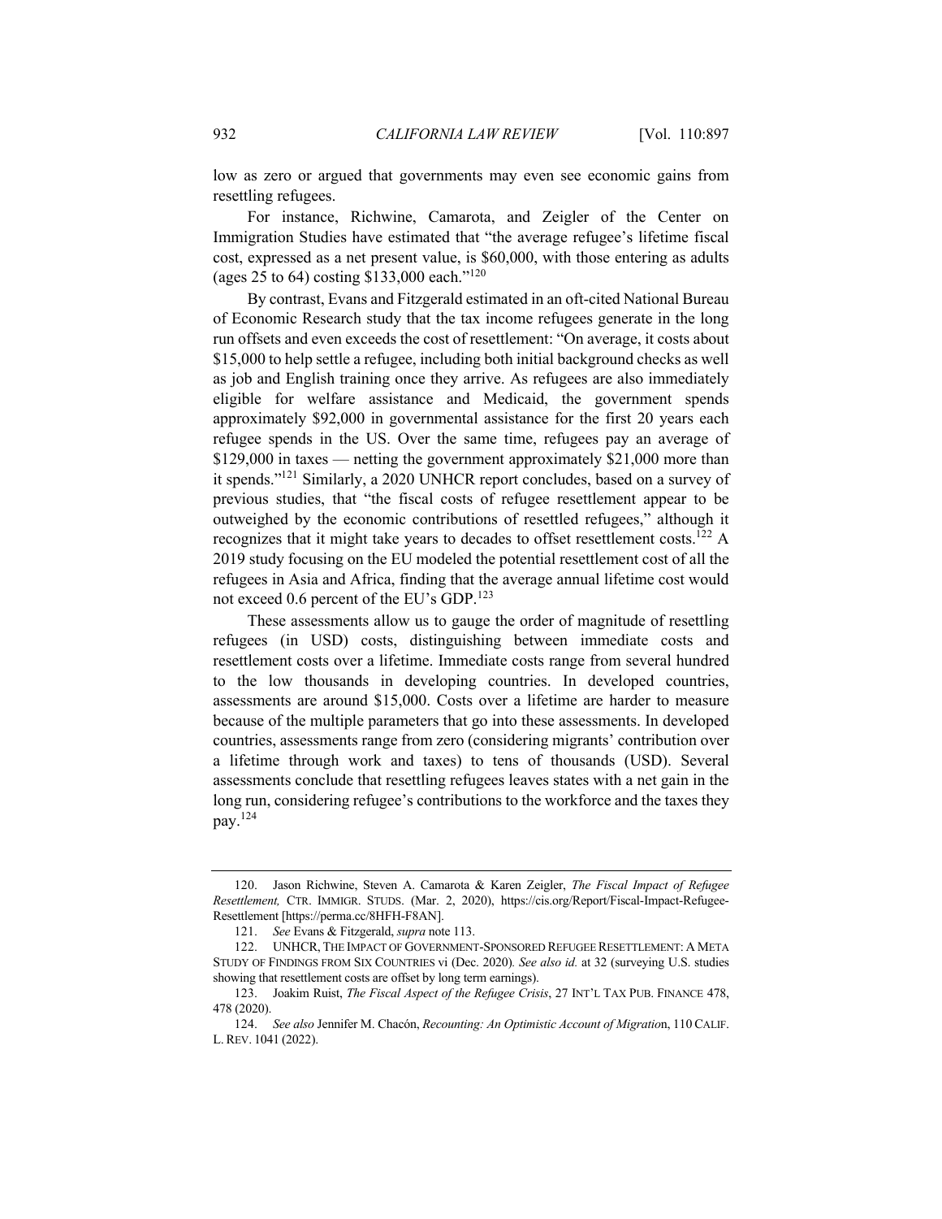low as zero or argued that governments may even see economic gains from resettling refugees.

For instance, Richwine, Camarota, and Zeigler of the Center on Immigration Studies have estimated that "the average refugee's lifetime fiscal cost, expressed as a net present value, is $60,000, with those entering as adults (ages 25 to 64) costing $133,000 each."[120]

By contrast, Evans and Fitzgerald estimated in an oft-cited National Bureau of Economic Research study that the tax income refugees generate in the long run offsets and even exceeds the cost of resettlement: "On average, it costs about $15,000 to help settle a refugee, including both initial background checks as well as job and English training once they arrive. As refugees are also immediately eligible for welfare assistance and Medicaid, the government spends approximately $92,000 in governmental assistance for the first 20 years each refugee spends in the US. Over the same time, refugees pay an average of $129,000 in taxes — netting the government approximately $21,000 more than it spends."[121] Similarly, a 2020 UNHCR report concludes, based on a survey of previous studies, that "the fiscal costs of refugee resettlement appear to be outweighed by the economic contributions of resettled refugees," although it recognizes that it might take years to decades to offset resettlement costs.[122] A 2019 study focusing on the EU modeled the potential resettlement cost of all the refugees in Asia and Africa, finding that the average annual lifetime cost would not exceed 0.6 percent of the EU's GDP.[123]

These assessments allow us to gauge the order of magnitude of resettling refugees (in USD) costs, distinguishing between immediate costs and resettlement costs over a lifetime. Immediate costs range from several hundred to the low thousands in developing countries. In developed countries, assessments are around $15,000. Costs over a lifetime are harder to measure because of the multiple parameters that go into these assessments. In developed countries, assessments range from zero (considering migrants' contribution over a lifetime through work and taxes) to tens of thousands (USD). Several assessments conclude that resettling refugees leaves states with a net gain in the long run, considering refugee's contributions to the workforce and the taxes they pay.[124]

---

120. Jason Richwine, Steven A. Camarota & Karen Zeigler, *The Fiscal Impact of Refugee Resettlement,* CTR. IMMIGR. STUDS. (Mar. 2, 2020), https://cis.org/Report/Fiscal-Impact-Refugee-Resettlement [https://perma.cc/8HFH-F8AN].

121. *See* Evans & Fitzgerald, *supra* note 113.

122. UNHCR, THE IMPACT OF GOVERNMENT-SPONSORED REFUGEE RESETTLEMENT: A META STUDY OF FINDINGS FROM SIX COUNTRIES vi (Dec. 2020). *See also id.* at 32 (surveying U.S. studies showing that resettlement costs are offset by long term earnings).

123. Joakim Ruist, *The Fiscal Aspect of the Refugee Crisis*, 27 INT'L TAX PUB. FINANCE 478, 478 (2020).

124. *See also* Jennifer M. Chacón, *Recounting: An Optimistic Account of Migration*, 110 CALIF. L. REV. 1041 (2022).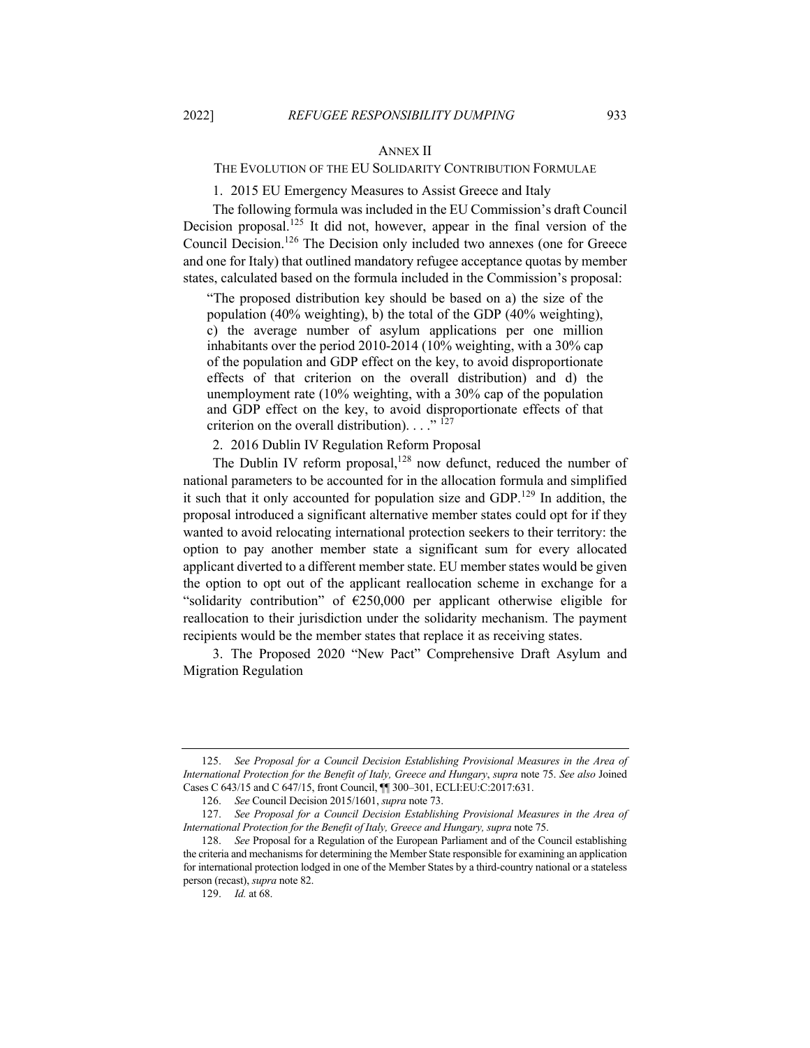## ANNEX II

### THE EVOLUTION OF THE EU SOLIDARITY CONTRIBUTION FORMULAE

1. 2015 EU Emergency Measures to Assist Greece and Italy

The following formula was included in the EU Commission's draft Council Decision proposal.[125] It did not, however, appear in the final version of the Council Decision.[126] The Decision only included two annexes (one for Greece and one for Italy) that outlined mandatory refugee acceptance quotas by member states, calculated based on the formula included in the Commission's proposal:

> "The proposed distribution key should be based on a) the size of the population (40% weighting), b) the total of the GDP (40% weighting), c) the average number of asylum applications per one million inhabitants over the period 2010-2014 (10% weighting, with a 30% cap of the population and GDP effect on the key, to avoid disproportionate effects of that criterion on the overall distribution) and d) the unemployment rate (10% weighting, with a 30% cap of the population and GDP effect on the key, to avoid disproportionate effects of that criterion on the overall distribution). . . ." [127]

2. 2016 Dublin IV Regulation Reform Proposal

The Dublin IV reform proposal,[128] now defunct, reduced the number of national parameters to be accounted for in the allocation formula and simplified it such that it only accounted for population size and GDP.[129] In addition, the proposal introduced a significant alternative member states could opt for if they wanted to avoid relocating international protection seekers to their territory: the option to pay another member state a significant sum for every allocated applicant diverted to a different member state. EU member states would be given the option to opt out of the applicant reallocation scheme in exchange for a "solidarity contribution" of €250,000 per applicant otherwise eligible for reallocation to their jurisdiction under the solidarity mechanism. The payment recipients would be the member states that replace it as receiving states.

3. The Proposed 2020 "New Pact" Comprehensive Draft Asylum and Migration Regulation

---

125. *See Proposal for a Council Decision Establishing Provisional Measures in the Area of International Protection for the Benefit of Italy, Greece and Hungary*, *supra* note 75. *See also* Joined Cases C 643/15 and C 647/15, front Council, ¶¶ 300–301, ECLI:EU:C:2017:631.

126. *See* Council Decision 2015/1601, *supra* note 73.

127. *See Proposal for a Council Decision Establishing Provisional Measures in the Area of International Protection for the Benefit of Italy, Greece and Hungary, supra* note 75.

128. *See* Proposal for a Regulation of the European Parliament and of the Council establishing the criteria and mechanisms for determining the Member State responsible for examining an application for international protection lodged in one of the Member States by a third-country national or a stateless person (recast), *supra* note 82.

129. *Id.* at 68.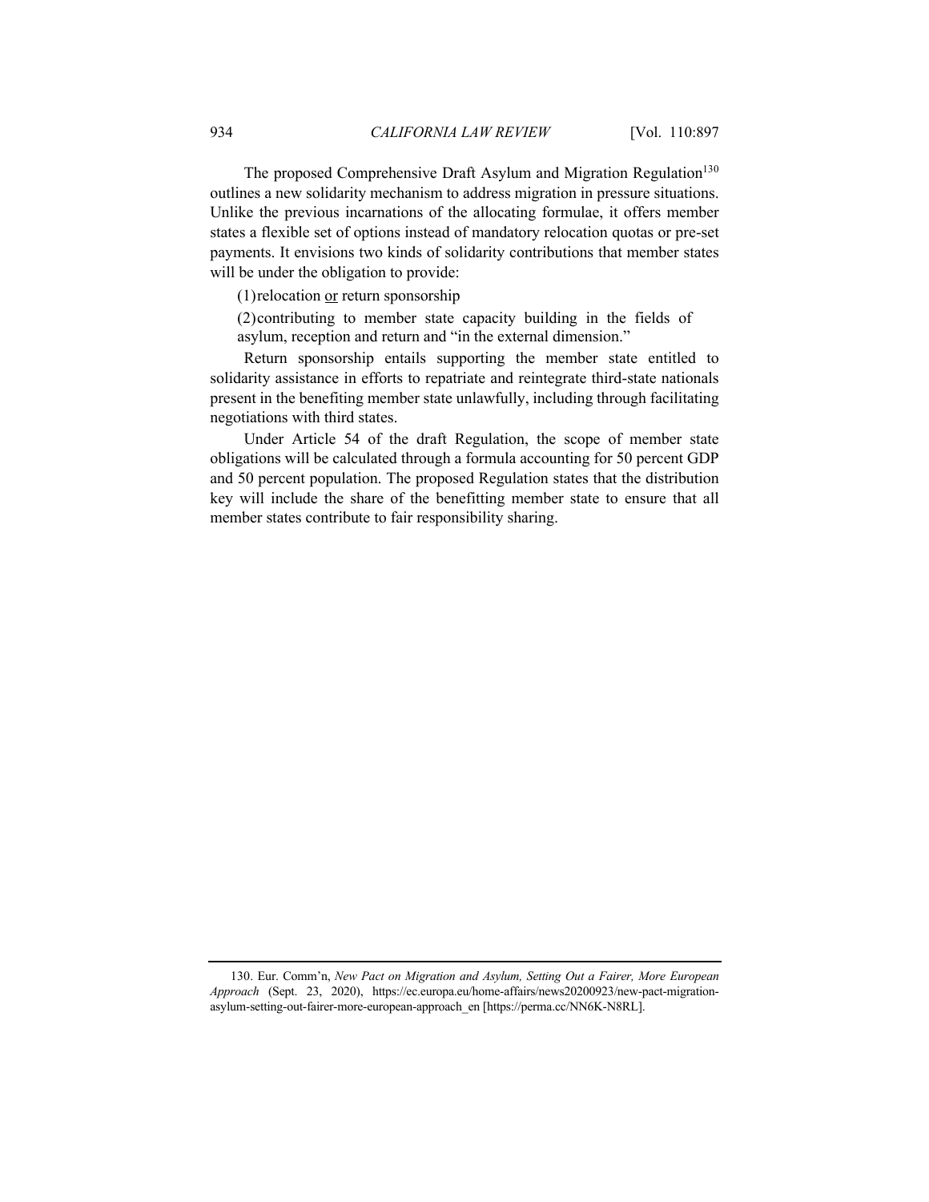The proposed Comprehensive Draft Asylum and Migration Regulation[130] outlines a new solidarity mechanism to address migration in pressure situations. Unlike the previous incarnations of the allocating formulae, it offers member states a flexible set of options instead of mandatory relocation quotas or pre-set payments. It envisions two kinds of solidarity contributions that member states will be under the obligation to provide:

(1) relocation or return sponsorship

(2) contributing to member state capacity building in the fields of asylum, reception and return and "in the external dimension."

Return sponsorship entails supporting the member state entitled to solidarity assistance in efforts to repatriate and reintegrate third-state nationals present in the benefiting member state unlawfully, including through facilitating negotiations with third states.

Under Article 54 of the draft Regulation, the scope of member state obligations will be calculated through a formula accounting for 50 percent GDP and 50 percent population. The proposed Regulation states that the distribution key will include the share of the benefitting member state to ensure that all member states contribute to fair responsibility sharing.

---

130. Eur. Comm'n, *New Pact on Migration and Asylum, Setting Out a Fairer, More European Approach* (Sept. 23, 2020), https://ec.europa.eu/home-affairs/news20200923/new-pact-migration-asylum-setting-out-fairer-more-european-approach_en [https://perma.cc/NN6K-N8RL].